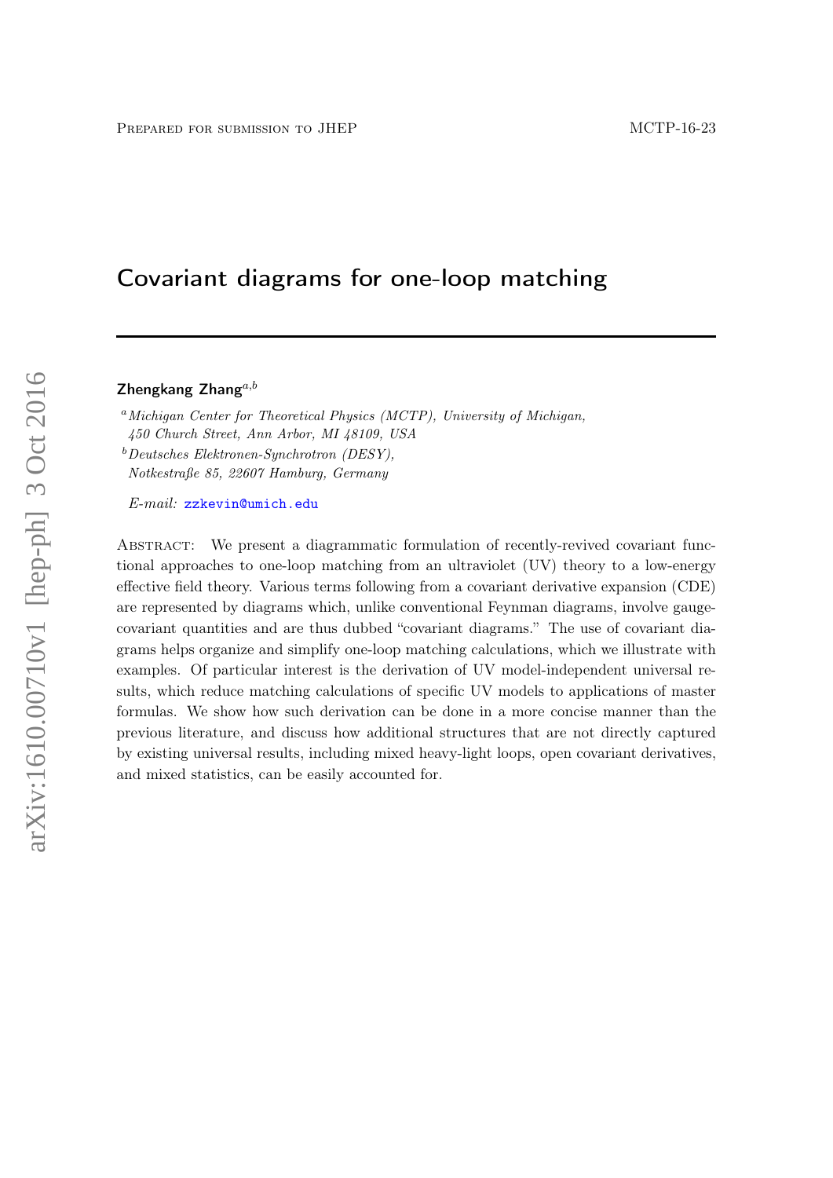Prepared for submission to JHEP

MCTP-16-23

# Covariant diagrams for one-loop matching

**Zhengkang Zhang**[a,b]

[a] *Michigan Center for Theoretical Physics (MCTP), University of Michigan, 450 Church Street, Ann Arbor, MI 48109, USA*

[b] *Deutsches Elektronen-Synchrotron (DESY), Notkestraße 85, 22607 Hamburg, Germany*

*E-mail:* zzkevin@umich.edu

Abstract: We present a diagrammatic formulation of recently-revived covariant functional approaches to one-loop matching from an ultraviolet (UV) theory to a low-energy effective field theory. Various terms following from a covariant derivative expansion (CDE) are represented by diagrams which, unlike conventional Feynman diagrams, involve gauge-covariant quantities and are thus dubbed "covariant diagrams." The use of covariant diagrams helps organize and simplify one-loop matching calculations, which we illustrate with examples. Of particular interest is the derivation of UV model-independent universal results, which reduce matching calculations of specific UV models to applications of master formulas. We show how such derivation can be done in a more concise manner than the previous literature, and discuss how additional structures that are not directly captured by existing universal results, including mixed heavy-light loops, open covariant derivatives, and mixed statistics, can be easily accounted for.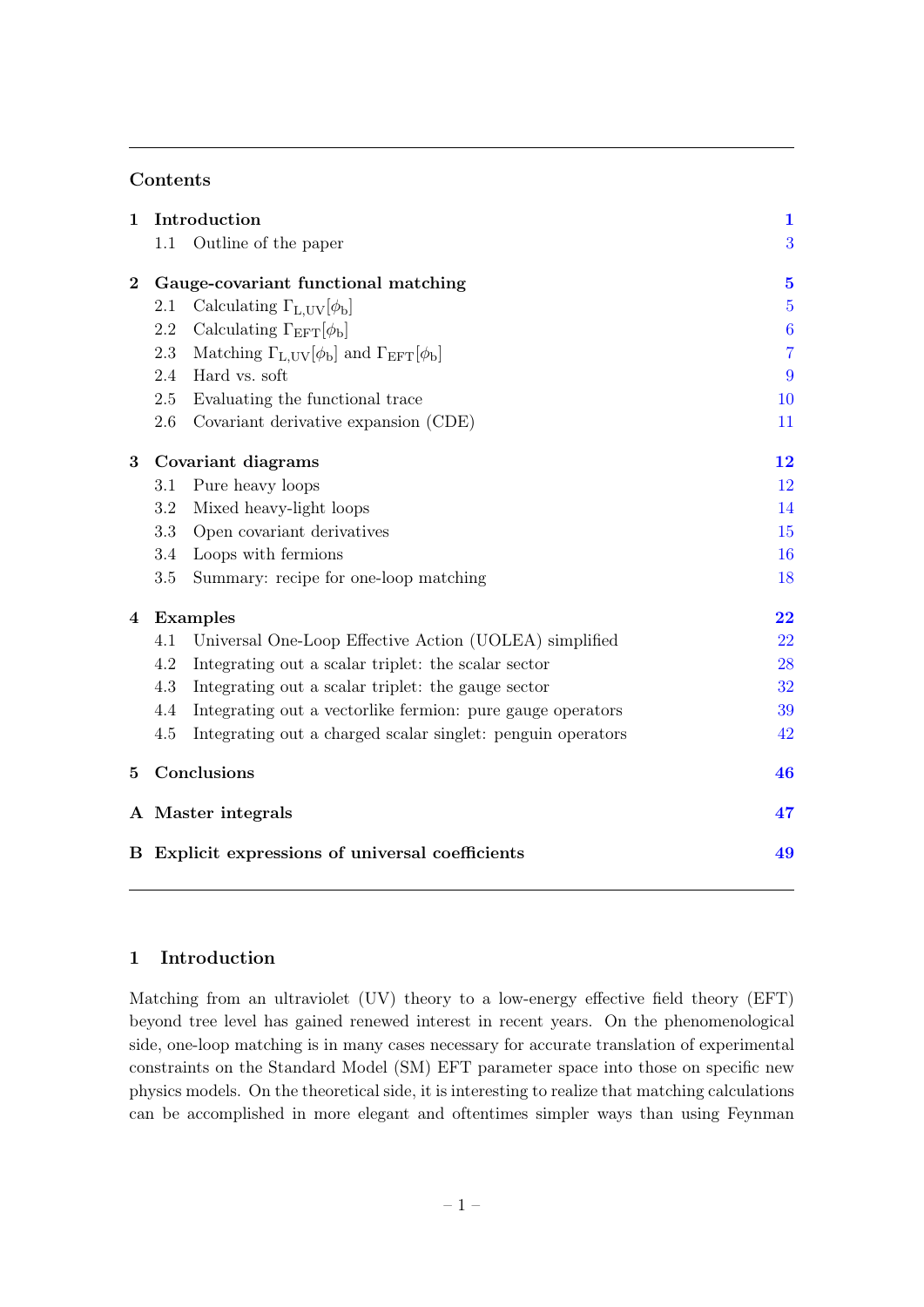## Contents

| | | |
|---|---|---|
| **1** | **Introduction** | **1** |
| | 1.1 Outline of the paper | 3 |
| **2** | **Gauge-covariant functional matching** | **5** |
| | 2.1 Calculating $\Gamma_{\mathrm{L,UV}}[\phi_{\mathrm{b}}]$ | 5 |
| | 2.2 Calculating $\Gamma_{\mathrm{EFT}}[\phi_{\mathrm{b}}]$ | 6 |
| | 2.3 Matching $\Gamma_{\mathrm{L,UV}}[\phi_{\mathrm{b}}]$ and $\Gamma_{\mathrm{EFT}}[\phi_{\mathrm{b}}]$ | 7 |
| | 2.4 Hard vs. soft | 9 |
| | 2.5 Evaluating the functional trace | 10 |
| | 2.6 Covariant derivative expansion (CDE) | 11 |
| **3** | **Covariant diagrams** | **12** |
| | 3.1 Pure heavy loops | 12 |
| | 3.2 Mixed heavy-light loops | 14 |
| | 3.3 Open covariant derivatives | 15 |
| | 3.4 Loops with fermions | 16 |
| | 3.5 Summary: recipe for one-loop matching | 18 |
| **4** | **Examples** | **22** |
| | 4.1 Universal One-Loop Effective Action (UOLEA) simplified | 22 |
| | 4.2 Integrating out a scalar triplet: the scalar sector | 28 |
| | 4.3 Integrating out a scalar triplet: the gauge sector | 32 |
| | 4.4 Integrating out a vectorlike fermion: pure gauge operators | 39 |
| | 4.5 Integrating out a charged scalar singlet: penguin operators | 42 |
| **5** | **Conclusions** | **46** |
| **A** | **Master integrals** | **47** |
| **B** | **Explicit expressions of universal coefficients** | **49** |

## 1 Introduction

Matching from an ultraviolet (UV) theory to a low-energy effective field theory (EFT) beyond tree level has gained renewed interest in recent years. On the phenomenological side, one-loop matching is in many cases necessary for accurate translation of experimental constraints on the Standard Model (SM) EFT parameter space into those on specific new physics models. On the theoretical side, it is interesting to realize that matching calculations can be accomplished in more elegant and oftentimes simpler ways than using Feynman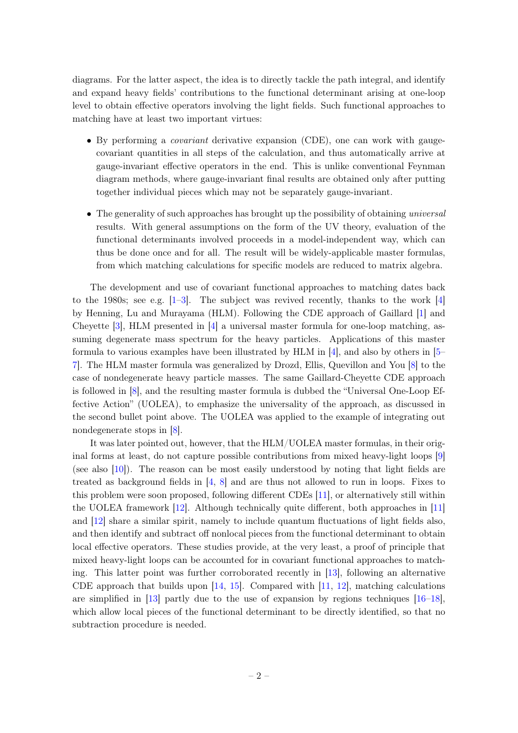diagrams. For the latter aspect, the idea is to directly tackle the path integral, and identify and expand heavy fields' contributions to the functional determinant arising at one-loop level to obtain effective operators involving the light fields. Such functional approaches to matching have at least two important virtues:

- By performing a *covariant* derivative expansion (CDE), one can work with gauge-covariant quantities in all steps of the calculation, and thus automatically arrive at gauge-invariant effective operators in the end. This is unlike conventional Feynman diagram methods, where gauge-invariant final results are obtained only after putting together individual pieces which may not be separately gauge-invariant.

- The generality of such approaches has brought up the possibility of obtaining *universal* results. With general assumptions on the form of the UV theory, evaluation of the functional determinants involved proceeds in a model-independent way, which can thus be done once and for all. The result will be widely-applicable master formulas, from which matching calculations for specific models are reduced to matrix algebra.

The development and use of covariant functional approaches to matching dates back to the 1980s; see e.g. [1–3]. The subject was revived recently, thanks to the work [4] by Henning, Lu and Murayama (HLM). Following the CDE approach of Gaillard [1] and Cheyette [3], HLM presented in [4] a universal master formula for one-loop matching, assuming degenerate mass spectrum for the heavy particles. Applications of this master formula to various examples have been illustrated by HLM in [4], and also by others in [5–7]. The HLM master formula was generalized by Drozd, Ellis, Quevillon and You [8] to the case of nondegenerate heavy particle masses. The same Gaillard-Cheyette CDE approach is followed in [8], and the resulting master formula is dubbed the "Universal One-Loop Effective Action" (UOLEA), to emphasize the universality of the approach, as discussed in the second bullet point above. The UOLEA was applied to the example of integrating out nondegenerate stops in [8].

It was later pointed out, however, that the HLM/UOLEA master formulas, in their original forms at least, do not capture possible contributions from mixed heavy-light loops [9] (see also [10]). The reason can be most easily understood by noting that light fields are treated as background fields in [4, 8] and are thus not allowed to run in loops. Fixes to this problem were soon proposed, following different CDEs [11], or alternatively still within the UOLEA framework [12]. Although technically quite different, both approaches in [11] and [12] share a similar spirit, namely to include quantum fluctuations of light fields also, and then identify and subtract off nonlocal pieces from the functional determinant to obtain local effective operators. These studies provide, at the very least, a proof of principle that mixed heavy-light loops can be accounted for in covariant functional approaches to matching. This latter point was further corroborated recently in [13], following an alternative CDE approach that builds upon [14, 15]. Compared with [11, 12], matching calculations are simplified in [13] partly due to the use of expansion by regions techniques [16–18], which allow local pieces of the functional determinant to be directly identified, so that no subtraction procedure is needed.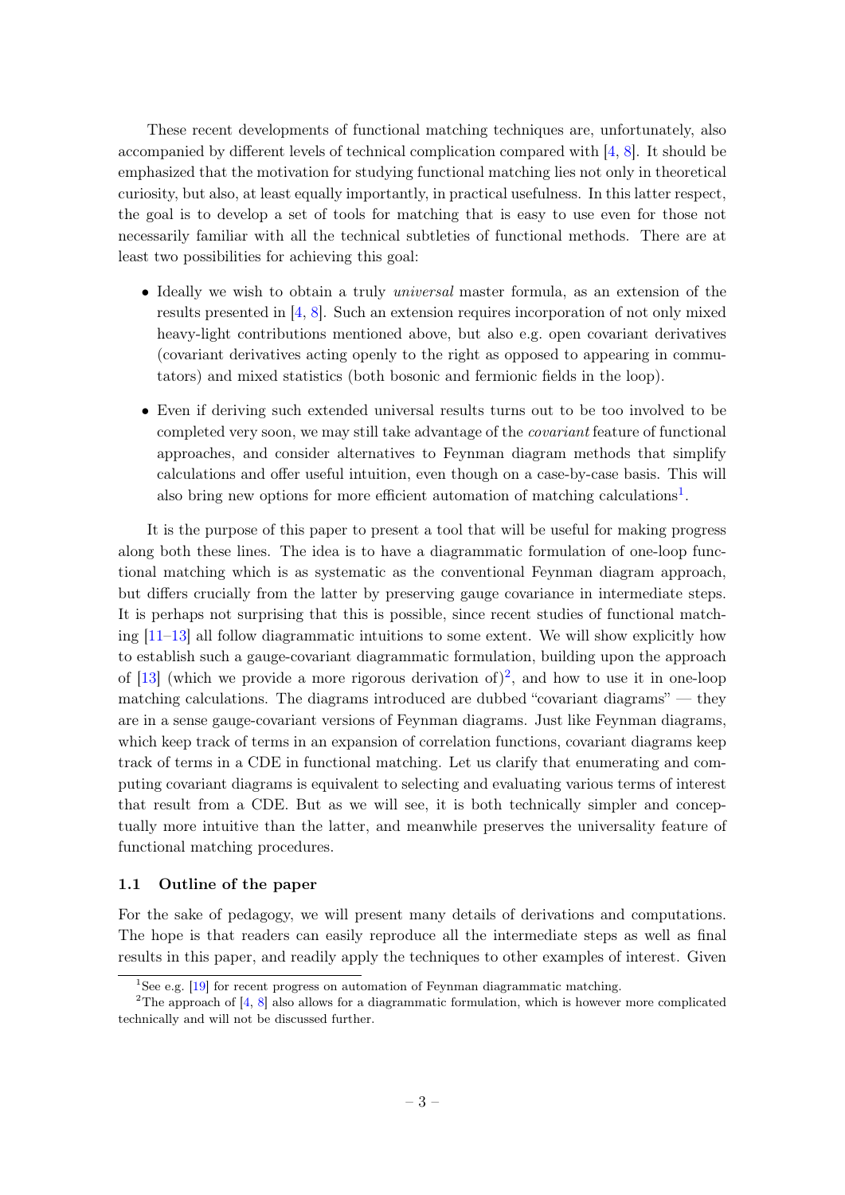These recent developments of functional matching techniques are, unfortunately, also accompanied by different levels of technical complication compared with [4, 8]. It should be emphasized that the motivation for studying functional matching lies not only in theoretical curiosity, but also, at least equally importantly, in practical usefulness. In this latter respect, the goal is to develop a set of tools for matching that is easy to use even for those not necessarily familiar with all the technical subtleties of functional methods. There are at least two possibilities for achieving this goal:

- Ideally we wish to obtain a truly *universal* master formula, as an extension of the results presented in [4, 8]. Such an extension requires incorporation of not only mixed heavy-light contributions mentioned above, but also e.g. open covariant derivatives (covariant derivatives acting openly to the right as opposed to appearing in commutators) and mixed statistics (both bosonic and fermionic fields in the loop).
- Even if deriving such extended universal results turns out to be too involved to be completed very soon, we may still take advantage of the *covariant* feature of functional approaches, and consider alternatives to Feynman diagram methods that simplify calculations and offer useful intuition, even though on a case-by-case basis. This will also bring new options for more efficient automation of matching calculations[1].

It is the purpose of this paper to present a tool that will be useful for making progress along both these lines. The idea is to have a diagrammatic formulation of one-loop functional matching which is as systematic as the conventional Feynman diagram approach, but differs crucially from the latter by preserving gauge covariance in intermediate steps. It is perhaps not surprising that this is possible, since recent studies of functional matching [11–13] all follow diagrammatic intuitions to some extent. We will show explicitly how to establish such a gauge-covariant diagrammatic formulation, building upon the approach of [13] (which we provide a more rigorous derivation of)[2], and how to use it in one-loop matching calculations. The diagrams introduced are dubbed "covariant diagrams" — they are in a sense gauge-covariant versions of Feynman diagrams. Just like Feynman diagrams, which keep track of terms in an expansion of correlation functions, covariant diagrams keep track of terms in a CDE in functional matching. Let us clarify that enumerating and computing covariant diagrams is equivalent to selecting and evaluating various terms of interest that result from a CDE. But as we will see, it is both technically simpler and conceptually more intuitive than the latter, and meanwhile preserves the universality feature of functional matching procedures.

### 1.1 Outline of the paper

For the sake of pedagogy, we will present many details of derivations and computations. The hope is that readers can easily reproduce all the intermediate steps as well as final results in this paper, and readily apply the techniques to other examples of interest. Given

[1] See e.g. [19] for recent progress on automation of Feynman diagrammatic matching.

[2] The approach of [4, 8] also allows for a diagrammatic formulation, which is however more complicated technically and will not be discussed further.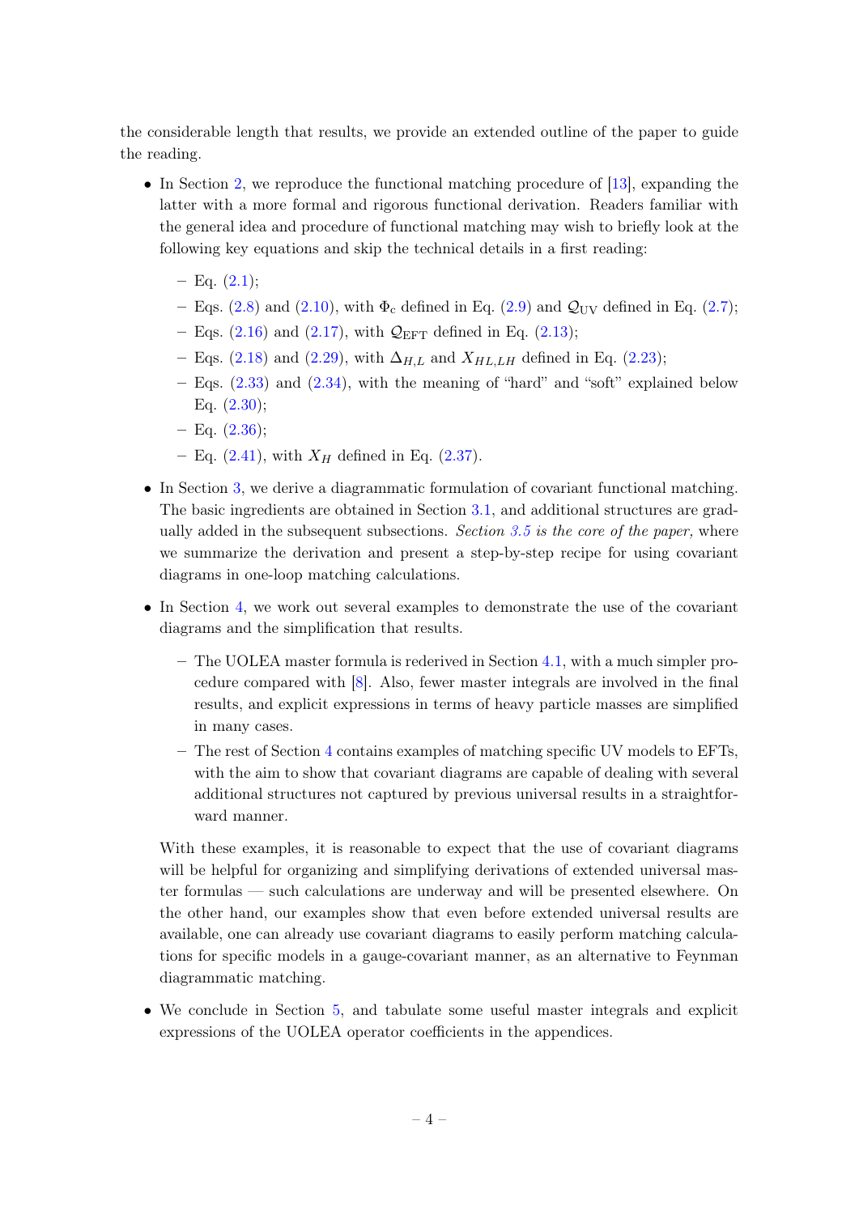the considerable length that results, we provide an extended outline of the paper to guide the reading.

- In Section 2, we reproduce the functional matching procedure of [13], expanding the latter with a more formal and rigorous functional derivation. Readers familiar with the general idea and procedure of functional matching may wish to briefly look at the following key equations and skip the technical details in a first reading:
  - Eq. (2.1);
  - Eqs. (2.8) and (2.10), with $\Phi_c$ defined in Eq. (2.9) and $\mathcal{Q}_{\rm UV}$ defined in Eq. (2.7);
  - Eqs. (2.16) and (2.17), with $\mathcal{Q}_{\rm EFT}$ defined in Eq. (2.13);
  - Eqs. (2.18) and (2.29), with $\Delta_{H,L}$ and $X_{HL,LH}$ defined in Eq. (2.23);
  - Eqs. (2.33) and (2.34), with the meaning of "hard" and "soft" explained below Eq. (2.30);
  - Eq. (2.36);
  - Eq. (2.41), with $X_H$ defined in Eq. (2.37).
- In Section 3, we derive a diagrammatic formulation of covariant functional matching. The basic ingredients are obtained in Section 3.1, and additional structures are gradually added in the subsequent subsections. *Section 3.5 is the core of the paper,* where we summarize the derivation and present a step-by-step recipe for using covariant diagrams in one-loop matching calculations.
- In Section 4, we work out several examples to demonstrate the use of the covariant diagrams and the simplification that results.
  - The UOLEA master formula is rederived in Section 4.1, with a much simpler procedure compared with [8]. Also, fewer master integrals are involved in the final results, and explicit expressions in terms of heavy particle masses are simplified in many cases.
  - The rest of Section 4 contains examples of matching specific UV models to EFTs, with the aim to show that covariant diagrams are capable of dealing with several additional structures not captured by previous universal results in a straightforward manner.

  With these examples, it is reasonable to expect that the use of covariant diagrams will be helpful for organizing and simplifying derivations of extended universal master formulas — such calculations are underway and will be presented elsewhere. On the other hand, our examples show that even before extended universal results are available, one can already use covariant diagrams to easily perform matching calculations for specific models in a gauge-covariant manner, as an alternative to Feynman diagrammatic matching.
- We conclude in Section 5, and tabulate some useful master integrals and explicit expressions of the UOLEA operator coefficients in the appendices.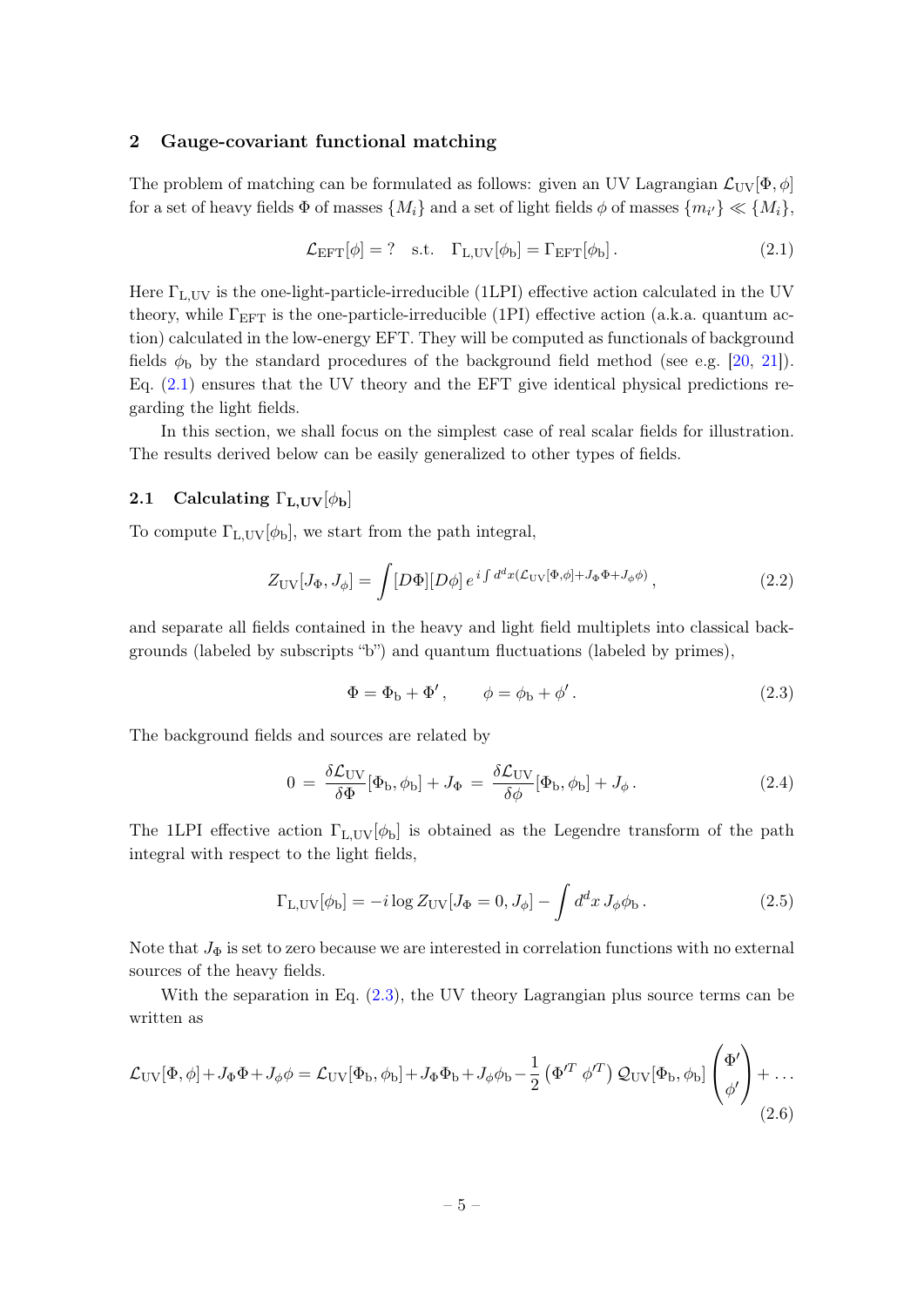## 2 Gauge-covariant functional matching

The problem of matching can be formulated as follows: given an UV Lagrangian $\mathcal{L}_{\rm UV}[\Phi, \phi]$ for a set of heavy fields $\Phi$ of masses $\{M_i\}$ and a set of light fields $\phi$ of masses $\{m_{i'}\} \ll \{M_i\}$,

$$\mathcal{L}_{\rm EFT}[\phi] = \,? \quad \text{s.t.} \quad \Gamma_{\rm L,UV}[\phi_{\rm b}] = \Gamma_{\rm EFT}[\phi_{\rm b}]\,. \tag{2.1}$$

Here $\Gamma_{\rm L,UV}$ is the one-light-particle-irreducible (1LPI) effective action calculated in the UV theory, while $\Gamma_{\rm EFT}$ is the one-particle-irreducible (1PI) effective action (a.k.a. quantum action) calculated in the low-energy EFT. They will be computed as functionals of background fields $\phi_{\rm b}$ by the standard procedures of the background field method (see e.g. [20, 21]). Eq. (2.1) ensures that the UV theory and the EFT give identical physical predictions regarding the light fields.

In this section, we shall focus on the simplest case of real scalar fields for illustration. The results derived below can be easily generalized to other types of fields.

### 2.1 Calculating $\Gamma_{\rm L,UV}[\phi_{\rm b}]$

To compute $\Gamma_{\rm L,UV}[\phi_{\rm b}]$, we start from the path integral,

$$Z_{\rm UV}[J_\Phi, J_\phi] = \int [D\Phi][D\phi]\, e^{\,i\int d^dx (\mathcal{L}_{\rm UV}[\Phi,\phi] + J_\Phi\Phi + J_\phi\phi)}\,, \tag{2.2}$$

and separate all fields contained in the heavy and light field multiplets into classical backgrounds (labeled by subscripts "b") and quantum fluctuations (labeled by primes),

$$\Phi = \Phi_{\rm b} + \Phi'\,, \qquad \phi = \phi_{\rm b} + \phi'\,. \tag{2.3}$$

The background fields and sources are related by

$$0 \;=\; \frac{\delta\mathcal{L}_{\rm UV}}{\delta\Phi}[\Phi_{\rm b}, \phi_{\rm b}] + J_\Phi \;=\; \frac{\delta\mathcal{L}_{\rm UV}}{\delta\phi}[\Phi_{\rm b}, \phi_{\rm b}] + J_\phi\,. \tag{2.4}$$

The 1LPI effective action $\Gamma_{\rm L,UV}[\phi_{\rm b}]$ is obtained as the Legendre transform of the path integral with respect to the light fields,

$$\Gamma_{\rm L,UV}[\phi_{\rm b}] = -i\log Z_{\rm UV}[J_\Phi = 0, J_\phi] - \int d^dx\, J_\phi\phi_{\rm b}\,. \tag{2.5}$$

Note that $J_\Phi$ is set to zero because we are interested in correlation functions with no external sources of the heavy fields.

With the separation in Eq. (2.3), the UV theory Lagrangian plus source terms can be written as

$$\mathcal{L}_{\rm UV}[\Phi,\phi] + J_\Phi\Phi + J_\phi\phi = \mathcal{L}_{\rm UV}[\Phi_{\rm b},\phi_{\rm b}] + J_\Phi\Phi_{\rm b} + J_\phi\phi_{\rm b} - \frac{1}{2}\begin{pmatrix}\Phi'^T & \phi'^T\end{pmatrix}\mathcal{Q}_{\rm UV}[\Phi_{\rm b},\phi_{\rm b}]\begin{pmatrix}\Phi' \\ \phi'\end{pmatrix} + \ldots \tag{2.6}$$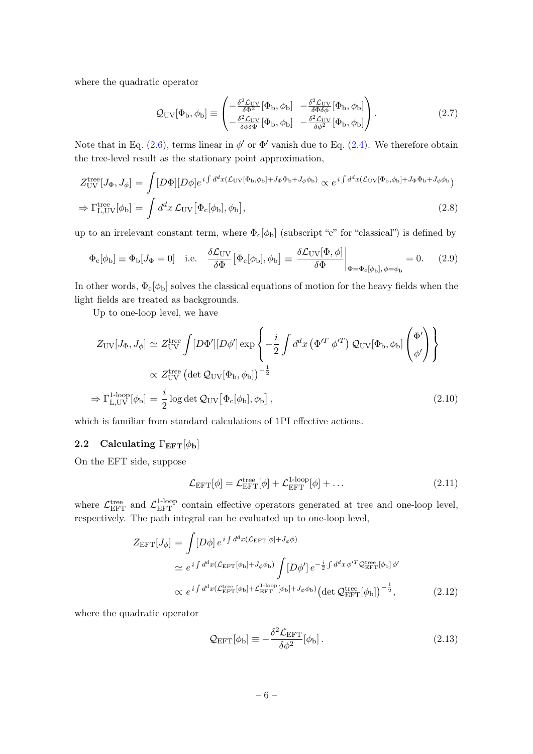where the quadratic operator

$$
\mathcal{Q}_{\rm UV}[\Phi_{\rm b},\phi_{\rm b}] \equiv \begin{pmatrix} -\frac{\delta^2\mathcal{L}_{\rm UV}}{\delta\Phi^2}[\Phi_{\rm b},\phi_{\rm b}] & -\frac{\delta^2\mathcal{L}_{\rm UV}}{\delta\Phi\delta\phi}[\Phi_{\rm b},\phi_{\rm b}] \\ -\frac{\delta^2\mathcal{L}_{\rm UV}}{\delta\phi\delta\Phi}[\Phi_{\rm b},\phi_{\rm b}] & -\frac{\delta^2\mathcal{L}_{\rm UV}}{\delta\phi^2}[\Phi_{\rm b},\phi_{\rm b}] \end{pmatrix}. \tag{2.7}
$$

Note that in Eq. (2.6), terms linear in $\phi'$ or $\Phi'$ vanish due to Eq. (2.4). We therefore obtain the tree-level result as the stationary point approximation,

$$
\begin{aligned}
Z^{\rm tree}_{\rm UV}[J_\Phi,J_\phi] &= \int [D\Phi][D\phi] e^{i\int d^dx(\mathcal{L}_{\rm UV}[\Phi_{\rm b},\phi_{\rm b}]+J_\Phi\Phi_{\rm b}+J_\phi\phi_{\rm b})} \propto e^{i\int d^dx(\mathcal{L}_{\rm UV}[\Phi_{\rm b},\phi_{\rm b}]+J_\Phi\Phi_{\rm b}+J_\phi\phi_{\rm b})} \\
\Rightarrow \Gamma^{\rm tree}_{\rm L,UV}[\phi_{\rm b}] &= \int d^dx\, \mathcal{L}_{\rm UV}\big[\Phi_{\rm c}[\phi_{\rm b}],\phi_{\rm b}\big],
\end{aligned} \tag{2.8}
$$

up to an irrelevant constant term, where $\Phi_{\rm c}[\phi_{\rm b}]$ (subscript "c" for "classical") is defined by

$$
\Phi_{\rm c}[\phi_{\rm b}] \equiv \Phi_{\rm b}[J_\Phi=0] \quad \text{i.e.} \quad \frac{\delta\mathcal{L}_{\rm UV}}{\delta\Phi}\big[\Phi_{\rm c}[\phi_{\rm b}],\phi_{\rm b}\big] \equiv \frac{\delta\mathcal{L}_{\rm UV}[\Phi,\phi]}{\delta\Phi}\bigg|_{\Phi=\Phi_{\rm c}[\phi_{\rm b}],\,\phi=\phi_{\rm b}} = 0. \tag{2.9}
$$

In other words, $\Phi_{\rm c}[\phi_{\rm b}]$ solves the classical equations of motion for the heavy fields when the light fields are treated as backgrounds.

Up to one-loop level, we have

$$
\begin{aligned}
Z_{\rm UV}[J_\Phi,J_\phi] &\simeq Z^{\rm tree}_{\rm UV}\int [D\Phi'][D\phi'] \exp\left\{-\frac{i}{2}\int d^dx \begin{pmatrix}\Phi'^T & \phi'^T\end{pmatrix} \mathcal{Q}_{\rm UV}[\Phi_{\rm b},\phi_{\rm b}] \begin{pmatrix}\Phi' \\ \phi'\end{pmatrix}\right\} \\
&\propto Z^{\rm tree}_{\rm UV}\left(\det \mathcal{Q}_{\rm UV}[\Phi_{\rm b},\phi_{\rm b}]\right)^{-\frac{1}{2}} \\
\Rightarrow \Gamma^{\text{1-loop}}_{\rm L,UV}[\phi_{\rm b}] &= \frac{i}{2}\log\det \mathcal{Q}_{\rm UV}\big[\Phi_{\rm c}[\phi_{\rm b}],\phi_{\rm b}\big],
\end{aligned} \tag{2.10}
$$

which is familiar from standard calculations of 1PI effective actions.

## 2.2 Calculating $\Gamma_{\rm EFT}[\phi_{\rm b}]$

On the EFT side, suppose

$$
\mathcal{L}_{\rm EFT}[\phi] = \mathcal{L}^{\rm tree}_{\rm EFT}[\phi] + \mathcal{L}^{\text{1-loop}}_{\rm EFT}[\phi] + \dots \tag{2.11}
$$

where $\mathcal{L}^{\rm tree}_{\rm EFT}$ and $\mathcal{L}^{\text{1-loop}}_{\rm EFT}$ contain effective operators generated at tree and one-loop level, respectively. The path integral can be evaluated up to one-loop level,

$$
\begin{aligned}
Z_{\rm EFT}[J_\phi] &= \int [D\phi]\, e^{i\int d^dx(\mathcal{L}_{\rm EFT}[\phi]+J_\phi\phi)} \\
&\simeq e^{i\int d^dx(\mathcal{L}_{\rm EFT}[\phi_{\rm b}]+J_\phi\phi_{\rm b})}\int [D\phi']\, e^{-\frac{i}{2}\int d^dx\, \phi'^T \mathcal{Q}^{\rm tree}_{\rm EFT}[\phi_{\rm b}]\,\phi'} \\
&\propto e^{i\int d^dx(\mathcal{L}^{\rm tree}_{\rm EFT}[\phi_{\rm b}]+\mathcal{L}^{\text{1-loop}}_{\rm EFT}[\phi_{\rm b}]+J_\phi\phi_{\rm b})}\big(\det \mathcal{Q}^{\rm tree}_{\rm EFT}[\phi_{\rm b}]\big)^{-\frac{1}{2}},
\end{aligned} \tag{2.12}
$$

where the quadratic operator

$$
\mathcal{Q}_{\rm EFT}[\phi_{\rm b}] \equiv -\frac{\delta^2\mathcal{L}_{\rm EFT}}{\delta\phi^2}[\phi_{\rm b}]. \tag{2.13}
$$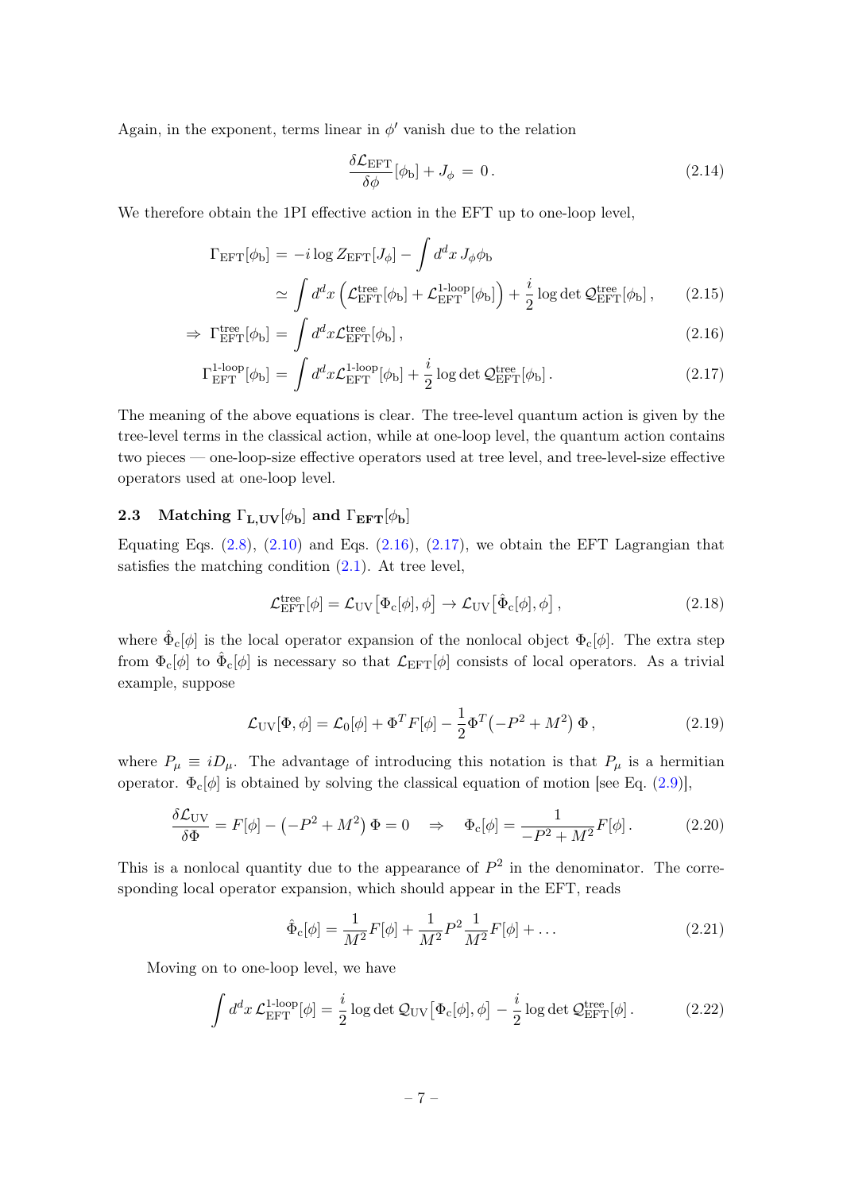Again, in the exponent, terms linear in $\phi'$ vanish due to the relation

$$\frac{\delta \mathcal{L}_{\text{EFT}}}{\delta \phi}[\phi_{\text{b}}] + J_\phi \,=\, 0\,. \tag{2.14}$$

We therefore obtain the 1PI effective action in the EFT up to one-loop level,

$$\begin{aligned}
\Gamma_{\text{EFT}}[\phi_{\text{b}}] \,&=\, -i \log Z_{\text{EFT}}[J_\phi] - \int d^dx\, J_\phi \phi_{\text{b}} \\
&\simeq \int d^dx \left( \mathcal{L}_{\text{EFT}}^{\text{tree}}[\phi_{\text{b}}] + \mathcal{L}_{\text{EFT}}^{\text{1-loop}}[\phi_{\text{b}}] \right) + \frac{i}{2} \log\det \mathcal{Q}_{\text{EFT}}^{\text{tree}}[\phi_{\text{b}}]\,, \qquad (2.15) \\
\Rightarrow\; \Gamma_{\text{EFT}}^{\text{tree}}[\phi_{\text{b}}] \,&=\, \int d^dx \mathcal{L}_{\text{EFT}}^{\text{tree}}[\phi_{\text{b}}]\,, \qquad (2.16) \\
\Gamma_{\text{EFT}}^{\text{1-loop}}[\phi_{\text{b}}] \,&=\, \int d^dx \mathcal{L}_{\text{EFT}}^{\text{1-loop}}[\phi_{\text{b}}] + \frac{i}{2} \log\det \mathcal{Q}_{\text{EFT}}^{\text{tree}}[\phi_{\text{b}}]\,. \qquad (2.17)
\end{aligned}$$

The meaning of the above equations is clear. The tree-level quantum action is given by the tree-level terms in the classical action, while at one-loop level, the quantum action contains two pieces — one-loop-size effective operators used at tree level, and tree-level-size effective operators used at one-loop level.

### 2.3 Matching $\Gamma_{\mathbf{L,UV}}[\phi_{\mathbf{b}}]$ and $\Gamma_{\mathbf{EFT}}[\phi_{\mathbf{b}}]$

Equating Eqs. (2.8), (2.10) and Eqs. (2.16), (2.17), we obtain the EFT Lagrangian that satisfies the matching condition (2.1). At tree level,

$$\mathcal{L}_{\text{EFT}}^{\text{tree}}[\phi] = \mathcal{L}_{\text{UV}}\big[\Phi_{\text{c}}[\phi], \phi\big] \to \mathcal{L}_{\text{UV}}\big[\hat{\Phi}_{\text{c}}[\phi], \phi\big]\,, \tag{2.18}$$

where $\hat{\Phi}_{\text{c}}[\phi]$ is the local operator expansion of the nonlocal object $\Phi_{\text{c}}[\phi]$. The extra step from $\Phi_{\text{c}}[\phi]$ to $\hat{\Phi}_{\text{c}}[\phi]$ is necessary so that $\mathcal{L}_{\text{EFT}}[\phi]$ consists of local operators. As a trivial example, suppose

$$\mathcal{L}_{\text{UV}}[\Phi, \phi] = \mathcal{L}_0[\phi] + \Phi^T F[\phi] - \frac{1}{2} \Phi^T \big(-P^2 + M^2\big)\, \Phi\,, \tag{2.19}$$

where $P_\mu \equiv iD_\mu$. The advantage of introducing this notation is that $P_\mu$ is a hermitian operator. $\Phi_{\text{c}}[\phi]$ is obtained by solving the classical equation of motion [see Eq. (2.9)],

$$\frac{\delta \mathcal{L}_{\text{UV}}}{\delta \Phi} = F[\phi] - \big(-P^2 + M^2\big)\, \Phi = 0 \quad \Rightarrow \quad \Phi_{\text{c}}[\phi] = \frac{1}{-P^2 + M^2} F[\phi]\,. \tag{2.20}$$

This is a nonlocal quantity due to the appearance of $P^2$ in the denominator. The corresponding local operator expansion, which should appear in the EFT, reads

$$\hat{\Phi}_{\text{c}}[\phi] = \frac{1}{M^2} F[\phi] + \frac{1}{M^2} P^2 \frac{1}{M^2} F[\phi] + \dots \tag{2.21}$$

Moving on to one-loop level, we have

$$\int d^dx\, \mathcal{L}_{\text{EFT}}^{\text{1-loop}}[\phi] = \frac{i}{2} \log\det \mathcal{Q}_{\text{UV}}\big[\Phi_{\text{c}}[\phi], \phi\big] - \frac{i}{2} \log\det \mathcal{Q}_{\text{EFT}}^{\text{tree}}[\phi]\,. \tag{2.22}$$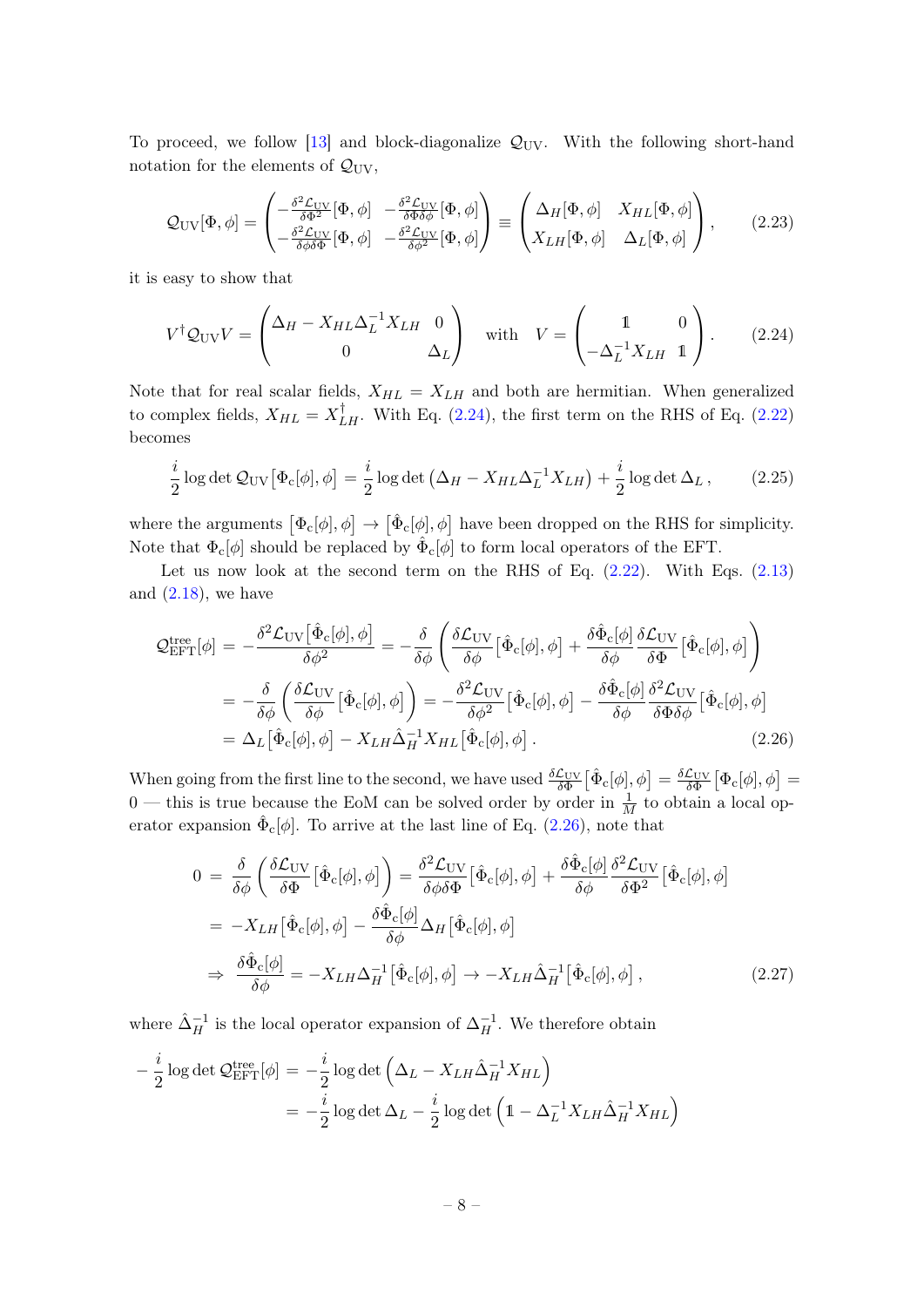To proceed, we follow [13] and block-diagonalize $\mathcal{Q}_{\rm UV}$. With the following short-hand notation for the elements of $\mathcal{Q}_{\rm UV}$,

$$
\mathcal{Q}_{\rm UV}[\Phi,\phi] = \begin{pmatrix} -\frac{\delta^2\mathcal{L}_{\rm UV}}{\delta\Phi^2}[\Phi,\phi] & -\frac{\delta^2\mathcal{L}_{\rm UV}}{\delta\Phi\delta\phi}[\Phi,\phi] \\ -\frac{\delta^2\mathcal{L}_{\rm UV}}{\delta\phi\delta\Phi}[\Phi,\phi] & -\frac{\delta^2\mathcal{L}_{\rm UV}}{\delta\phi^2}[\Phi,\phi] \end{pmatrix} \equiv \begin{pmatrix} \Delta_H[\Phi,\phi] & X_{HL}[\Phi,\phi] \\ X_{LH}[\Phi,\phi] & \Delta_L[\Phi,\phi] \end{pmatrix}, \tag{2.23}
$$

it is easy to show that

$$
V^\dagger \mathcal{Q}_{\rm UV} V = \begin{pmatrix} \Delta_H - X_{HL}\Delta_L^{-1}X_{LH} & 0 \\ 0 & \Delta_L \end{pmatrix} \quad \text{with} \quad V = \begin{pmatrix} \mathbb{1} & 0 \\ -\Delta_L^{-1}X_{LH} & \mathbb{1} \end{pmatrix}. \tag{2.24}
$$

Note that for real scalar fields, $X_{HL} = X_{LH}$ and both are hermitian. When generalized to complex fields, $X_{HL} = X_{LH}^\dagger$. With Eq. (2.24), the first term on the RHS of Eq. (2.22) becomes

$$
\frac{i}{2}\log\det \mathcal{Q}_{\rm UV}\big[\Phi_{\rm c}[\phi],\phi\big] = \frac{i}{2}\log\det\left(\Delta_H - X_{HL}\Delta_L^{-1}X_{LH}\right) + \frac{i}{2}\log\det\Delta_L\,, \tag{2.25}
$$

where the arguments $\big[\Phi_{\rm c}[\phi],\phi\big] \to \big[\hat{\Phi}_{\rm c}[\phi],\phi\big]$ have been dropped on the RHS for simplicity. Note that $\Phi_{\rm c}[\phi]$ should be replaced by $\hat{\Phi}_{\rm c}[\phi]$ to form local operators of the EFT.

Let us now look at the second term on the RHS of Eq. (2.22). With Eqs. (2.13) and (2.18), we have

$$
\begin{aligned}
\mathcal{Q}_{\rm EFT}^{\rm tree}[\phi] &= -\frac{\delta^2\mathcal{L}_{\rm UV}\big[\hat{\Phi}_{\rm c}[\phi],\phi\big]}{\delta\phi^2} = -\frac{\delta}{\delta\phi}\left(\frac{\delta\mathcal{L}_{\rm UV}}{\delta\phi}\big[\hat{\Phi}_{\rm c}[\phi],\phi\big] + \frac{\delta\hat{\Phi}_{\rm c}[\phi]}{\delta\phi}\frac{\delta\mathcal{L}_{\rm UV}}{\delta\Phi}\big[\hat{\Phi}_{\rm c}[\phi],\phi\big]\right) \\
&= -\frac{\delta}{\delta\phi}\left(\frac{\delta\mathcal{L}_{\rm UV}}{\delta\phi}\big[\hat{\Phi}_{\rm c}[\phi],\phi\big]\right) = -\frac{\delta^2\mathcal{L}_{\rm UV}}{\delta\phi^2}\big[\hat{\Phi}_{\rm c}[\phi],\phi\big] - \frac{\delta\hat{\Phi}_{\rm c}[\phi]}{\delta\phi}\frac{\delta^2\mathcal{L}_{\rm UV}}{\delta\Phi\delta\phi}\big[\hat{\Phi}_{\rm c}[\phi],\phi\big] \\
&= \Delta_L\big[\hat{\Phi}_{\rm c}[\phi],\phi\big] - X_{LH}\hat{\Delta}_H^{-1}X_{HL}\big[\hat{\Phi}_{\rm c}[\phi],\phi\big]\,.
\end{aligned} \tag{2.26}
$$

When going from the first line to the second, we have used $\frac{\delta\mathcal{L}_{\rm UV}}{\delta\Phi}\big[\hat{\Phi}_{\rm c}[\phi],\phi\big] = \frac{\delta\mathcal{L}_{\rm UV}}{\delta\Phi}\big[\Phi_{\rm c}[\phi],\phi\big] = 0$ — this is true because the EoM can be solved order by order in $\frac{1}{M}$ to obtain a local operator expansion $\hat{\Phi}_{\rm c}[\phi]$. To arrive at the last line of Eq. (2.26), note that

$$
\begin{aligned}
0 &= \frac{\delta}{\delta\phi}\left(\frac{\delta\mathcal{L}_{\rm UV}}{\delta\Phi}\big[\hat{\Phi}_{\rm c}[\phi],\phi\big]\right) = \frac{\delta^2\mathcal{L}_{\rm UV}}{\delta\phi\delta\Phi}\big[\hat{\Phi}_{\rm c}[\phi],\phi\big] + \frac{\delta\hat{\Phi}_{\rm c}[\phi]}{\delta\phi}\frac{\delta^2\mathcal{L}_{\rm UV}}{\delta\Phi^2}\big[\hat{\Phi}_{\rm c}[\phi],\phi\big] \\
&= -X_{LH}\big[\hat{\Phi}_{\rm c}[\phi],\phi\big] - \frac{\delta\hat{\Phi}_{\rm c}[\phi]}{\delta\phi}\Delta_H\big[\hat{\Phi}_{\rm c}[\phi],\phi\big] \\
&\Rightarrow\ \frac{\delta\hat{\Phi}_{\rm c}[\phi]}{\delta\phi} = -X_{LH}\Delta_H^{-1}\big[\hat{\Phi}_{\rm c}[\phi],\phi\big] \to -X_{LH}\hat{\Delta}_H^{-1}\big[\hat{\Phi}_{\rm c}[\phi],\phi\big]\,,
\end{aligned} \tag{2.27}
$$

where $\hat{\Delta}_H^{-1}$ is the local operator expansion of $\Delta_H^{-1}$. We therefore obtain

$$
\begin{aligned}
-\frac{i}{2}\log\det\mathcal{Q}_{\rm EFT}^{\rm tree}[\phi] &= -\frac{i}{2}\log\det\left(\Delta_L - X_{LH}\hat{\Delta}_H^{-1}X_{HL}\right) \\
&= -\frac{i}{2}\log\det\Delta_L - \frac{i}{2}\log\det\left(\mathbb{1} - \Delta_L^{-1}X_{LH}\hat{\Delta}_H^{-1}X_{HL}\right)
\end{aligned}
$$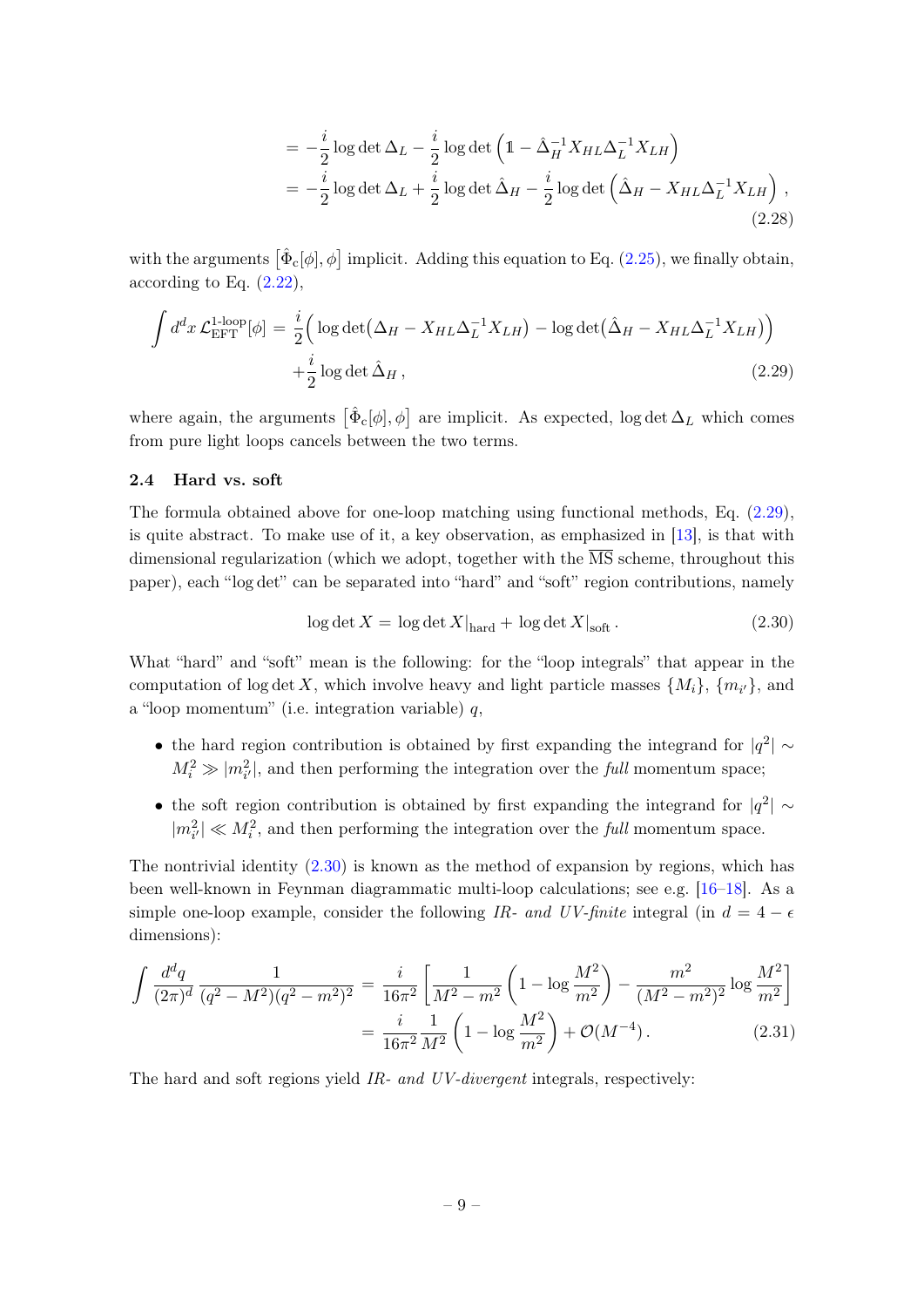$$
\begin{aligned}
&= -\frac{i}{2}\log\det\Delta_L - \frac{i}{2}\log\det\left(\mathbb{1} - \hat{\Delta}_H^{-1}X_{HL}\Delta_L^{-1}X_{LH}\right) \\
&= -\frac{i}{2}\log\det\Delta_L + \frac{i}{2}\log\det\hat{\Delta}_H - \frac{i}{2}\log\det\left(\hat{\Delta}_H - X_{HL}\Delta_L^{-1}X_{LH}\right)\,,
\end{aligned}
\tag{2.28}
$$

with the arguments $\left[\hat{\Phi}_{\rm c}[\phi],\phi\right]$ implicit. Adding this equation to Eq. (2.25), we finally obtain, according to Eq. (2.22),

$$
\begin{aligned}
\int d^dx\,\mathcal{L}_{\rm EFT}^{\text{1-loop}}[\phi] = \frac{i}{2}\Big(&\log\det\big(\Delta_H - X_{HL}\Delta_L^{-1}X_{LH}\big) - \log\det\big(\hat{\Delta}_H - X_{HL}\Delta_L^{-1}X_{LH}\big)\Big) \\
&+\frac{i}{2}\log\det\hat{\Delta}_H\,,
\end{aligned}
\tag{2.29}
$$

where again, the arguments $\left[\hat{\Phi}_{\rm c}[\phi],\phi\right]$ are implicit. As expected, $\log\det\Delta_L$ which comes from pure light loops cancels between the two terms.

### 2.4 Hard vs. soft

The formula obtained above for one-loop matching using functional methods, Eq. (2.29), is quite abstract. To make use of it, a key observation, as emphasized in [13], is that with dimensional regularization (which we adopt, together with the $\overline{\rm MS}$ scheme, throughout this paper), each "log det" can be separated into "hard" and "soft" region contributions, namely

$$
\log\det X = \log\det X\big|_{\rm hard} + \log\det X\big|_{\rm soft}\,.
\tag{2.30}
$$

What "hard" and "soft" mean is the following: for the "loop integrals" that appear in the computation of $\log\det X$, which involve heavy and light particle masses $\{M_i\}$, $\{m_{i'}\}$, and a "loop momentum" (i.e. integration variable) $q$,

- the hard region contribution is obtained by first expanding the integrand for $|q^2| \sim M_i^2 \gg |m_{i'}^2|$, and then performing the integration over the *full* momentum space;
- the soft region contribution is obtained by first expanding the integrand for $|q^2| \sim |m_{i'}^2| \ll M_i^2$, and then performing the integration over the *full* momentum space.

The nontrivial identity (2.30) is known as the method of expansion by regions, which has been well-known in Feynman diagrammatic multi-loop calculations; see e.g. [16–18]. As a simple one-loop example, consider the following *IR- and UV-finite* integral (in $d = 4-\epsilon$ dimensions):

$$
\begin{aligned}
\int\frac{d^dq}{(2\pi)^d}\,\frac{1}{(q^2-M^2)(q^2-m^2)^2} &= \frac{i}{16\pi^2}\left[\frac{1}{M^2-m^2}\left(1-\log\frac{M^2}{m^2}\right) - \frac{m^2}{(M^2-m^2)^2}\log\frac{M^2}{m^2}\right] \\
&= \frac{i}{16\pi^2}\,\frac{1}{M^2}\left(1-\log\frac{M^2}{m^2}\right) + \mathcal{O}(M^{-4})\,.
\end{aligned}
\tag{2.31}
$$

The hard and soft regions yield *IR- and UV-divergent* integrals, respectively: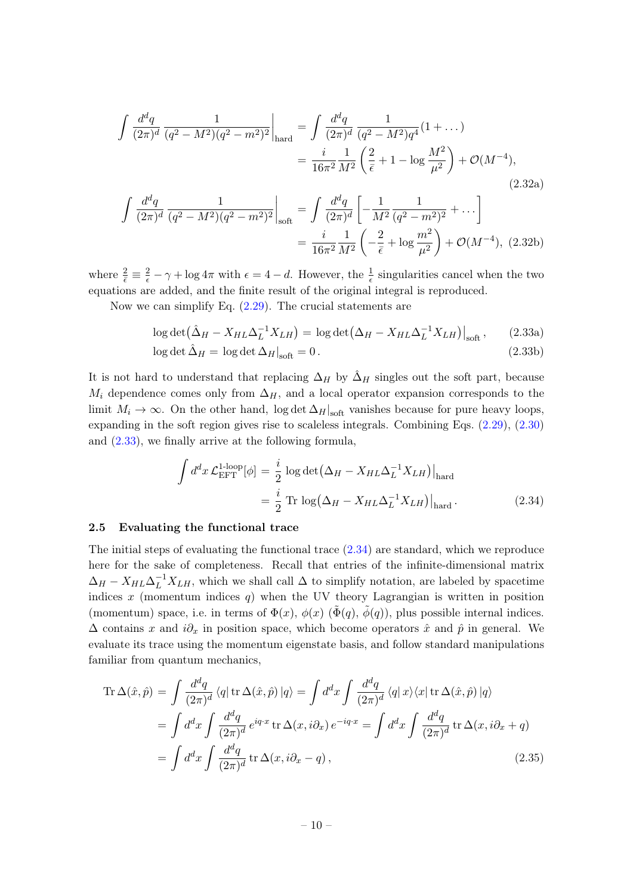$$
\begin{aligned}
\int \frac{d^dq}{(2\pi)^d}\, \frac{1}{(q^2-M^2)(q^2-m^2)^2}\bigg|_{\text{hard}} &= \int \frac{d^dq}{(2\pi)^d}\, \frac{1}{(q^2-M^2)q^4}(1+\dots) \\
&= \frac{i}{16\pi^2}\frac{1}{M^2}\left(\frac{2}{\bar\epsilon}+1-\log\frac{M^2}{\mu^2}\right)+\mathcal{O}(M^{-4}),
\end{aligned} \tag{2.32a}
$$

$$
\begin{aligned}
\int \frac{d^dq}{(2\pi)^d}\, \frac{1}{(q^2-M^2)(q^2-m^2)^2}\bigg|_{\text{soft}} &= \int \frac{d^dq}{(2\pi)^d}\left[-\frac{1}{M^2}\frac{1}{(q^2-m^2)^2}+\dots\right] \\
&= \frac{i}{16\pi^2}\frac{1}{M^2}\left(-\frac{2}{\bar\epsilon}+\log\frac{m^2}{\mu^2}\right)+\mathcal{O}(M^{-4}),
\end{aligned} \tag{2.32b}
$$

where $\frac{2}{\bar\epsilon}\equiv\frac{2}{\epsilon}-\gamma+\log 4\pi$ with $\epsilon=4-d$. However, the $\frac{1}{\epsilon}$ singularities cancel when the two equations are added, and the finite result of the original integral is reproduced.

Now we can simplify Eq. (2.29). The crucial statements are

$$
\log\det\big(\hat\Delta_H - X_{HL}\Delta_L^{-1}X_{LH}\big) = \log\det\big(\Delta_H - X_{HL}\Delta_L^{-1}X_{LH}\big)\big|_{\text{soft}}, \tag{2.33a}
$$

$$
\log\det\hat\Delta_H = \log\det\Delta_H\big|_{\text{soft}} = 0\,. \tag{2.33b}
$$

It is not hard to understand that replacing $\Delta_H$ by $\hat\Delta_H$ singles out the soft part, because $M_i$ dependence comes only from $\Delta_H$, and a local operator expansion corresponds to the limit $M_i\to\infty$. On the other hand, $\log\det\Delta_H|_{\text{soft}}$ vanishes because for pure heavy loops, expanding in the soft region gives rise to scaleless integrals. Combining Eqs. (2.29), (2.30) and (2.33), we finally arrive at the following formula,

$$
\begin{aligned}
\int d^dx\,\mathcal{L}^{\text{1-loop}}_{\text{EFT}}[\phi] &= \frac{i}{2}\log\det\big(\Delta_H - X_{HL}\Delta_L^{-1}X_{LH}\big)\big|_{\text{hard}} \\
&= \frac{i}{2}\,\text{Tr}\,\log\big(\Delta_H - X_{HL}\Delta_L^{-1}X_{LH}\big)\big|_{\text{hard}}\,.
\end{aligned} \tag{2.34}
$$

### 2.5 Evaluating the functional trace

The initial steps of evaluating the functional trace (2.34) are standard, which we reproduce here for the sake of completeness. Recall that entries of the infinite-dimensional matrix $\Delta_H - X_{HL}\Delta_L^{-1}X_{LH}$, which we shall call $\Delta$ to simplify notation, are labeled by spacetime indices $x$ (momentum indices $q$) when the UV theory Lagrangian is written in position (momentum) space, i.e. in terms of $\Phi(x)$, $\phi(x)$ ($\tilde\Phi(q)$, $\tilde\phi(q)$), plus possible internal indices. $\Delta$ contains $x$ and $i\partial_x$ in position space, which become operators $\hat x$ and $\hat p$ in general. We evaluate its trace using the momentum eigenstate basis, and follow standard manipulations familiar from quantum mechanics,

$$
\begin{aligned}
\text{Tr}\,\Delta(\hat x,\hat p) &= \int\frac{d^dq}{(2\pi)^d}\,\langle q|\,\text{tr}\,\Delta(\hat x,\hat p)\,|q\rangle = \int d^dx\int\frac{d^dq}{(2\pi)^d}\,\langle q|\,x\rangle\langle x|\,\text{tr}\,\Delta(\hat x,\hat p)\,|q\rangle \\
&= \int d^dx\int\frac{d^dq}{(2\pi)^d}\,e^{iq\cdot x}\,\text{tr}\,\Delta(x,i\partial_x)\,e^{-iq\cdot x} = \int d^dx\int\frac{d^dq}{(2\pi)^d}\,\text{tr}\,\Delta(x,i\partial_x+q) \\
&= \int d^dx\int\frac{d^dq}{(2\pi)^d}\,\text{tr}\,\Delta(x,i\partial_x-q)\,,
\end{aligned} \tag{2.35}
$$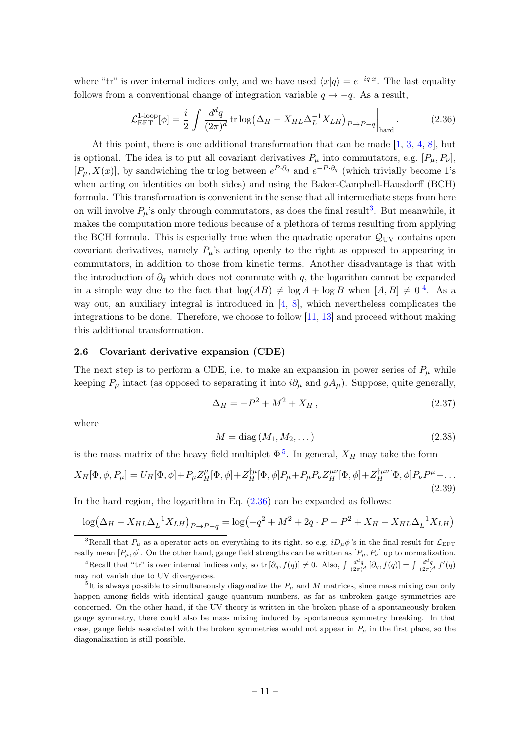where "tr" is over internal indices only, and we have used $\langle x|q\rangle = e^{-iq\cdot x}$. The last equality follows from a conventional change of integration variable $q \to -q$. As a result,

$$\mathcal{L}_{\rm EFT}^{\text{1-loop}}[\phi] = \frac{i}{2}\int \frac{d^dq}{(2\pi)^d}\,\text{tr}\log\big(\Delta_H - X_{HL}\Delta_L^{-1}X_{LH}\big)_{P\to P-q}\Big|_{\text{hard}}. \tag{2.36}$$

At this point, there is one additional transformation that can be made [1, 3, 4, 8], but is optional. The idea is to put all covariant derivatives $P_\mu$ into commutators, e.g. $[P_\mu, P_\nu]$, $[P_\mu, X(x)]$, by sandwiching the tr log between $e^{P\cdot\partial_q}$ and $e^{-P\cdot\partial_q}$ (which trivially become 1's when acting on identities on both sides) and using the Baker-Campbell-Hausdorff (BCH) formula. This transformation is convenient in the sense that all intermediate steps from here on will involve $P_\mu$'s only through commutators, as does the final result[3]. But meanwhile, it makes the computation more tedious because of a plethora of terms resulting from applying the BCH formula. This is especially true when the quadratic operator $\mathcal{Q}_{\rm UV}$ contains open covariant derivatives, namely $P_\mu$'s acting openly to the right as opposed to appearing in commutators, in addition to those from kinetic terms. Another disadvantage is that with the introduction of $\partial_q$ which does not commute with $q$, the logarithm cannot be expanded in a simple way due to the fact that $\log(AB) \neq \log A + \log B$ when $[A,B]\neq 0$[4]. As a way out, an auxiliary integral is introduced in [4, 8], which nevertheless complicates the integrations to be done. Therefore, we choose to follow [11, 13] and proceed without making this additional transformation.

### 2.6 Covariant derivative expansion (CDE)

The next step is to perform a CDE, i.e. to make an expansion in power series of $P_\mu$ while keeping $P_\mu$ intact (as opposed to separating it into $i\partial_\mu$ and $gA_\mu$). Suppose, quite generally,

$$\Delta_H = -P^2 + M^2 + X_H\,, \tag{2.37}$$

where

$$M = \text{diag}\,(M_1, M_2, \dots) \tag{2.38}$$

is the mass matrix of the heavy field multiplet $\Phi$[5]. In general, $X_H$ may take the form

$$X_H[\Phi,\phi,P_\mu] = U_H[\Phi,\phi] + P_\mu Z_H^\mu[\Phi,\phi] + Z_H^{\dagger\mu}[\Phi,\phi]P_\mu + P_\mu P_\nu Z_H^{\mu\nu}[\Phi,\phi] + Z_H^{\dagger\mu\nu}[\Phi,\phi]P_\nu P^\mu + \dots \tag{2.39}$$

In the hard region, the logarithm in Eq. (2.36) can be expanded as follows:

$$\log\big(\Delta_H - X_{HL}\Delta_L^{-1}X_{LH}\big)_{P\to P-q} = \log\big(-q^2 + M^2 + 2q\cdot P - P^2 + X_H - X_{HL}\Delta_L^{-1}X_{LH}\big)$$

---

[3] Recall that $P_\mu$ as a operator acts on everything to its right, so e.g. $iD_\mu\phi$'s in the final result for $\mathcal{L}_{\rm EFT}$ really mean $[P_\mu,\phi]$. On the other hand, gauge field strengths can be written as $[P_\mu, P_\nu]$ up to normalization.

[4] Recall that "tr" is over internal indices only, so $\text{tr}\,[\partial_q, f(q)]\neq 0$. Also, $\int\frac{d^dq}{(2\pi)^d}\,[\partial_q, f(q)] = \int\frac{d^dq}{(2\pi)^d}\,f'(q)$ may not vanish due to UV divergences.

[5] It is always possible to simultaneously diagonalize the $P_\mu$ and $M$ matrices, since mass mixing can only happen among fields with identical gauge quantum numbers, as far as unbroken gauge symmetries are concerned. On the other hand, if the UV theory is written in the broken phase of a spontaneously broken gauge symmetry, there could also be mass mixing induced by spontaneous symmetry breaking. In that case, gauge fields associated with the broken symmetries would not appear in $P_\mu$ in the first place, so the diagonalization is still possible.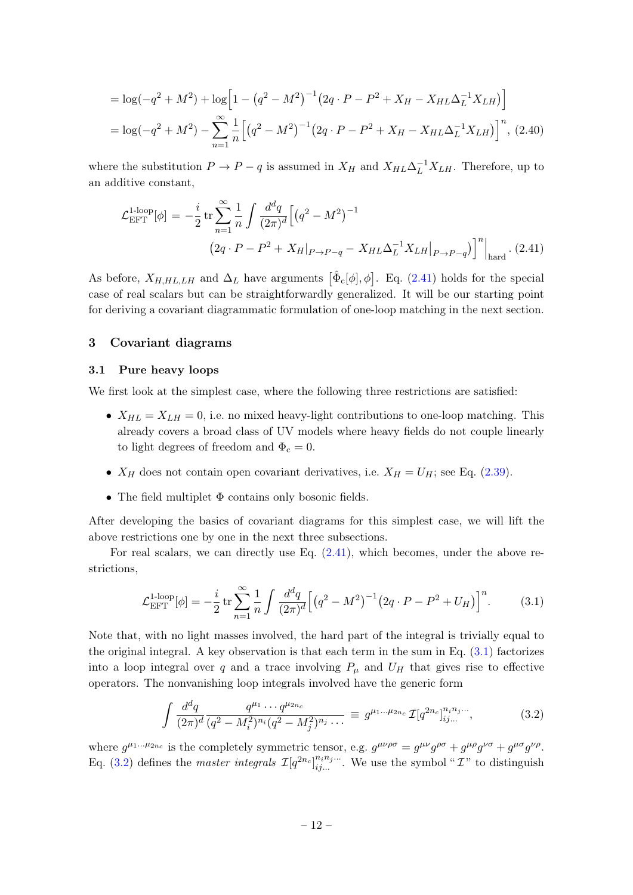$$
\begin{aligned}
&= \log(-q^2+M^2) + \log\Big[1 - \big(q^2-M^2\big)^{-1}\big(2q\cdot P - P^2 + X_H - X_{HL}\Delta_L^{-1}X_{LH}\big)\Big] \\
&= \log(-q^2+M^2) - \sum_{n=1}^{\infty}\frac{1}{n}\Big[\big(q^2-M^2\big)^{-1}\big(2q\cdot P - P^2 + X_H - X_{HL}\Delta_L^{-1}X_{LH}\big)\Big]^n, \quad (2.40)
\end{aligned}
$$

where the substitution $P \to P - q$ is assumed in $X_H$ and $X_{HL}\Delta_L^{-1}X_{LH}$. Therefore, up to an additive constant,

$$
\mathcal{L}_{\text{EFT}}^{\text{1-loop}}[\phi] = -\frac{i}{2}\,\text{tr}\sum_{n=1}^{\infty}\frac{1}{n}\int\frac{d^dq}{(2\pi)^d}\Big[\big(q^2-M^2\big)^{-1} \big(2q\cdot P - P^2 + X_H\big|_{P\to P-q} - X_{HL}\Delta_L^{-1}X_{LH}\big|_{P\to P-q}\big)\Big]^n\Big|_{\text{hard}}. \quad (2.41)
$$

As before, $X_{H,HL,LH}$ and $\Delta_L$ have arguments $\big[\hat{\Phi}_c[\phi],\phi\big]$. Eq. (2.41) holds for the special case of real scalars but can be straightforwardly generalized. It will be our starting point for deriving a covariant diagrammatic formulation of one-loop matching in the next section.

## 3 Covariant diagrams

### 3.1 Pure heavy loops

We first look at the simplest case, where the following three restrictions are satisfied:

- $X_{HL} = X_{LH} = 0$, i.e. no mixed heavy-light contributions to one-loop matching. This already covers a broad class of UV models where heavy fields do not couple linearly to light degrees of freedom and $\Phi_c = 0$.
- $X_H$ does not contain open covariant derivatives, i.e. $X_H = U_H$; see Eq. (2.39).
- The field multiplet $\Phi$ contains only bosonic fields.

After developing the basics of covariant diagrams for this simplest case, we will lift the above restrictions one by one in the next three subsections.

For real scalars, we can directly use Eq. (2.41), which becomes, under the above restrictions,

$$
\mathcal{L}_{\text{EFT}}^{\text{1-loop}}[\phi] = -\frac{i}{2}\,\text{tr}\sum_{n=1}^{\infty}\frac{1}{n}\int\frac{d^dq}{(2\pi)^d}\Big[\big(q^2-M^2\big)^{-1}\big(2q\cdot P - P^2 + U_H\big)\Big]^n. \quad (3.1)
$$

Note that, with no light masses involved, the hard part of the integral is trivially equal to the original integral. A key observation is that each term in the sum in Eq. (3.1) factorizes into a loop integral over $q$ and a trace involving $P_\mu$ and $U_H$ that gives rise to effective operators. The nonvanishing loop integrals involved have the generic form

$$
\int\frac{d^dq}{(2\pi)^d}\frac{q^{\mu_1}\cdots q^{\mu_{2n_c}}}{(q^2-M_i^2)^{n_i}(q^2-M_j^2)^{n_j}\cdots} \equiv g^{\mu_1\cdots\mu_{2n_c}}\,\mathcal{I}[q^{2n_c}]_{ij\ldots}^{n_in_j\cdots}, \quad (3.2)
$$

where $g^{\mu_1\cdots\mu_{2n_c}}$ is the completely symmetric tensor, e.g. $g^{\mu\nu\rho\sigma} = g^{\mu\nu}g^{\rho\sigma} + g^{\mu\rho}g^{\nu\sigma} + g^{\mu\sigma}g^{\nu\rho}$. Eq. (3.2) defines the *master integrals* $\mathcal{I}[q^{2n_c}]_{ij\ldots}^{n_in_j\cdots}$. We use the symbol "$\mathcal{I}$" to distinguish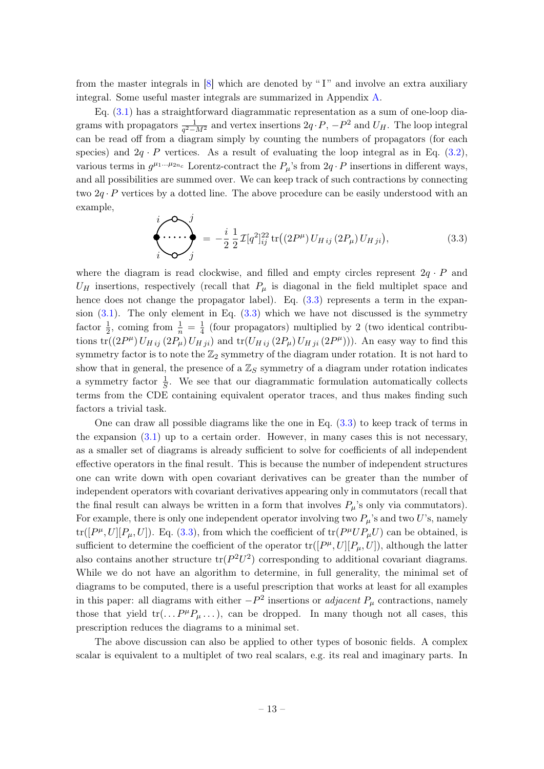from the master integrals in [8] which are denoted by "I" and involve an extra auxiliary integral. Some useful master integrals are summarized in Appendix A.

Eq. (3.1) has a straightforward diagrammatic representation as a sum of one-loop diagrams with propagators $\frac{1}{q^2-M^2}$ and vertex insertions $2q\cdot P$, $-P^2$ and $U_H$. The loop integral can be read off from a diagram simply by counting the numbers of propagators (for each species) and $2q\cdot P$ vertices. As a result of evaluating the loop integral as in Eq. (3.2), various terms in $g^{\mu_1\cdots\mu_{2n_c}}$ Lorentz-contract the $P_\mu$'s from $2q\cdot P$ insertions in different ways, and all possibilities are summed over. We can keep track of such contractions by connecting two $2q\cdot P$ vertices by a dotted line. The above procedure can be easily understood with an example,

$$\text{[diagram]} = -\frac{i}{2}\,\frac{1}{2}\,\mathcal{I}[q^2]^{22}_{ij}\,\mathrm{tr}\big((2P^\mu)\,U_{H\,ij}\,(2P_\mu)\,U_{H\,ji}\big), \tag{3.3}$$

where the diagram is read clockwise, and filled and empty circles represent $2q\cdot P$ and $U_H$ insertions, respectively (recall that $P_\mu$ is diagonal in the field multiplet space and hence does not change the propagator label). Eq. (3.3) represents a term in the expansion (3.1). The only element in Eq. (3.3) which we have not discussed is the symmetry factor $\frac{1}{2}$, coming from $\frac{1}{n}=\frac{1}{4}$ (four propagators) multiplied by 2 (two identical contributions $\mathrm{tr}((2P^\mu)\,U_{H\,ij}\,(2P_\mu)\,U_{H\,ji})$ and $\mathrm{tr}(U_{H\,ij}\,(2P_\mu)\,U_{H\,ji}\,(2P^\mu))$). An easy way to find this symmetry factor is to note the $\mathbb{Z}_2$ symmetry of the diagram under rotation. It is not hard to show that in general, the presence of a $\mathbb{Z}_S$ symmetry of a diagram under rotation indicates a symmetry factor $\frac{1}{S}$. We see that our diagrammatic formulation automatically collects terms from the CDE containing equivalent operator traces, and thus makes finding such factors a trivial task.

One can draw all possible diagrams like the one in Eq. (3.3) to keep track of terms in the expansion (3.1) up to a certain order. However, in many cases this is not necessary, as a smaller set of diagrams is already sufficient to solve for coefficients of all independent effective operators in the final result. This is because the number of independent structures one can write down with open covariant derivatives can be greater than the number of independent operators with covariant derivatives appearing only in commutators (recall that the final result can always be written in a form that involves $P_\mu$'s only via commutators). For example, there is only one independent operator involving two $P_\mu$'s and two $U$'s, namely $\mathrm{tr}([P^\mu,U][P_\mu,U])$. Eq. (3.3), from which the coefficient of $\mathrm{tr}(P^\mu U P_\mu U)$ can be obtained, is sufficient to determine the coefficient of the operator $\mathrm{tr}([P^\mu,U][P_\mu,U])$, although the latter also contains another structure $\mathrm{tr}(P^2U^2)$ corresponding to additional covariant diagrams. While we do not have an algorithm to determine, in full generality, the minimal set of diagrams to be computed, there is a useful prescription that works at least for all examples in this paper: all diagrams with either $-P^2$ insertions or *adjacent* $P_\mu$ contractions, namely those that yield $\mathrm{tr}(\dots P^\mu P_\mu \dots)$, can be dropped. In many though not all cases, this prescription reduces the diagrams to a minimal set.

The above discussion can also be applied to other types of bosonic fields. A complex scalar is equivalent to a multiplet of two real scalars, e.g. its real and imaginary parts. In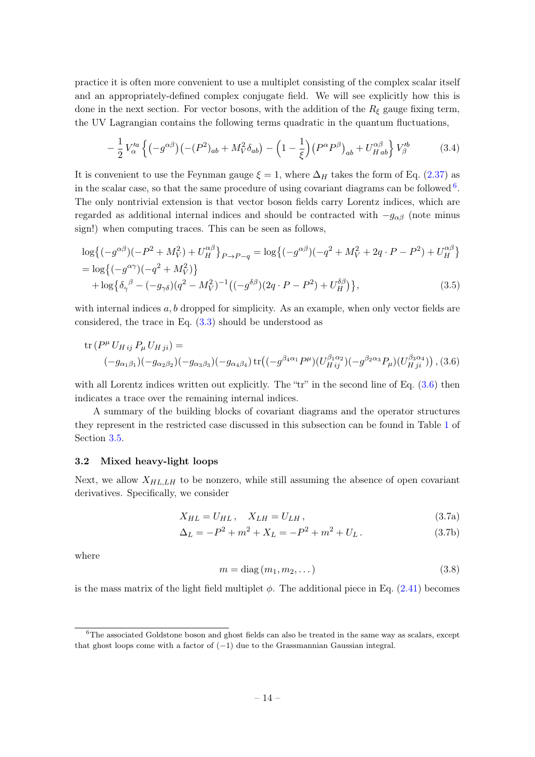practice it is often more convenient to use a multiplet consisting of the complex scalar itself and an appropriately-defined complex conjugate field. We will see explicitly how this is done in the next section. For vector bosons, with the addition of the $R_\xi$ gauge fixing term, the UV Lagrangian contains the following terms quadratic in the quantum fluctuations,

$$
-\frac{1}{2}\, V'^a_\alpha \left\{ \left(-g^{\alpha\beta}\right)\left(-(P^2)_{ab} + M_V^2 \delta_{ab}\right) - \left(1 - \frac{1}{\xi}\right)\left(P^\alpha P^\beta\right)_{ab} + U^{\alpha\beta}_{H\,ab} \right\} V'^b_\beta \tag{3.4}
$$

It is convenient to use the Feynman gauge $\xi = 1$, where $\Delta_H$ takes the form of Eq. (2.37) as in the scalar case, so that the same procedure of using covariant diagrams can be followed [6]. The only nontrivial extension is that vector boson fields carry Lorentz indices, which are regarded as additional internal indices and should be contracted with $-g_{\alpha\beta}$ (note minus sign!) when computing traces. This can be seen as follows,

$$
\begin{aligned}
&\log\left\{(-g^{\alpha\beta})(-P^2 + M_V^2) + U_H^{\alpha\beta}\right\}_{P\to P-q} = \log\left\{(-g^{\alpha\beta})(-q^2 + M_V^2 + 2q\cdot P - P^2) + U_H^{\alpha\beta}\right\} \\
&= \log\left\{(-g^{\alpha\gamma})(-q^2 + M_V^2)\right\} \\
&\quad + \log\left\{\delta_\gamma^{\ \beta} - (-g_{\gamma\delta})(q^2 - M_V^2)^{-1}\left((-g^{\delta\beta})(2q\cdot P - P^2) + U_H^{\delta\beta}\right)\right\},
\end{aligned} \tag{3.5}
$$

with internal indices $a, b$ dropped for simplicity. As an example, when only vector fields are considered, the trace in Eq. (3.3) should be understood as

$$
\begin{aligned}
&\mathrm{tr}\left(P^\mu\, U_{H\,ij}\, P_\mu\, U_{H\,ji}\right) = \\
&\qquad (-g_{\alpha_1\beta_1})(-g_{\alpha_2\beta_2})(-g_{\alpha_3\beta_3})(-g_{\alpha_4\beta_4})\,\mathrm{tr}\big((-g^{\beta_4\alpha_1}P^\mu)(U_{H\,ij}^{\beta_1\alpha_2})(-g^{\beta_2\alpha_3}P_\mu)(U_{H\,ji}^{\beta_3\alpha_4})\big)\,,
\end{aligned} \tag{3.6}
$$

with all Lorentz indices written out explicitly. The "tr" in the second line of Eq. (3.6) then indicates a trace over the remaining internal indices.

A summary of the building blocks of covariant diagrams and the operator structures they represent in the restricted case discussed in this subsection can be found in Table 1 of Section 3.5.

### 3.2 Mixed heavy-light loops

Next, we allow $X_{HL,LH}$ to be nonzero, while still assuming the absence of open covariant derivatives. Specifically, we consider

$$
X_{HL} = U_{HL}\,, \quad X_{LH} = U_{LH}\,, \tag{3.7a}
$$

$$
\Delta_L = -P^2 + m^2 + X_L = -P^2 + m^2 + U_L\,. \tag{3.7b}
$$

where

$$
m = \mathrm{diag}\,(m_1, m_2, \dots) \tag{3.8}
$$

is the mass matrix of the light field multiplet $\phi$. The additional piece in Eq. (2.41) becomes

---

[6] The associated Goldstone boson and ghost fields can also be treated in the same way as scalars, except that ghost loops come with a factor of $(-1)$ due to the Grassmannian Gaussian integral.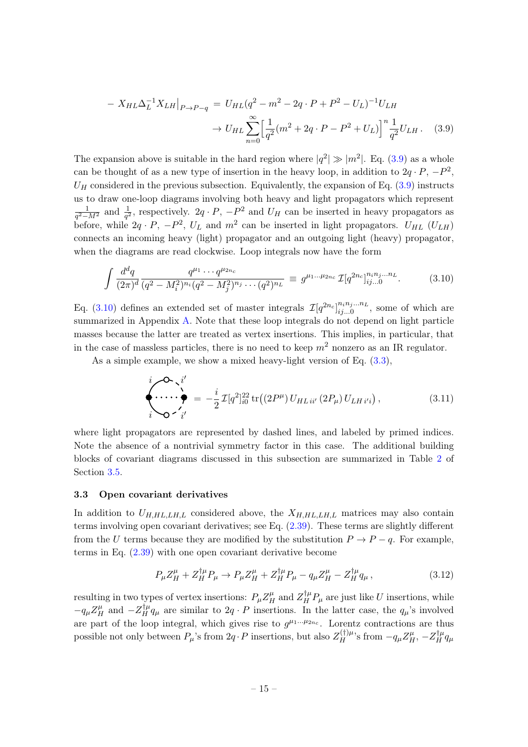$$
\begin{aligned}
- X_{HL}\Delta_L^{-1}X_{LH}\big|_{P\to P-q} &= U_{HL}(q^2 - m^2 - 2q\cdot P + P^2 - U_L)^{-1}U_{LH} \\
&\to U_{HL}\sum_{n=0}^{\infty}\Big[\frac{1}{q^2}(m^2 + 2q\cdot P - P^2 + U_L)\Big]^n \frac{1}{q^2}U_{LH}\,. \qquad (3.9)
\end{aligned}
$$

The expansion above is suitable in the hard region where $|q^2| \gg |m^2|$. Eq. (3.9) as a whole can be thought of as a new type of insertion in the heavy loop, in addition to $2q\cdot P$, $-P^2$, $U_H$ considered in the previous subsection. Equivalently, the expansion of Eq. (3.9) instructs us to draw one-loop diagrams involving both heavy and light propagators which represent $\frac{1}{q^2-M^2}$ and $\frac{1}{q^2}$, respectively. $2q\cdot P$, $-P^2$ and $U_H$ can be inserted in heavy propagators as before, while $2q\cdot P$, $-P^2$, $U_L$ and $m^2$ can be inserted in light propagators. $U_{HL}$ ($U_{LH}$) connects an incoming heavy (light) propagator and an outgoing light (heavy) propagator, when the diagrams are read clockwise. Loop integrals now have the form

$$
\int \frac{d^dq}{(2\pi)^d}\frac{q^{\mu_1}\cdots q^{\mu_{2n_c}}}{(q^2-M_i^2)^{n_i}(q^2-M_j^2)^{n_j}\cdots(q^2)^{n_L}} \equiv g^{\mu_1\ldots\mu_{2n_c}}\,\mathcal{I}[q^{2n_c}]^{n_in_j\ldots n_L}_{ij\ldots 0}. \qquad (3.10)
$$

Eq. (3.10) defines an extended set of master integrals $\mathcal{I}[q^{2n_c}]^{n_in_j\ldots n_L}_{ij\ldots 0}$, some of which are summarized in Appendix A. Note that these loop integrals do not depend on light particle masses because the latter are treated as vertex insertions. This implies, in particular, that in the case of massless particles, there is no need to keep $m^2$ nonzero as an IR regulator.

As a simple example, we show a mixed heavy-light version of Eq. (3.3),

$$
[\text{diagram}] = -\frac{i}{2}\,\mathcal{I}[q^2]^{22}_{i0}\,\mathrm{tr}\big((2P^\mu)\,U_{HL\,ii'}\,(2P_\mu)\,U_{LH\,i'i}\big)\,, \qquad (3.11)
$$

where light propagators are represented by dashed lines, and labeled by primed indices. Note the absence of a nontrivial symmetry factor in this case. The additional building blocks of covariant diagrams discussed in this subsection are summarized in Table 2 of Section 3.5.

### 3.3 Open covariant derivatives

In addition to $U_{H,HL,LH,L}$ considered above, the $X_{H,HL,LH,L}$ matrices may also contain terms involving open covariant derivatives; see Eq. (2.39). These terms are slightly different from the $U$ terms because they are modified by the substitution $P\to P-q$. For example, terms in Eq. (2.39) with one open covariant derivative become

$$
P_\mu Z_H^\mu + Z_H^{\dagger\mu}P_\mu \to P_\mu Z_H^\mu + Z_H^{\dagger\mu}P_\mu - q_\mu Z_H^\mu - Z_H^{\dagger\mu}q_\mu\,, \qquad (3.12)
$$

resulting in two types of vertex insertions: $P_\mu Z_H^\mu$ and $Z_H^{\dagger\mu}P_\mu$ are just like $U$ insertions, while $-q_\mu Z_H^\mu$ and $-Z_H^{\dagger\mu}q_\mu$ are similar to $2q\cdot P$ insertions. In the latter case, the $q_\mu$'s involved are part of the loop integral, which gives rise to $g^{\mu_1\cdots\mu_{2n_c}}$. Lorentz contractions are thus possible not only between $P_\mu$'s from $2q\cdot P$ insertions, but also $Z_H^{(\dagger)\mu}$'s from $-q_\mu Z_H^\mu$, $-Z_H^{\dagger\mu}q_\mu$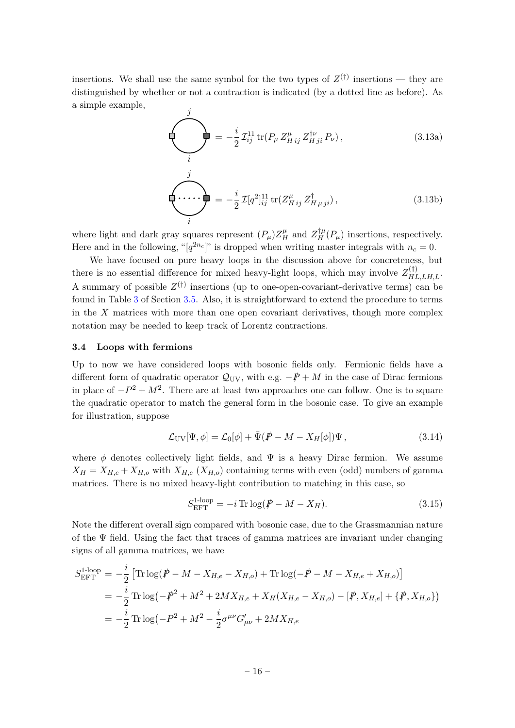insertions. We shall use the same symbol for the two types of $Z^{(\dagger)}$ insertions — they are distinguished by whether or not a contraction is indicated (by a dotted line as before). As a simple example,

$$= -\frac{i}{2}\,\mathcal{I}^{11}_{ij}\,\mathrm{tr}(P_\mu\, Z^\mu_{H\,ij}\, Z^{\dagger\nu}_{H\,ji}\, P_\nu)\,, \tag{3.13a}$$

$$= -\frac{i}{2}\,\mathcal{I}[q^2]^{11}_{ij}\,\mathrm{tr}(Z^\mu_{H\,ij}\, Z^\dagger_{H\,\mu\,ji})\,, \tag{3.13b}$$

where light and dark gray squares represent $(P_\mu)Z^\mu_H$ and $Z^{\dagger\mu}_H(P_\mu)$ insertions, respectively. Here and in the following, "$[q^{2n_c}]$" is dropped when writing master integrals with $n_c = 0$.

We have focused on pure heavy loops in the discussion above for concreteness, but there is no essential difference for mixed heavy-light loops, which may involve $Z^{(\dagger)}_{HL,LH,L}$. A summary of possible $Z^{(\dagger)}$ insertions (up to one-open-covariant-derivative terms) can be found in Table 3 of Section 3.5. Also, it is straightforward to extend the procedure to terms in the $X$ matrices with more than one open covariant derivatives, though more complex notation may be needed to keep track of Lorentz contractions.

### 3.4 Loops with fermions

Up to now we have considered loops with bosonic fields only. Fermionic fields have a different form of quadratic operator $\mathcal{Q}_{\text{UV}}$, with e.g. $-\not{P} + M$ in the case of Dirac fermions in place of $-P^2 + M^2$. There are at least two approaches one can follow. One is to square the quadratic operator to match the general form in the bosonic case. To give an example for illustration, suppose

$$\mathcal{L}_{\text{UV}}[\Psi, \phi] = \mathcal{L}_0[\phi] + \bar{\Psi}(\not{P} - M - X_H[\phi])\Psi\,, \tag{3.14}$$

where $\phi$ denotes collectively light fields, and $\Psi$ is a heavy Dirac fermion. We assume $X_H = X_{H,e} + X_{H,o}$ with $X_{H,e}$ ($X_{H,o}$) containing terms with even (odd) numbers of gamma matrices. There is no mixed heavy-light contribution to matching in this case, so

$$S^{\text{1-loop}}_{\text{EFT}} = -i\,\mathrm{Tr}\log(\not{P} - M - X_H). \tag{3.15}$$

Note the different overall sign compared with bosonic case, due to the Grassmannian nature of the $\Psi$ field. Using the fact that traces of gamma matrices are invariant under changing signs of all gamma matrices, we have

$$\begin{aligned}
S^{\text{1-loop}}_{\text{EFT}} &= -\frac{i}{2}\left[\mathrm{Tr}\log(\not{P} - M - X_{H,e} - X_{H,o}) + \mathrm{Tr}\log(-\not{P} - M - X_{H,e} + X_{H,o})\right] \\
&= -\frac{i}{2}\,\mathrm{Tr}\log\big(-\not{P}^2 + M^2 + 2MX_{H,e} + X_H(X_{H,e} - X_{H,o}) - [\not{P}, X_{H,e}] + \{\not{P}, X_{H,o}\}\big) \\
&= -\frac{i}{2}\,\mathrm{Tr}\log\big(-P^2 + M^2 - \frac{i}{2}\sigma^{\mu\nu}G'_{\mu\nu} + 2MX_{H,e}
\end{aligned}$$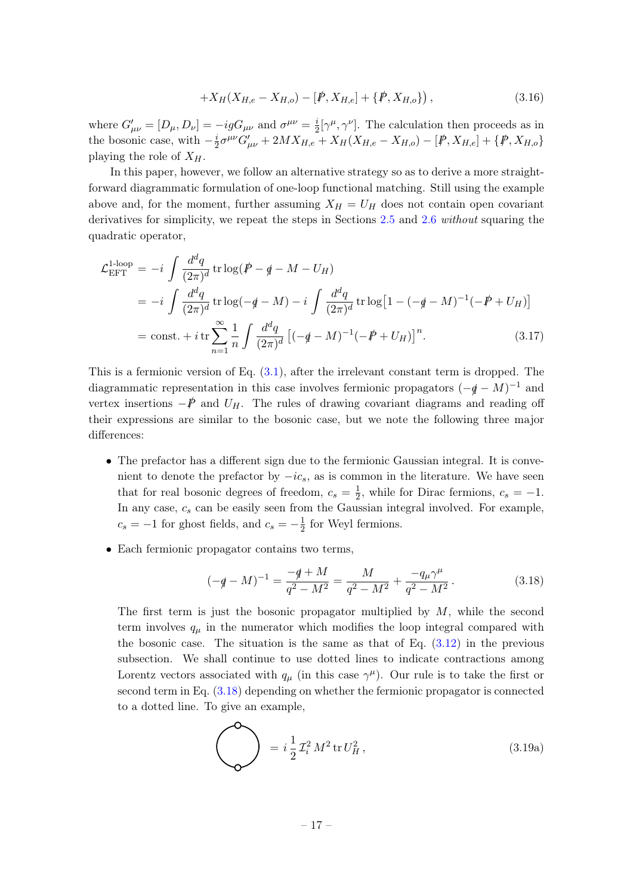$$+X_H(X_{H,e} - X_{H,o}) - [\not{P}, X_{H,e}] + \{\not{P}, X_{H,o}\}\big)\,, \tag{3.16}$$

where $G'_{\mu\nu} = [D_\mu, D_\nu] = -igG_{\mu\nu}$ and $\sigma^{\mu\nu} = \frac{i}{2}[\gamma^\mu, \gamma^\nu]$. The calculation then proceeds as in the bosonic case, with $-\frac{i}{2}\sigma^{\mu\nu}G'_{\mu\nu} + 2MX_{H,e} + X_H(X_{H,e} - X_{H,o}) - [\not{P}, X_{H,e}] + \{\not{P}, X_{H,o}\}$ playing the role of $X_H$.

In this paper, however, we follow an alternative strategy so as to derive a more straightforward diagrammatic formulation of one-loop functional matching. Still using the example above and, for the moment, further assuming $X_H = U_H$ does not contain open covariant derivatives for simplicity, we repeat the steps in Sections 2.5 and 2.6 *without* squaring the quadratic operator,

$$\begin{aligned}
\mathcal{L}_{\text{EFT}}^{\text{1-loop}} &= -i\int \frac{d^dq}{(2\pi)^d}\,\text{tr}\log(\not{P} - \not{q} - M - U_H) \\
&= -i\int \frac{d^dq}{(2\pi)^d}\,\text{tr}\log(-\not{q} - M) - i\int \frac{d^dq}{(2\pi)^d}\,\text{tr}\log\big[1 - (-\not{q} - M)^{-1}(-\not{P} + U_H)\big] \\
&= \text{const.} + i\,\text{tr}\sum_{n=1}^{\infty}\frac{1}{n}\int \frac{d^dq}{(2\pi)^d}\big[(-\not{q} - M)^{-1}(-\not{P} + U_H)\big]^n.
\end{aligned} \tag{3.17}$$

This is a fermionic version of Eq. (3.1), after the irrelevant constant term is dropped. The diagrammatic representation in this case involves fermionic propagators $(-\not{q} - M)^{-1}$ and vertex insertions $-\not{P}$ and $U_H$. The rules of drawing covariant diagrams and reading off their expressions are similar to the bosonic case, but we note the following three major differences:

- The prefactor has a different sign due to the fermionic Gaussian integral. It is convenient to denote the prefactor by $-ic_s$, as is common in the literature. We have seen that for real bosonic degrees of freedom, $c_s = \frac{1}{2}$, while for Dirac fermions, $c_s = -1$. In any case, $c_s$ can be easily seen from the Gaussian integral involved. For example, $c_s = -1$ for ghost fields, and $c_s = -\frac{1}{2}$ for Weyl fermions.

- Each fermionic propagator contains two terms,

$$(-\not{q} - M)^{-1} = \frac{-\not{q} + M}{q^2 - M^2} = \frac{M}{q^2 - M^2} + \frac{-q_\mu\gamma^\mu}{q^2 - M^2}\,. \tag{3.18}$$

The first term is just the bosonic propagator multiplied by $M$, while the second term involves $q_\mu$ in the numerator which modifies the loop integral compared with the bosonic case. The situation is the same as that of Eq. (3.12) in the previous subsection. We shall continue to use dotted lines to indicate contractions among Lorentz vectors associated with $q_\mu$ (in this case $\gamma^\mu$). Our rule is to take the first or second term in Eq. (3.18) depending on whether the fermionic propagator is connected to a dotted line. To give an example,

$$\bigcirc = i\,\frac{1}{2}\,\mathcal{I}_i^2\,M^2\,\text{tr}\,U_H^2\,, \tag{3.19a}$$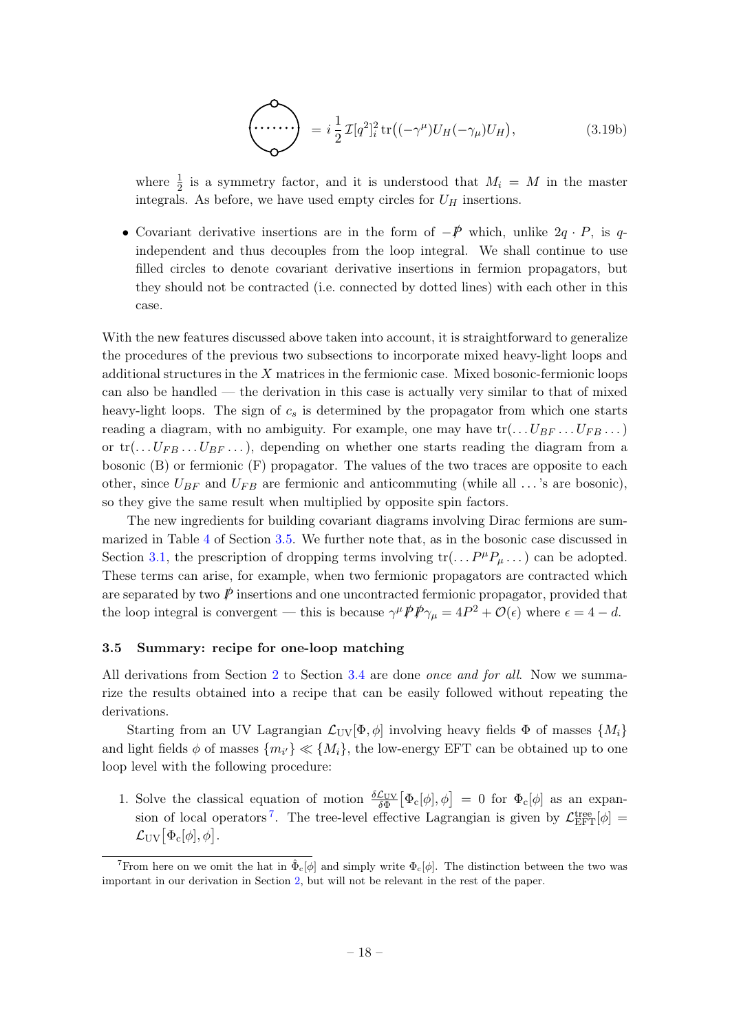$$= i\,\frac{1}{2}\,\mathcal{I}[q^2]_i^2\,\mathrm{tr}\big((-\gamma^\mu)U_H(-\gamma_\mu)U_H\big), \tag{3.19b}$$

where $\frac{1}{2}$ is a symmetry factor, and it is understood that $M_i = M$ in the master integrals. As before, we have used empty circles for $U_H$ insertions.

- Covariant derivative insertions are in the form of $-\not{P}$ which, unlike $2q\cdot P$, is $q$-independent and thus decouples from the loop integral. We shall continue to use filled circles to denote covariant derivative insertions in fermion propagators, but they should not be contracted (i.e. connected by dotted lines) with each other in this case.

With the new features discussed above taken into account, it is straightforward to generalize the procedures of the previous two subsections to incorporate mixed heavy-light loops and additional structures in the $X$ matrices in the fermionic case. Mixed bosonic-fermionic loops can also be handled — the derivation in this case is actually very similar to that of mixed heavy-light loops. The sign of $c_s$ is determined by the propagator from which one starts reading a diagram, with no ambiguity. For example, one may have $\mathrm{tr}(\dots U_{BF}\dots U_{FB}\dots)$ or $\mathrm{tr}(\dots U_{FB}\dots U_{BF}\dots)$, depending on whether one starts reading the diagram from a bosonic (B) or fermionic (F) propagator. The values of the two traces are opposite to each other, since $U_{BF}$ and $U_{FB}$ are fermionic and anticommuting (while all $\dots$'s are bosonic), so they give the same result when multiplied by opposite spin factors.

The new ingredients for building covariant diagrams involving Dirac fermions are summarized in Table 4 of Section 3.5. We further note that, as in the bosonic case discussed in Section 3.1, the prescription of dropping terms involving $\mathrm{tr}(\dots P^\mu P_\mu\dots)$ can be adopted. These terms can arise, for example, when two fermionic propagators are contracted which are separated by two $\not{P}$ insertions and one uncontracted fermionic propagator, provided that the loop integral is convergent — this is because $\gamma^\mu\not{P}\not{P}\gamma_\mu = 4P^2 + \mathcal{O}(\epsilon)$ where $\epsilon = 4-d$.

### 3.5 Summary: recipe for one-loop matching

All derivations from Section 2 to Section 3.4 are done *once and for all*. Now we summarize the results obtained into a recipe that can be easily followed without repeating the derivations.

Starting from an UV Lagrangian $\mathcal{L}_{\mathrm{UV}}[\Phi,\phi]$ involving heavy fields $\Phi$ of masses $\{M_i\}$ and light fields $\phi$ of masses $\{m_{i'}\}\ll\{M_i\}$, the low-energy EFT can be obtained up to one loop level with the following procedure:

1. Solve the classical equation of motion $\frac{\delta\mathcal{L}_{\mathrm{UV}}}{\delta\Phi}\big[\Phi_c[\phi],\phi\big] = 0$ for $\Phi_c[\phi]$ as an expansion of local operators[7]. The tree-level effective Lagrangian is given by $\mathcal{L}_{\mathrm{EFT}}^{\mathrm{tree}}[\phi] = \mathcal{L}_{\mathrm{UV}}\big[\Phi_c[\phi],\phi\big]$.

[7] From here on we omit the hat in $\hat{\Phi}_c[\phi]$ and simply write $\Phi_c[\phi]$. The distinction between the two was important in our derivation in Section 2, but will not be relevant in the rest of the paper.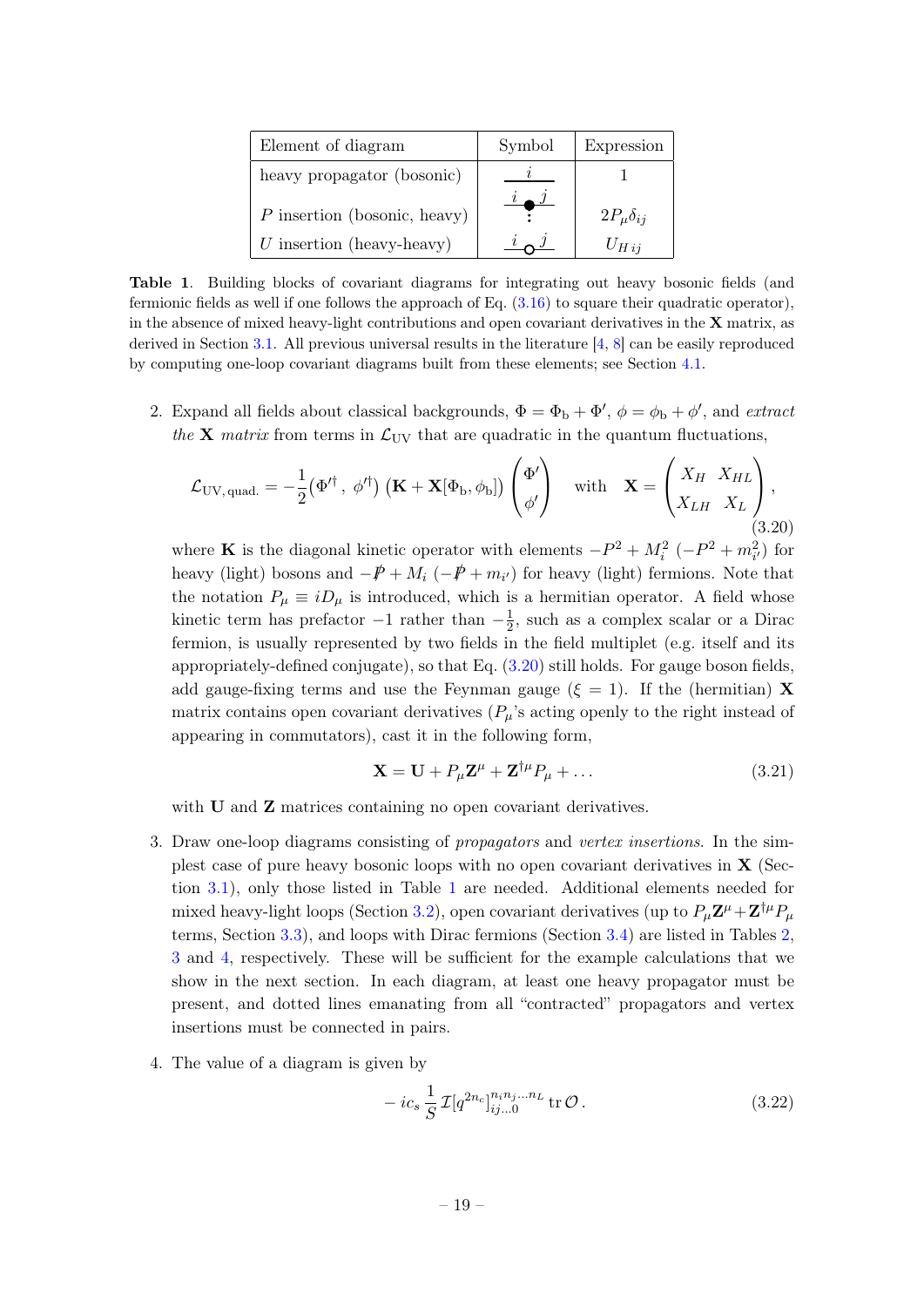| Element of diagram | Symbol | Expression |
|---|---|---|
| heavy propagator (bosonic) | $\overset{i}{\overline{\quad\quad}}$ | $1$ |
| $P$ insertion (bosonic, heavy) | $\overset{i\quad j}{\overline{\quad\bullet\quad}}$ | $2P_\mu \delta_{ij}$ |
| $U$ insertion (heavy-heavy) | $\overset{i\quad j}{\overline{\quad\circ\quad}}$ | $U_{H\,ij}$ |

**Table 1**. Building blocks of covariant diagrams for integrating out heavy bosonic fields (and fermionic fields as well if one follows the approach of Eq. (3.16) to square their quadratic operator), in the absence of mixed heavy-light contributions and open covariant derivatives in the $\mathbf{X}$ matrix, as derived in Section 3.1. All previous universal results in the literature [4, 8] can be easily reproduced by computing one-loop covariant diagrams built from these elements; see Section 4.1.

2. Expand all fields about classical backgrounds, $\Phi = \Phi_\text{b} + \Phi'$, $\phi = \phi_\text{b} + \phi'$, and *extract the* $\mathbf{X}$ *matrix* from terms in $\mathcal{L}_\text{UV}$ that are quadratic in the quantum fluctuations,

$$\mathcal{L}_\text{UV, quad.} = -\frac{1}{2}\big(\Phi'^\dagger\,,\ \phi'^\dagger\big)\,\big(\mathbf{K} + \mathbf{X}[\Phi_\text{b}, \phi_\text{b}]\big)\begin{pmatrix}\Phi' \\ \phi'\end{pmatrix} \quad \text{with} \quad \mathbf{X} = \begin{pmatrix} X_H & X_{HL} \\ X_{LH} & X_L \end{pmatrix}, \tag{3.20}$$

where $\mathbf{K}$ is the diagonal kinetic operator with elements $-P^2 + M_i^2$ ($-P^2 + m_{i'}^2$) for heavy (light) bosons and $-\not{P} + M_i$ ($-\not{P} + m_{i'}$) for heavy (light) fermions. Note that the notation $P_\mu \equiv iD_\mu$ is introduced, which is a hermitian operator. A field whose kinetic term has prefactor $-1$ rather than $-\frac{1}{2}$, such as a complex scalar or a Dirac fermion, is usually represented by two fields in the field multiplet (e.g. itself and its appropriately-defined conjugate), so that Eq. (3.20) still holds. For gauge boson fields, add gauge-fixing terms and use the Feynman gauge ($\xi = 1$). If the (hermitian) $\mathbf{X}$ matrix contains open covariant derivatives ($P_\mu$'s acting openly to the right instead of appearing in commutators), cast it in the following form,

$$\mathbf{X} = \mathbf{U} + P_\mu \mathbf{Z}^\mu + \mathbf{Z}^{\dagger\mu} P_\mu + \dots \tag{3.21}$$

with $\mathbf{U}$ and $\mathbf{Z}$ matrices containing no open covariant derivatives.

3. Draw one-loop diagrams consisting of *propagators* and *vertex insertions*. In the simplest case of pure heavy bosonic loops with no open covariant derivatives in $\mathbf{X}$ (Section 3.1), only those listed in Table 1 are needed. Additional elements needed for mixed heavy-light loops (Section 3.2), open covariant derivatives (up to $P_\mu \mathbf{Z}^\mu + \mathbf{Z}^{\dagger\mu} P_\mu$ terms, Section 3.3), and loops with Dirac fermions (Section 3.4) are listed in Tables 2, 3 and 4, respectively. These will be sufficient for the example calculations that we show in the next section. In each diagram, at least one heavy propagator must be present, and dotted lines emanating from all "contracted" propagators and vertex insertions must be connected in pairs.

4. The value of a diagram is given by

$$-\,ic_s\,\frac{1}{S}\,\mathcal{I}[q^{2n_c}]^{n_i n_j \dots n_L}_{ij\dots 0}\,\operatorname{tr}\mathcal{O}\,. \tag{3.22}$$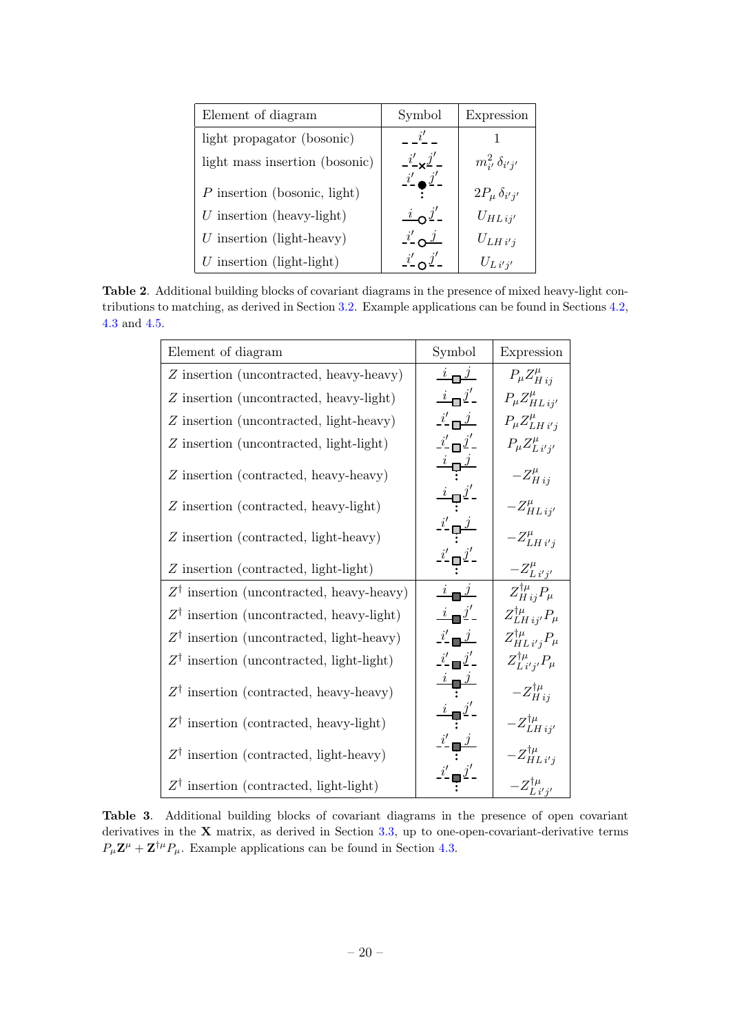| Element of diagram | Symbol | Expression |
|---|---|---|
| light propagator (bosonic) | $i'$ (dashed line) | $1$ |
| light mass insertion (bosonic) | $i'$ × $j'$ (dashed lines) | $m_{i'}^2\,\delta_{i'j'}$ |
| $P$ insertion (bosonic, light) | $i'$ ● $j'$ (dashed lines) | $2P_\mu\,\delta_{i'j'}$ |
| $U$ insertion (heavy-light) | $i$ ○ $j'$ | $U_{HL\,ij'}$ |
| $U$ insertion (light-heavy) | $i'$ ○ $j$ | $U_{LH\,i'j}$ |
| $U$ insertion (light-light) | $i'$ ○ $j'$ | $U_{L\,i'j'}$ |

**Table 2**. Additional building blocks of covariant diagrams in the presence of mixed heavy-light contributions to matching, as derived in Section 3.2. Example applications can be found in Sections 4.2, 4.3 and 4.5.

| Element of diagram | Symbol | Expression |
|---|---|---|
| $Z$ insertion (uncontracted, heavy-heavy) | $i$ □ $j$ | $P_\mu Z^\mu_{H\,ij}$ |
| $Z$ insertion (uncontracted, heavy-light) | $i$ □ $j'$ | $P_\mu Z^\mu_{HL\,ij'}$ |
| $Z$ insertion (uncontracted, light-heavy) | $i'$ □ $j$ | $P_\mu Z^\mu_{LH\,i'j}$ |
| $Z$ insertion (uncontracted, light-light) | $i'$ □ $j'$ | $P_\mu Z^\mu_{L\,i'j'}$ |
| $Z$ insertion (contracted, heavy-heavy) | $i$ □ $j$ (dotted) | $-Z^\mu_{H\,ij}$ |
| $Z$ insertion (contracted, heavy-light) | $i$ □ $j'$ (dotted) | $-Z^\mu_{HL\,ij'}$ |
| $Z$ insertion (contracted, light-heavy) | $i'$ □ $j$ (dotted) | $-Z^\mu_{LH\,i'j}$ |
| $Z$ insertion (contracted, light-light) | $i'$ □ $j'$ (dotted) | $-Z^\mu_{L\,i'j'}$ |
| $Z^\dagger$ insertion (uncontracted, heavy-heavy) | $i$ ■ $j$ | $Z^{\dagger\mu}_{H\,ij}P_\mu$ |
| $Z^\dagger$ insertion (uncontracted, heavy-light) | $i$ ■ $j'$ | $Z^{\dagger\mu}_{LH\,ij'}P_\mu$ |
| $Z^\dagger$ insertion (uncontracted, light-heavy) | $i'$ ■ $j$ | $Z^{\dagger\mu}_{HL\,i'j}P_\mu$ |
| $Z^\dagger$ insertion (uncontracted, light-light) | $i'$ ■ $j'$ | $Z^{\dagger\mu}_{L\,i'j'}P_\mu$ |
| $Z^\dagger$ insertion (contracted, heavy-heavy) | $i$ ■ $j$ (dotted) | $-Z^{\dagger\mu}_{H\,ij}$ |
| $Z^\dagger$ insertion (contracted, heavy-light) | $i$ ■ $j'$ (dotted) | $-Z^{\dagger\mu}_{LH\,ij'}$ |
| $Z^\dagger$ insertion (contracted, light-heavy) | $i'$ ■ $j$ (dotted) | $-Z^{\dagger\mu}_{HL\,i'j}$ |
| $Z^\dagger$ insertion (contracted, light-light) | $i'$ ■ $j'$ (dotted) | $-Z^{\dagger\mu}_{L\,i'j'}$ |

**Table 3**. Additional building blocks of covariant diagrams in the presence of open covariant derivatives in the $\mathbf{X}$ matrix, as derived in Section 3.3, up to one-open-covariant-derivative terms $P_\mu \mathbf{Z}^\mu + \mathbf{Z}^{\dagger\mu} P_\mu$. Example applications can be found in Section 4.3.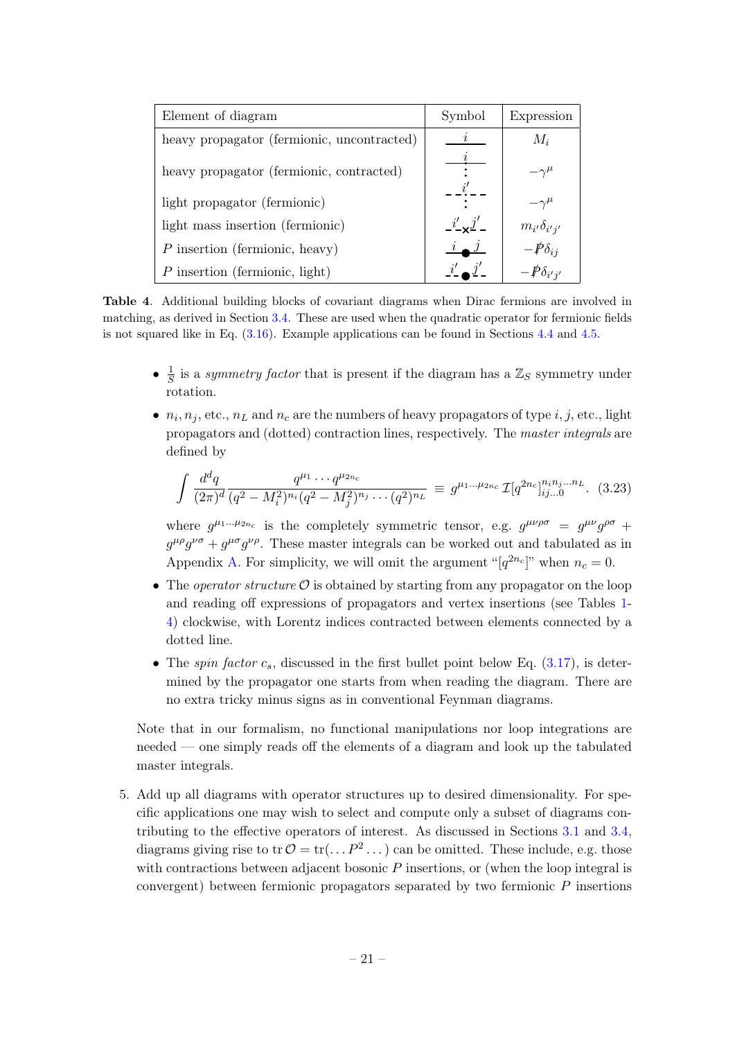| Element of diagram | Symbol | Expression |
|---|---|---|
| heavy propagator (fermionic, uncontracted) | $\overset{i}{\overline{\quad\quad}}$ | $M_i$ |
| heavy propagator (fermionic, contracted) | $\overset{i}{\overline{\quad\quad}}$ (dotted) | $-\gamma^\mu$ |
| light propagator (fermionic) | $\overset{i'}{- - -}$ (dotted) | $-\gamma^\mu$ |
| light mass insertion (fermionic) | $\overset{i'}{-}\times\overset{j'}{-}$ | $m_{i'}\delta_{i'j'}$ |
| $P$ insertion (fermionic, heavy) | $\overset{i}{\_}\bullet\overset{j}{\_}$ | $-\not{P}\delta_{ij}$ |
| $P$ insertion (fermionic, light) | $\overset{i'}{-}\bullet\overset{j'}{-}$ | $-\not{P}\delta_{i'j'}$ |

**Table 4**. Additional building blocks of covariant diagrams when Dirac fermions are involved in matching, as derived in Section 3.4. These are used when the quadratic operator for fermionic fields is not squared like in Eq. (3.16). Example applications can be found in Sections 4.4 and 4.5.

- $\frac{1}{S}$ is a *symmetry factor* that is present if the diagram has a $\mathbb{Z}_S$ symmetry under rotation.
- $n_i, n_j$, etc., $n_L$ and $n_c$ are the numbers of heavy propagators of type $i, j$, etc., light propagators and (dotted) contraction lines, respectively. The *master integrals* are defined by

$$\int \frac{d^dq}{(2\pi)^d} \frac{q^{\mu_1}\cdots q^{\mu_{2n_c}}}{(q^2-M_i^2)^{n_i}(q^2-M_j^2)^{n_j}\cdots(q^2)^{n_L}} \equiv g^{\mu_1\dots\mu_{2n_c}}\, \mathcal{I}[q^{2n_c}]^{n_in_j\dots n_L}_{ij\dots 0}. \quad (3.23)$$

where $g^{\mu_1\dots\mu_{2n_c}}$ is the completely symmetric tensor, e.g. $g^{\mu\nu\rho\sigma} = g^{\mu\nu}g^{\rho\sigma} + g^{\mu\rho}g^{\nu\sigma} + g^{\mu\sigma}g^{\nu\rho}$. These master integrals can be worked out and tabulated as in Appendix A. For simplicity, we will omit the argument "$[q^{2n_c}]$" when $n_c = 0$.

- The *operator structure* $\mathcal{O}$ is obtained by starting from any propagator on the loop and reading off expressions of propagators and vertex insertions (see Tables 1-4) clockwise, with Lorentz indices contracted between elements connected by a dotted line.
- The *spin factor* $c_s$, discussed in the first bullet point below Eq. (3.17), is determined by the propagator one starts from when reading the diagram. There are no extra tricky minus signs as in conventional Feynman diagrams.

Note that in our formalism, no functional manipulations nor loop integrations are needed — one simply reads off the elements of a diagram and look up the tabulated master integrals.

5. Add up all diagrams with operator structures up to desired dimensionality. For specific applications one may wish to select and compute only a subset of diagrams contributing to the effective operators of interest. As discussed in Sections 3.1 and 3.4, diagrams giving rise to $\text{tr}\,\mathcal{O} = \text{tr}(\dots P^2\dots)$ can be omitted. These include, e.g. those with contractions between adjacent bosonic $P$ insertions, or (when the loop integral is convergent) between fermionic propagators separated by two fermionic $P$ insertions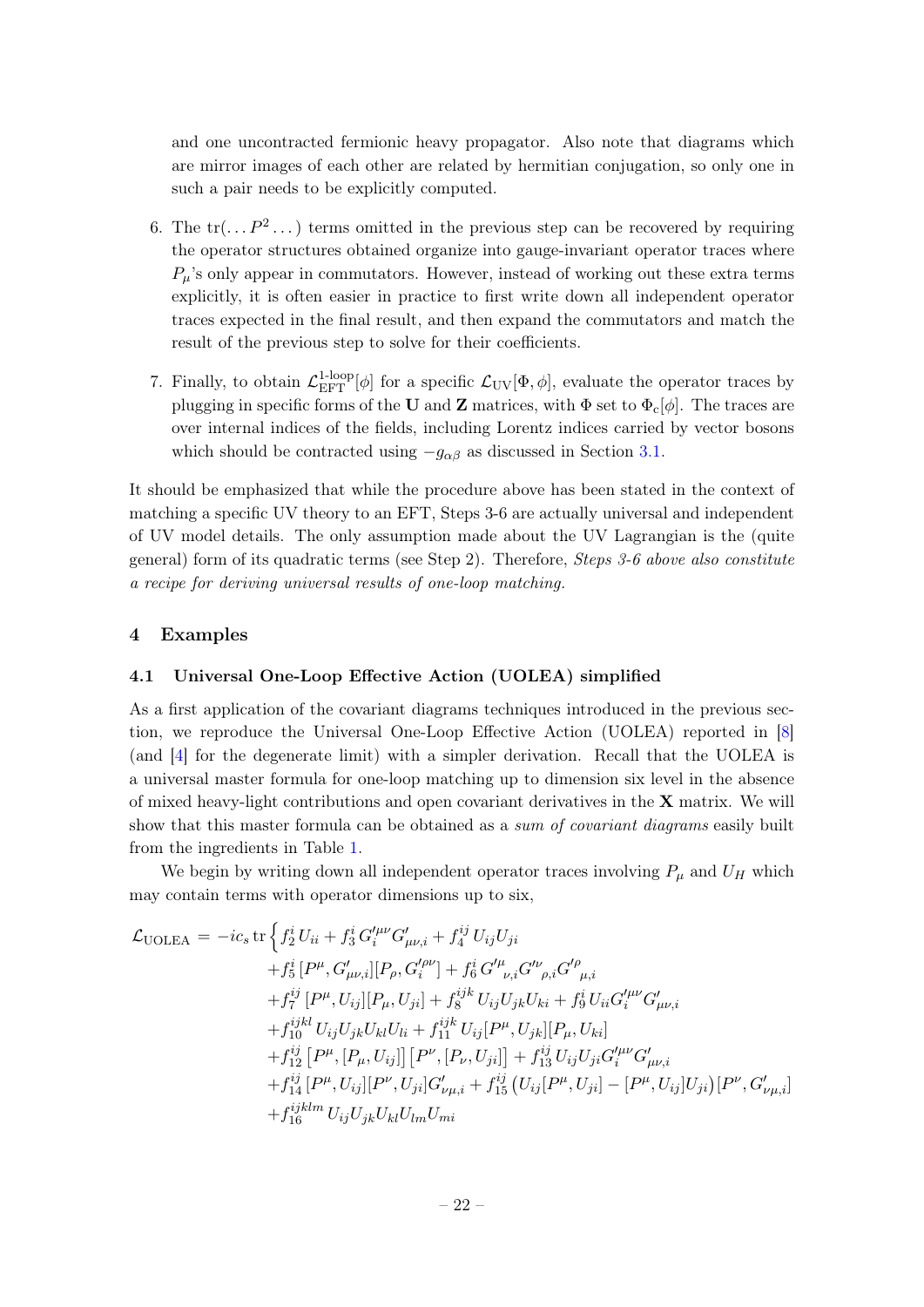and one uncontracted fermionic heavy propagator. Also note that diagrams which are mirror images of each other are related by hermitian conjugation, so only one in such a pair needs to be explicitly computed.

6. The $\text{tr}(\dots P^2 \dots)$ terms omitted in the previous step can be recovered by requiring the operator structures obtained organize into gauge-invariant operator traces where $P_\mu$'s only appear in commutators. However, instead of working out these extra terms explicitly, it is often easier in practice to first write down all independent operator traces expected in the final result, and then expand the commutators and match the result of the previous step to solve for their coefficients.

7. Finally, to obtain $\mathcal{L}_{\text{EFT}}^{\text{1-loop}}[\phi]$ for a specific $\mathcal{L}_{\text{UV}}[\Phi, \phi]$, evaluate the operator traces by plugging in specific forms of the $\mathbf{U}$ and $\mathbf{Z}$ matrices, with $\Phi$ set to $\Phi_c[\phi]$. The traces are over internal indices of the fields, including Lorentz indices carried by vector bosons which should be contracted using $-g_{\alpha\beta}$ as discussed in Section 3.1.

It should be emphasized that while the procedure above has been stated in the context of matching a specific UV theory to an EFT, Steps 3-6 are actually universal and independent of UV model details. The only assumption made about the UV Lagrangian is the (quite general) form of its quadratic terms (see Step 2). Therefore, *Steps 3-6 above also constitute a recipe for deriving universal results of one-loop matching.*

## 4 Examples

### 4.1 Universal One-Loop Effective Action (UOLEA) simplified

As a first application of the covariant diagrams techniques introduced in the previous section, we reproduce the Universal One-Loop Effective Action (UOLEA) reported in [8] (and [4] for the degenerate limit) with a simpler derivation. Recall that the UOLEA is a universal master formula for one-loop matching up to dimension six level in the absence of mixed heavy-light contributions and open covariant derivatives in the $\mathbf{X}$ matrix. We will show that this master formula can be obtained as a *sum of covariant diagrams* easily built from the ingredients in Table 1.

We begin by writing down all independent operator traces involving $P_\mu$ and $U_H$ which may contain terms with operator dimensions up to six,

$$
\begin{aligned}
\mathcal{L}_{\text{UOLEA}} = -ic_s \,\text{tr}\Big\{ & f_2^i \, U_{ii} + f_3^i \, G_i'^{\mu\nu} G'_{\mu\nu,i} + f_4^{ij} \, U_{ij} U_{ji} \\
& + f_5^i \, [P^\mu, G'_{\mu\nu,i}][P_\rho, G_i'^{\rho\nu}] + f_6^i \, G'^{\mu}{}_{\nu,i} G'^{\nu}{}_{\rho,i} G'^{\rho}{}_{\mu,i} \\
& + f_7^{ij} \, [P^\mu, U_{ij}][P_\mu, U_{ji}] + f_8^{ijk} \, U_{ij} U_{jk} U_{ki} + f_9^i \, U_{ii} G_i'^{\mu\nu} G'_{\mu\nu,i} \\
& + f_{10}^{ijkl} \, U_{ij} U_{jk} U_{kl} U_{li} + f_{11}^{ijk} \, U_{ij} [P^\mu, U_{jk}][P_\mu, U_{ki}] \\
& + f_{12}^{ij} \, [P^\mu, [P_\mu, U_{ij}]] \, [P^\nu, [P_\nu, U_{ji}]] + f_{13}^{ij} \, U_{ij} U_{ji} G_i'^{\mu\nu} G'_{\mu\nu,i} \\
& + f_{14}^{ij} \, [P^\mu, U_{ij}][P^\nu, U_{ji}] G'_{\nu\mu,i} + f_{15}^{ij} \left( U_{ij}[P^\mu, U_{ji}] - [P^\mu, U_{ij}] U_{ji} \right) [P^\nu, G'_{\nu\mu,i}] \\
& + f_{16}^{ijklm} \, U_{ij} U_{jk} U_{kl} U_{lm} U_{mi}
\end{aligned}
$$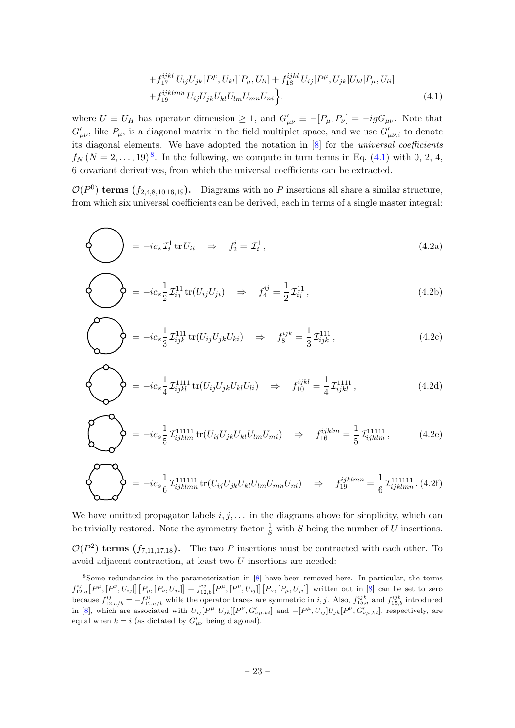$$
+f_{17}^{ijkl}\,U_{ij}U_{jk}[P^\mu,U_{kl}][P_\mu,U_{li}]+f_{18}^{ijkl}\,U_{ij}[P^\mu,U_{jk}]U_{kl}[P_\mu,U_{li}]
+f_{19}^{ijklmn}\,U_{ij}U_{jk}U_{kl}U_{lm}U_{mn}U_{ni}\Big\}, \tag{4.1}
$$

where $U \equiv U_H$ has operator dimension $\geq 1$, and $G'_{\mu\nu} \equiv -[P_\mu, P_\nu] = -igG_{\mu\nu}$. Note that $G'_{\mu\nu}$, like $P_\mu$, is a diagonal matrix in the field multiplet space, and we use $G'_{\mu\nu,i}$ to denote its diagonal elements. We have adopted the notation in [8] for the *universal coefficients* $f_N$ $(N = 2,\ldots,19)$[8]. In the following, we compute in turn terms in Eq. (4.1) with 0, 2, 4, 6 covariant derivatives, from which the universal coefficients can be extracted.

**$\mathcal{O}(P^0)$ terms ($f_{2,4,8,10,16,19}$).** Diagrams with no $P$ insertions all share a similar structure, from which six universal coefficients can be derived, each in terms of a single master integral:

$$
= -ic_s\,\mathcal{I}_i^1\,\mathrm{tr}\,U_{ii} \quad\Rightarrow\quad f_2^i = \mathcal{I}_i^1\,, \tag{4.2a}
$$

$$
= -ic_s\frac{1}{2}\,\mathcal{I}_{ij}^{11}\,\mathrm{tr}(U_{ij}U_{ji}) \quad\Rightarrow\quad f_4^{ij} = \frac{1}{2}\,\mathcal{I}_{ij}^{11}\,, \tag{4.2b}
$$

$$
= -ic_s\frac{1}{3}\,\mathcal{I}_{ijk}^{111}\,\mathrm{tr}(U_{ij}U_{jk}U_{ki}) \quad\Rightarrow\quad f_8^{ijk} = \frac{1}{3}\,\mathcal{I}_{ijk}^{111}\,, \tag{4.2c}
$$

$$
= -ic_s\frac{1}{4}\,\mathcal{I}_{ijkl}^{1111}\,\mathrm{tr}(U_{ij}U_{jk}U_{kl}U_{li}) \quad\Rightarrow\quad f_{10}^{ijkl} = \frac{1}{4}\,\mathcal{I}_{ijkl}^{1111}\,, \tag{4.2d}
$$

$$
= -ic_s\frac{1}{5}\,\mathcal{I}_{ijklm}^{11111}\,\mathrm{tr}(U_{ij}U_{jk}U_{kl}U_{lm}U_{mi}) \quad\Rightarrow\quad f_{16}^{ijklm} = \frac{1}{5}\,\mathcal{I}_{ijklm}^{11111}\,, \tag{4.2e}
$$

$$
= -ic_s\frac{1}{6}\,\mathcal{I}_{ijklmn}^{111111}\,\mathrm{tr}(U_{ij}U_{jk}U_{kl}U_{lm}U_{mn}U_{ni}) \quad\Rightarrow\quad f_{19}^{ijklmn} = \frac{1}{6}\,\mathcal{I}_{ijklmn}^{111111}\,. \tag{4.2f}
$$

We have omitted propagator labels $i, j, \ldots$ in the diagrams above for simplicity, which can be trivially restored. Note the symmetry factor $\frac{1}{S}$ with $S$ being the number of $U$ insertions.

**$\mathcal{O}(P^2)$ terms ($f_{7,11,17,18}$).** The two $P$ insertions must be contracted with each other. To avoid adjacent contraction, at least two $U$ insertions are needed:

[8] Some redundancies in the parameterization in [8] have been removed here. In particular, the terms $f_{12,a}^{ij}\big[P^\mu,[P^\nu,U_{ij}]\big]\big[P_\mu,[P_\nu,U_{ji}]\big] + f_{12,b}^{ij}\big[P^\mu,[P^\nu,U_{ij}]\big]\big[P_\nu,[P_\mu,U_{ji}]\big]$ written out in [8] can be set to zero because $f_{12,a/b}^{ij} = -f_{12,a/b}^{ji}$ while the operator traces are symmetric in $i, j$. Also, $f_{15,a}^{ijk}$ and $f_{15,b}^{ijk}$ introduced in [8], which are associated with $U_{ij}[P^\mu,U_{jk}][P^\nu,G'_{\nu\mu,ki}]$ and $-[P^\mu,U_{ij}]U_{jk}[P^\nu,G'_{\nu\mu,ki}]$, respectively, are equal when $k = i$ (as dictated by $G'_{\mu\nu}$ being diagonal).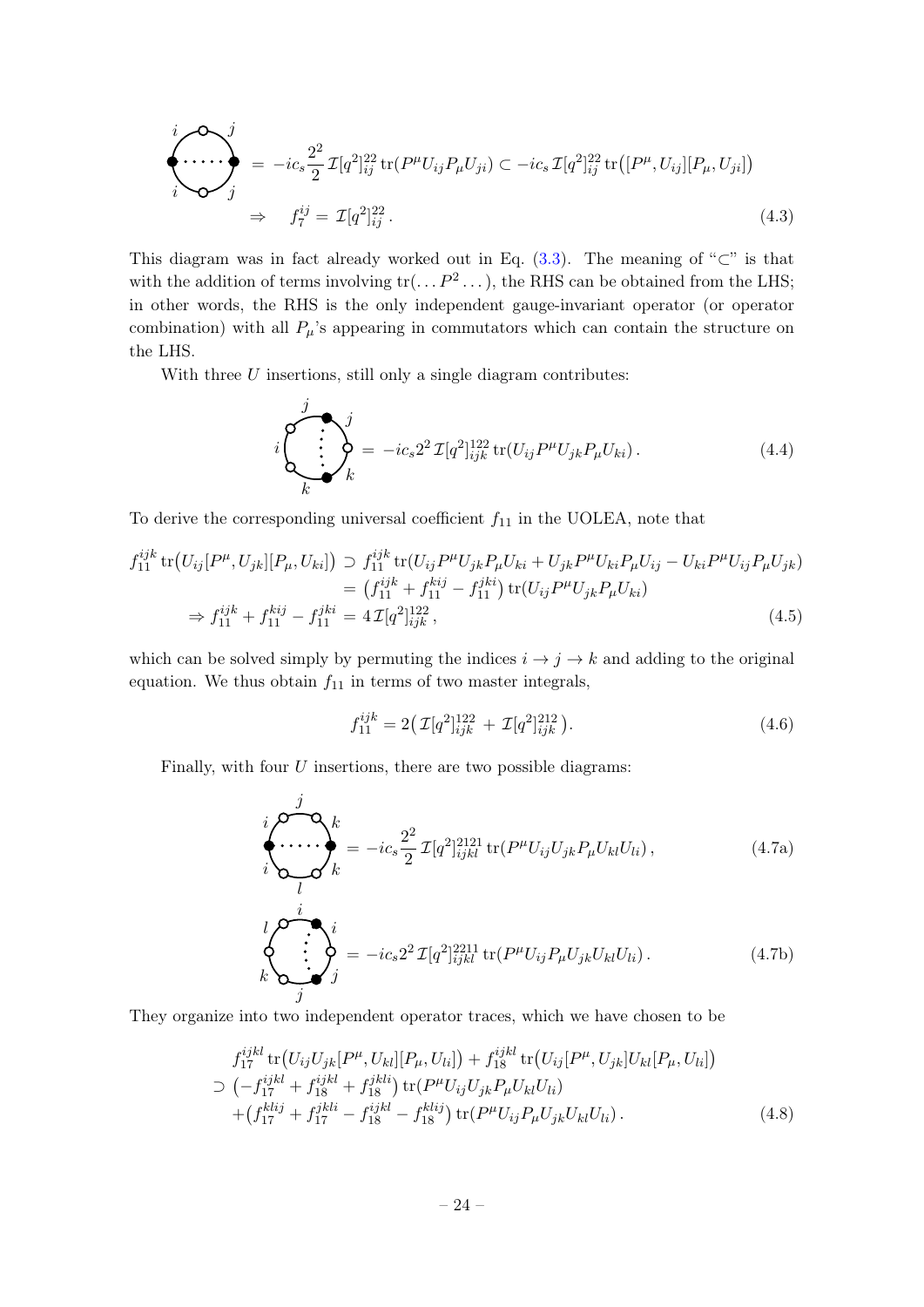$$
= -ic_s \frac{2^2}{2}\, \mathcal{I}[q^2]^{22}_{ij}\, \mathrm{tr}(P^\mu U_{ij} P_\mu U_{ji}) \subset -ic_s\, \mathcal{I}[q^2]^{22}_{ij}\, \mathrm{tr}\big([P^\mu, U_{ij}][P_\mu, U_{ji}]\big)
$$

$$
\Rightarrow \quad f_7^{ij} = \mathcal{I}[q^2]^{22}_{ij}\,. \tag{4.3}
$$

This diagram was in fact already worked out in Eq. (3.3). The meaning of "$\subset$" is that with the addition of terms involving $\mathrm{tr}(\dots P^2 \dots)$, the RHS can be obtained from the LHS; in other words, the RHS is the only independent gauge-invariant operator (or operator combination) with all $P_\mu$'s appearing in commutators which can contain the structure on the LHS.

With three $U$ insertions, still only a single diagram contributes:

$$
= -ic_s 2^2\, \mathcal{I}[q^2]^{122}_{ijk}\, \mathrm{tr}(U_{ij} P^\mu U_{jk} P_\mu U_{ki})\,. \tag{4.4}
$$

To derive the corresponding universal coefficient $f_{11}$ in the UOLEA, note that

$$
\begin{aligned}
f_{11}^{ijk}\, \mathrm{tr}\big(U_{ij}[P^\mu, U_{jk}][P_\mu, U_{ki}]\big) &\supset f_{11}^{ijk}\, \mathrm{tr}(U_{ij} P^\mu U_{jk} P_\mu U_{ki} + U_{jk} P^\mu U_{ki} P_\mu U_{ij} - U_{ki} P^\mu U_{ij} P_\mu U_{jk}) \\
&= \big(f_{11}^{ijk} + f_{11}^{kij} - f_{11}^{jki}\big)\, \mathrm{tr}(U_{ij} P^\mu U_{jk} P_\mu U_{ki}) \\
\Rightarrow f_{11}^{ijk} + f_{11}^{kij} - f_{11}^{jki} &= 4\, \mathcal{I}[q^2]^{122}_{ijk}\,,
\end{aligned} \tag{4.5}
$$

which can be solved simply by permuting the indices $i \to j \to k$ and adding to the original equation. We thus obtain $f_{11}$ in terms of two master integrals,

$$
f_{11}^{ijk} = 2\big(\mathcal{I}[q^2]^{122}_{ijk} + \mathcal{I}[q^2]^{212}_{ijk}\big). \tag{4.6}
$$

Finally, with four $U$ insertions, there are two possible diagrams:

$$
= -ic_s \frac{2^2}{2}\, \mathcal{I}[q^2]^{2121}_{ijkl}\, \mathrm{tr}(P^\mu U_{ij} U_{jk} P_\mu U_{kl} U_{li})\,, \tag{4.7a}
$$

$$
= -ic_s 2^2\, \mathcal{I}[q^2]^{2211}_{ijkl}\, \mathrm{tr}(P^\mu U_{ij} P_\mu U_{jk} U_{kl} U_{li})\,. \tag{4.7b}
$$

They organize into two independent operator traces, which we have chosen to be

$$
\begin{aligned}
&f_{17}^{ijkl}\, \mathrm{tr}\big(U_{ij} U_{jk} [P^\mu, U_{kl}][P_\mu, U_{li}]\big) + f_{18}^{ijkl}\, \mathrm{tr}\big(U_{ij} [P^\mu, U_{jk}] U_{kl} [P_\mu, U_{li}]\big) \\
&\supset \big(-f_{17}^{ijkl} + f_{18}^{ijkl} + f_{18}^{jkli}\big)\, \mathrm{tr}(P^\mu U_{ij} U_{jk} P_\mu U_{kl} U_{li}) \\
&\quad + \big(f_{17}^{klij} + f_{17}^{jkli} - f_{18}^{ijkl} - f_{18}^{klij}\big)\, \mathrm{tr}(P^\mu U_{ij} P_\mu U_{jk} U_{kl} U_{li})\,.
\end{aligned} \tag{4.8}
$$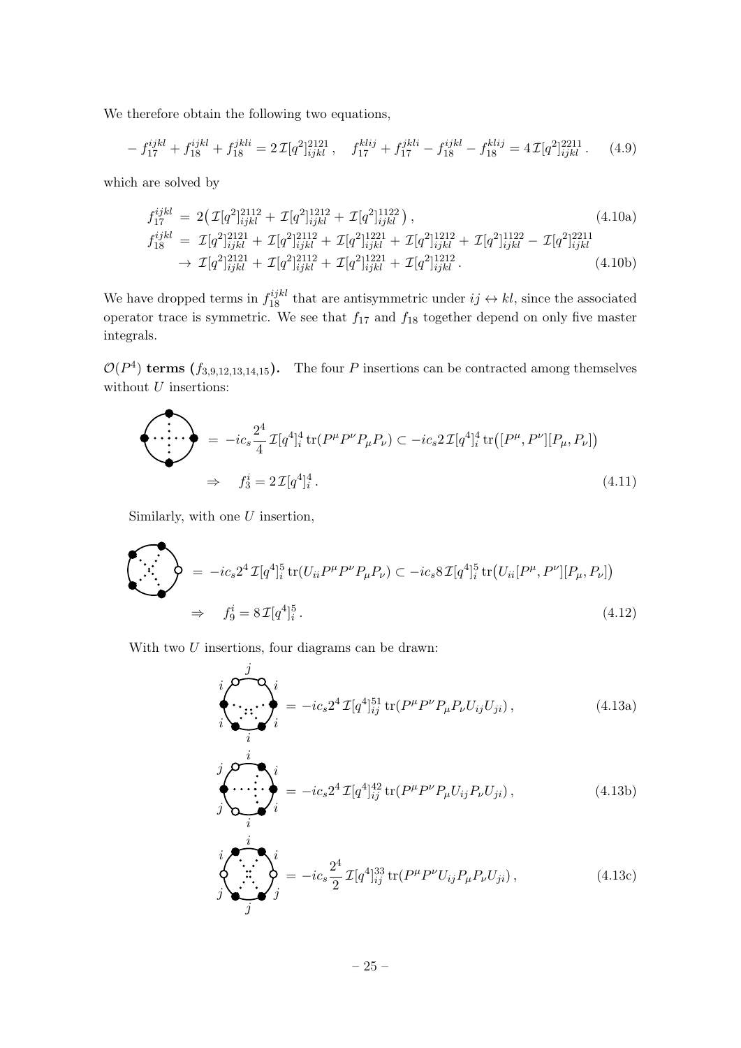We therefore obtain the following two equations,

$$-f_{17}^{ijkl} + f_{18}^{ijkl} + f_{18}^{jkli} = 2\,\mathcal{I}[q^2]^{2121}_{ijkl}\,, \quad f_{17}^{klij} + f_{17}^{jkli} - f_{18}^{ijkl} - f_{18}^{klij} = 4\,\mathcal{I}[q^2]^{2211}_{ijkl}\,. \tag{4.9}$$

which are solved by

$$f_{17}^{ijkl} = 2\big(\mathcal{I}[q^2]^{2112}_{ijkl} + \mathcal{I}[q^2]^{1212}_{ijkl} + \mathcal{I}[q^2]^{1122}_{ijkl}\big)\,, \tag{4.10a}$$

$$\begin{aligned} f_{18}^{ijkl} &= \mathcal{I}[q^2]^{2121}_{ijkl} + \mathcal{I}[q^2]^{2112}_{ijkl} + \mathcal{I}[q^2]^{1221}_{ijkl} + \mathcal{I}[q^2]^{1212}_{ijkl} + \mathcal{I}[q^2]^{1122}_{ijkl} - \mathcal{I}[q^2]^{2211}_{ijkl} \\ &\to \mathcal{I}[q^2]^{2121}_{ijkl} + \mathcal{I}[q^2]^{2112}_{ijkl} + \mathcal{I}[q^2]^{1221}_{ijkl} + \mathcal{I}[q^2]^{1212}_{ijkl}\,. \end{aligned} \tag{4.10b}$$

We have dropped terms in $f_{18}^{ijkl}$ that are antisymmetric under $ij \leftrightarrow kl$, since the associated operator trace is symmetric. We see that $f_{17}$ and $f_{18}$ together depend on only five master integrals.

**$\mathcal{O}(P^4)$ terms ($f_{3,9,12,13,14,15}$).** The four $P$ insertions can be contracted among themselves without $U$ insertions:

$$= -ic_s \frac{2^4}{4}\,\mathcal{I}[q^4]^4_i\,\mathrm{tr}(P^\mu P^\nu P_\mu P_\nu) \subset -ic_s 2\,\mathcal{I}[q^4]^4_i\,\mathrm{tr}\big([P^\mu, P^\nu][P_\mu, P_\nu]\big)$$

$$\Rightarrow \quad f_3^i = 2\,\mathcal{I}[q^4]^4_i\,. \tag{4.11}$$

Similarly, with one $U$ insertion,

$$= -ic_s 2^4\,\mathcal{I}[q^4]^5_i\,\mathrm{tr}(U_{ii} P^\mu P^\nu P_\mu P_\nu) \subset -ic_s 8\,\mathcal{I}[q^4]^5_i\,\mathrm{tr}\big(U_{ii}[P^\mu, P^\nu][P_\mu, P_\nu]\big)$$

$$\Rightarrow \quad f_9^i = 8\,\mathcal{I}[q^4]^5_i\,. \tag{4.12}$$

With two $U$ insertions, four diagrams can be drawn:

$$= -ic_s 2^4\,\mathcal{I}[q^4]^{51}_{ij}\,\mathrm{tr}(P^\mu P^\nu P_\mu P_\nu U_{ij} U_{ji})\,, \tag{4.13a}$$

$$= -ic_s 2^4\,\mathcal{I}[q^4]^{42}_{ij}\,\mathrm{tr}(P^\mu P^\nu P_\mu U_{ij} P_\nu U_{ji})\,, \tag{4.13b}$$

$$= -ic_s \frac{2^4}{2}\,\mathcal{I}[q^4]^{33}_{ij}\,\mathrm{tr}(P^\mu P^\nu U_{ij} P_\mu P_\nu U_{ji})\,, \tag{4.13c}$$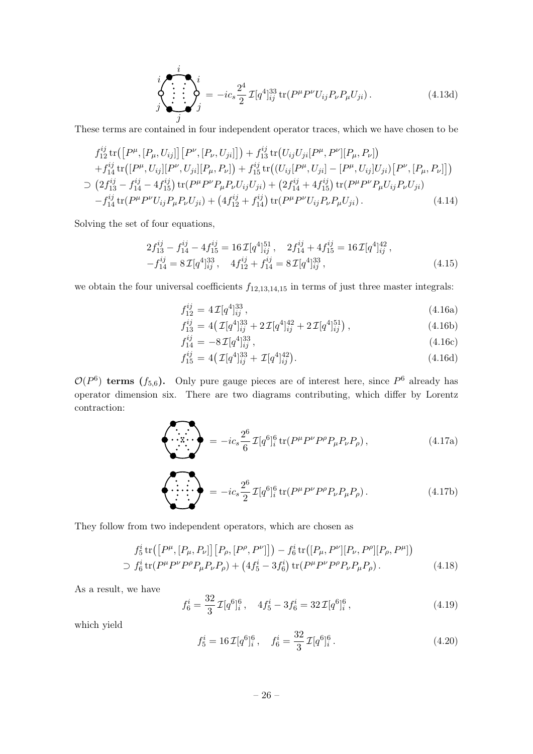$$= -ic_s \frac{2^4}{2}\, \mathcal{I}[q^4]^{33}_{ij}\, \mathrm{tr}(P^\mu P^\nu U_{ij} P_\nu P_\mu U_{ji})\,. \tag{4.13d}$$

These terms are contained in four independent operator traces, which we have chosen to be

$$\begin{aligned}
&f^{ij}_{12}\,\mathrm{tr}\big(\big[P^\mu,[P_\mu,U_{ij}]\big]\big[P^\nu,[P_\nu,U_{ji}]\big]\big) + f^{ij}_{13}\,\mathrm{tr}\big(U_{ij}U_{ji}[P^\mu,P^\nu][P_\mu,P_\nu]\big)\\
&+f^{ij}_{14}\,\mathrm{tr}\big([P^\mu,U_{ij}][P^\nu,U_{ji}][P_\mu,P_\nu]\big) + f^{ij}_{15}\,\mathrm{tr}\big((U_{ij}[P^\mu,U_{ji}]-[P^\mu,U_{ij}]U_{ji})\big[P^\nu,[P_\mu,P_\nu]\big]\big)\\
\supset\;& \big(2f^{ij}_{13}-f^{ij}_{14}-4f^{ij}_{15}\big)\,\mathrm{tr}(P^\mu P^\nu P_\mu P_\nu U_{ij}U_{ji}) + \big(2f^{ij}_{14}+4f^{ij}_{15}\big)\,\mathrm{tr}(P^\mu P^\nu P_\mu U_{ij} P_\nu U_{ji})\\
&-f^{ij}_{14}\,\mathrm{tr}(P^\mu P^\nu U_{ij} P_\mu P_\nu U_{ji}) + \big(4f^{ij}_{12}+f^{ij}_{14}\big)\,\mathrm{tr}(P^\mu P^\nu U_{ij} P_\nu P_\mu U_{ji})\,.
\end{aligned} \tag{4.14}$$

Solving the set of four equations,

$$\begin{aligned}
&2f^{ij}_{13}-f^{ij}_{14}-4f^{ij}_{15} = 16\,\mathcal{I}[q^4]^{51}_{ij}\,,\quad 2f^{ij}_{14}+4f^{ij}_{15} = 16\,\mathcal{I}[q^4]^{42}_{ij}\,,\\
&-f^{ij}_{14} = 8\,\mathcal{I}[q^4]^{33}_{ij}\,,\quad 4f^{ij}_{12}+f^{ij}_{14} = 8\,\mathcal{I}[q^4]^{33}_{ij}\,,
\end{aligned} \tag{4.15}$$

we obtain the four universal coefficients $f_{12,13,14,15}$ in terms of just three master integrals:

$$f^{ij}_{12} = 4\,\mathcal{I}[q^4]^{33}_{ij}\,, \tag{4.16a}$$

$$f^{ij}_{13} = 4\big(\mathcal{I}[q^4]^{33}_{ij} + 2\,\mathcal{I}[q^4]^{42}_{ij} + 2\,\mathcal{I}[q^4]^{51}_{ij}\big)\,, \tag{4.16b}$$

$$f^{ij}_{14} = -8\,\mathcal{I}[q^4]^{33}_{ij}\,, \tag{4.16c}$$

$$f^{ij}_{15} = 4\big(\mathcal{I}[q^4]^{33}_{ij} + \mathcal{I}[q^4]^{42}_{ij}\big). \tag{4.16d}$$

**$\mathcal{O}(P^6)$ terms ($f_{5,6}$).** Only pure gauge pieces are of interest here, since $P^6$ already has operator dimension six. There are two diagrams contributing, which differ by Lorentz contraction:

$$= -ic_s \frac{2^6}{6}\, \mathcal{I}[q^6]^{6}_{i}\, \mathrm{tr}(P^\mu P^\nu P^\rho P_\mu P_\nu P_\rho)\,, \tag{4.17a}$$

$$= -ic_s \frac{2^6}{2}\, \mathcal{I}[q^6]^{6}_{i}\, \mathrm{tr}(P^\mu P^\nu P^\rho P_\nu P_\mu P_\rho)\,. \tag{4.17b}$$

They follow from two independent operators, which are chosen as

$$\begin{aligned}
&f^{i}_{5}\,\mathrm{tr}\big(\big[P^\mu,[P_\mu,P_\nu]\big]\big[P_\rho,[P^\rho,P^\nu]\big]\big) - f^{i}_{6}\,\mathrm{tr}\big([P_\mu,P^\nu][P_\nu,P^\rho][P_\rho,P^\mu]\big)\\
\supset\;& f^{i}_{6}\,\mathrm{tr}(P^\mu P^\nu P^\rho P_\mu P_\nu P_\rho) + \big(4f^{i}_{5}-3f^{i}_{6}\big)\,\mathrm{tr}(P^\mu P^\nu P^\rho P_\nu P_\mu P_\rho)\,.
\end{aligned} \tag{4.18}$$

As a result, we have

$$f^{i}_{6} = \frac{32}{3}\,\mathcal{I}[q^6]^{6}_{i}\,,\quad 4f^{i}_{5}-3f^{i}_{6} = 32\,\mathcal{I}[q^6]^{6}_{i}\,, \tag{4.19}$$

which yield

$$f^{i}_{5} = 16\,\mathcal{I}[q^6]^{6}_{i}\,,\quad f^{i}_{6} = \frac{32}{3}\,\mathcal{I}[q^6]^{6}_{i}\,. \tag{4.20}$$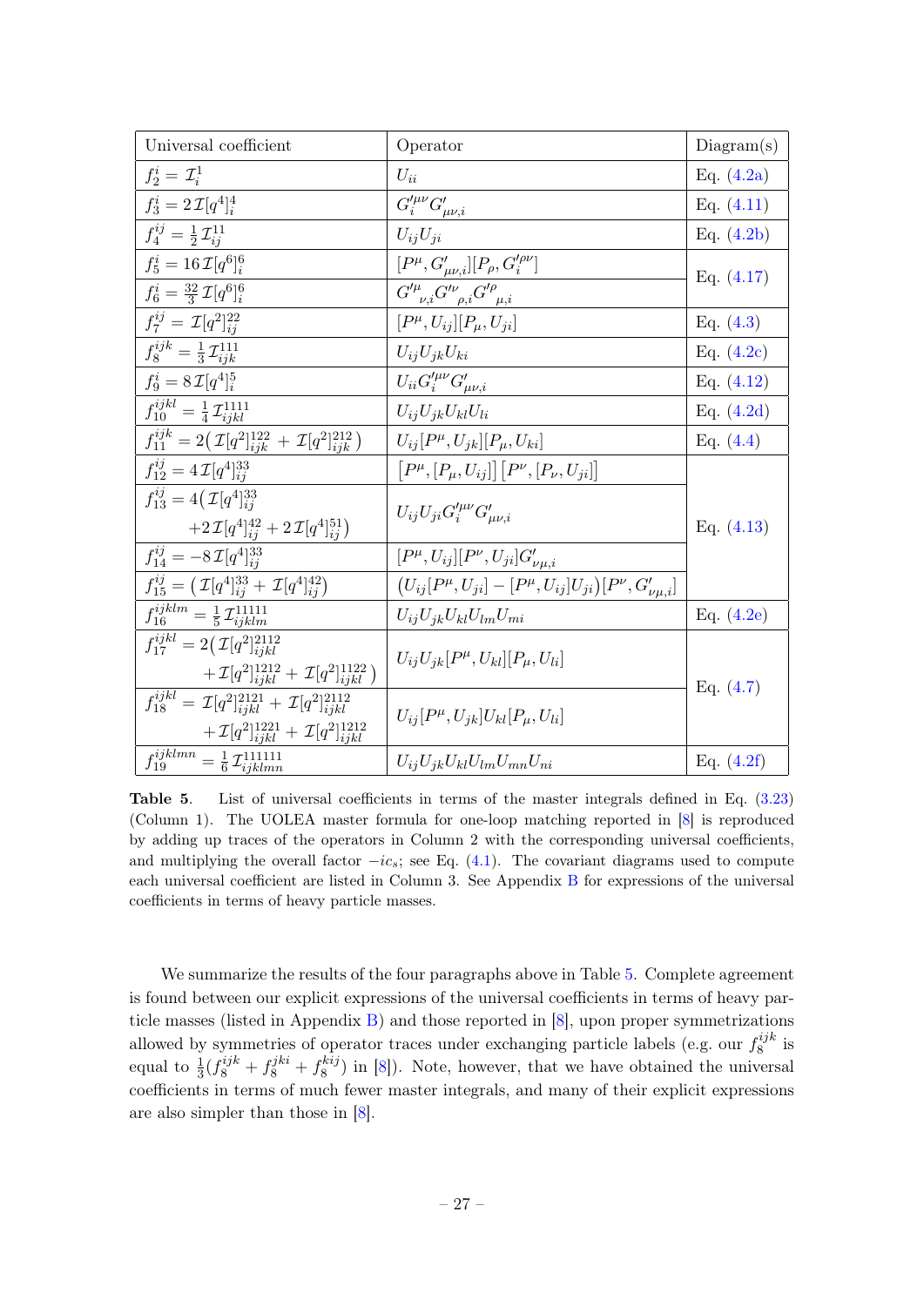| Universal coefficient | Operator | Diagram(s) |
|---|---|---|
| $f_2^i = \mathcal{I}_i^1$ | $U_{ii}$ | Eq. (4.2a) |
| $f_3^i = 2\,\mathcal{I}[q^4]_i^4$ | $G_i'^{\mu\nu} G'_{\mu\nu,i}$ | Eq. (4.11) |
| $f_4^{ij} = \frac{1}{2}\,\mathcal{I}_{ij}^{11}$ | $U_{ij}U_{ji}$ | Eq. (4.2b) |
| $f_5^i = 16\,\mathcal{I}[q^6]_i^6$ | $[P^\mu, G'_{\mu\nu,i}][P_\rho, G_i'^{\rho\nu}]$ | Eq. (4.17) |
| $f_6^i = \frac{32}{3}\,\mathcal{I}[q^6]_i^6$ | $G'^{\mu}{}_{\nu,i} G'^{\nu}{}_{\rho,i} G'^{\rho}{}_{\mu,i}$ | |
| $f_7^{ij} = \mathcal{I}[q^2]_{ij}^{22}$ | $[P^\mu, U_{ij}][P_\mu, U_{ji}]$ | Eq. (4.3) |
| $f_8^{ijk} = \frac{1}{3}\,\mathcal{I}_{ijk}^{111}$ | $U_{ij}U_{jk}U_{ki}$ | Eq. (4.2c) |
| $f_9^i = 8\,\mathcal{I}[q^4]_i^5$ | $U_{ii} G_i'^{\mu\nu} G'_{\mu\nu,i}$ | Eq. (4.12) |
| $f_{10}^{ijkl} = \frac{1}{4}\,\mathcal{I}_{ijkl}^{1111}$ | $U_{ij}U_{jk}U_{kl}U_{li}$ | Eq. (4.2d) |
| $f_{11}^{ijk} = 2\big(\mathcal{I}[q^2]_{ijk}^{122} + \mathcal{I}[q^2]_{ijk}^{212}\big)$ | $U_{ij}[P^\mu, U_{jk}][P_\mu, U_{ki}]$ | Eq. (4.4) |
| $f_{12}^{ij} = 4\,\mathcal{I}[q^4]_{ij}^{33}$ | $\big[P^\mu, [P_\mu, U_{ij}]\big]\big[P^\nu, [P_\nu, U_{ji}]\big]$ | Eq. (4.13) |
| $f_{13}^{ij} = 4\big(\mathcal{I}[q^4]_{ij}^{33} + 2\,\mathcal{I}[q^4]_{ij}^{42} + 2\,\mathcal{I}[q^4]_{ij}^{51}\big)$ | $U_{ij}U_{ji} G_i'^{\mu\nu} G'_{\mu\nu,i}$ | |
| $f_{14}^{ij} = -8\,\mathcal{I}[q^4]_{ij}^{33}$ | $[P^\mu, U_{ij}][P^\nu, U_{ji}] G'_{\nu\mu,i}$ | |
| $f_{15}^{ij} = \big(\mathcal{I}[q^4]_{ij}^{33} + \mathcal{I}[q^4]_{ij}^{42}\big)$ | $\big(U_{ij}[P^\mu, U_{ji}] - [P^\mu, U_{ij}]U_{ji}\big)[P^\nu, G'_{\nu\mu,i}]$ | |
| $f_{16}^{ijklm} = \frac{1}{5}\,\mathcal{I}_{ijklm}^{11111}$ | $U_{ij}U_{jk}U_{kl}U_{lm}U_{mi}$ | Eq. (4.2e) |
| $f_{17}^{ijkl} = 2\big(\mathcal{I}[q^2]_{ijkl}^{2112} + \mathcal{I}[q^2]_{ijkl}^{1212} + \mathcal{I}[q^2]_{ijkl}^{1122}\big)$ | $U_{ij}U_{jk}[P^\mu, U_{kl}][P_\mu, U_{li}]$ | Eq. (4.7) |
| $f_{18}^{ijkl} = \mathcal{I}[q^2]_{ijkl}^{2121} + \mathcal{I}[q^2]_{ijkl}^{2112} + \mathcal{I}[q^2]_{ijkl}^{1221} + \mathcal{I}[q^2]_{ijkl}^{1212}$ | $U_{ij}[P^\mu, U_{jk}]U_{kl}[P_\mu, U_{li}]$ | |
| $f_{19}^{ijklmn} = \frac{1}{6}\,\mathcal{I}_{ijklmn}^{111111}$ | $U_{ij}U_{jk}U_{kl}U_{lm}U_{mn}U_{ni}$ | Eq. (4.2f) |

**Table 5**. List of universal coefficients in terms of the master integrals defined in Eq. (3.23) (Column 1). The UOLEA master formula for one-loop matching reported in [8] is reproduced by adding up traces of the operators in Column 2 with the corresponding universal coefficients, and multiplying the overall factor $-ic_s$; see Eq. (4.1). The covariant diagrams used to compute each universal coefficient are listed in Column 3. See Appendix B for expressions of the universal coefficients in terms of heavy particle masses.

We summarize the results of the four paragraphs above in Table 5. Complete agreement is found between our explicit expressions of the universal coefficients in terms of heavy particle masses (listed in Appendix B) and those reported in [8], upon proper symmetrizations allowed by symmetries of operator traces under exchanging particle labels (e.g. our $f_8^{ijk}$ is equal to $\frac{1}{3}(f_8^{ijk} + f_8^{jki} + f_8^{kij})$ in [8]). Note, however, that we have obtained the universal coefficients in terms of much fewer master integrals, and many of their explicit expressions are also simpler than those in [8].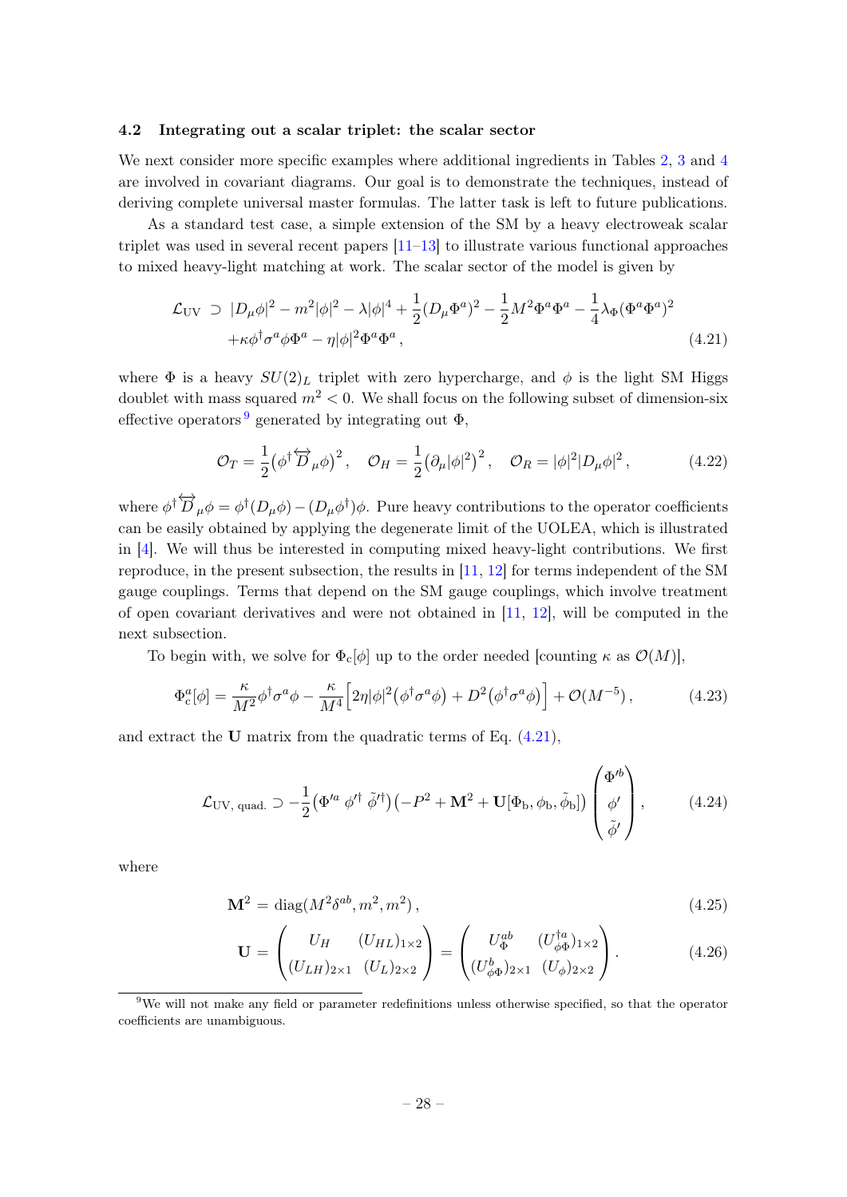### 4.2 Integrating out a scalar triplet: the scalar sector

We next consider more specific examples where additional ingredients in Tables 2, 3 and 4 are involved in covariant diagrams. Our goal is to demonstrate the techniques, instead of deriving complete universal master formulas. The latter task is left to future publications.

As a standard test case, a simple extension of the SM by a heavy electroweak scalar triplet was used in several recent papers [11–13] to illustrate various functional approaches to mixed heavy-light matching at work. The scalar sector of the model is given by

$$
\begin{aligned}
\mathcal{L}_{\text{UV}} \supset\; & |D_\mu\phi|^2 - m^2|\phi|^2 - \lambda|\phi|^4 + \frac{1}{2}(D_\mu\Phi^a)^2 - \frac{1}{2}M^2\Phi^a\Phi^a - \frac{1}{4}\lambda_\Phi(\Phi^a\Phi^a)^2 \\
& + \kappa\phi^\dagger\sigma^a\phi\Phi^a - \eta|\phi|^2\Phi^a\Phi^a\,,
\end{aligned}
\tag{4.21}
$$

where $\Phi$ is a heavy $SU(2)_L$ triplet with zero hypercharge, and $\phi$ is the light SM Higgs doublet with mass squared $m^2 < 0$. We shall focus on the following subset of dimension-six effective operators [9] generated by integrating out $\Phi$,

$$
\mathcal{O}_T = \frac{1}{2}\big(\phi^\dagger \overleftrightarrow{D}_\mu \phi\big)^2\,, \quad \mathcal{O}_H = \frac{1}{2}\big(\partial_\mu|\phi|^2\big)^2\,, \quad \mathcal{O}_R = |\phi|^2|D_\mu\phi|^2\,,
\tag{4.22}
$$

where $\phi^\dagger \overleftrightarrow{D}_\mu \phi = \phi^\dagger(D_\mu\phi) - (D_\mu\phi^\dagger)\phi$. Pure heavy contributions to the operator coefficients can be easily obtained by applying the degenerate limit of the UOLEA, which is illustrated in [4]. We will thus be interested in computing mixed heavy-light contributions. We first reproduce, in the present subsection, the results in [11, 12] for terms independent of the SM gauge couplings. Terms that depend on the SM gauge couplings, which involve treatment of open covariant derivatives and were not obtained in [11, 12], will be computed in the next subsection.

To begin with, we solve for $\Phi_{\text{c}}[\phi]$ up to the order needed [counting $\kappa$ as $\mathcal{O}(M)$],

$$
\Phi^a_{\text{c}}[\phi] = \frac{\kappa}{M^2}\phi^\dagger\sigma^a\phi - \frac{\kappa}{M^4}\Big[2\eta|\phi|^2\big(\phi^\dagger\sigma^a\phi\big) + D^2\big(\phi^\dagger\sigma^a\phi\big)\Big] + \mathcal{O}(M^{-5})\,,
\tag{4.23}
$$

and extract the $\mathbf{U}$ matrix from the quadratic terms of Eq. (4.21),

$$
\mathcal{L}_{\text{UV, quad.}} \supset -\frac{1}{2}\big(\Phi'^a\;\phi'^\dagger\;\tilde{\phi}'^\dagger\big)\big(-P^2 + \mathbf{M}^2 + \mathbf{U}[\Phi_{\text{b}}, \phi_{\text{b}}, \tilde{\phi}_{\text{b}}]\big)\begin{pmatrix}\Phi'^b \\ \phi' \\ \tilde{\phi}'\end{pmatrix},
\tag{4.24}
$$

where

$$
\mathbf{M}^2 = \text{diag}(M^2\delta^{ab}, m^2, m^2)\,,
\tag{4.25}
$$

$$
\mathbf{U} = \begin{pmatrix} U_H & (U_{HL})_{1\times 2} \\ (U_{LH})_{2\times 1} & (U_L)_{2\times 2}\end{pmatrix} = \begin{pmatrix} U^{ab}_\Phi & (U^{\dagger a}_{\phi\Phi})_{1\times 2} \\ (U^b_{\phi\Phi})_{2\times 1} & (U_\phi)_{2\times 2}\end{pmatrix}.
\tag{4.26}
$$

[9] We will not make any field or parameter redefinitions unless otherwise specified, so that the operator coefficients are unambiguous.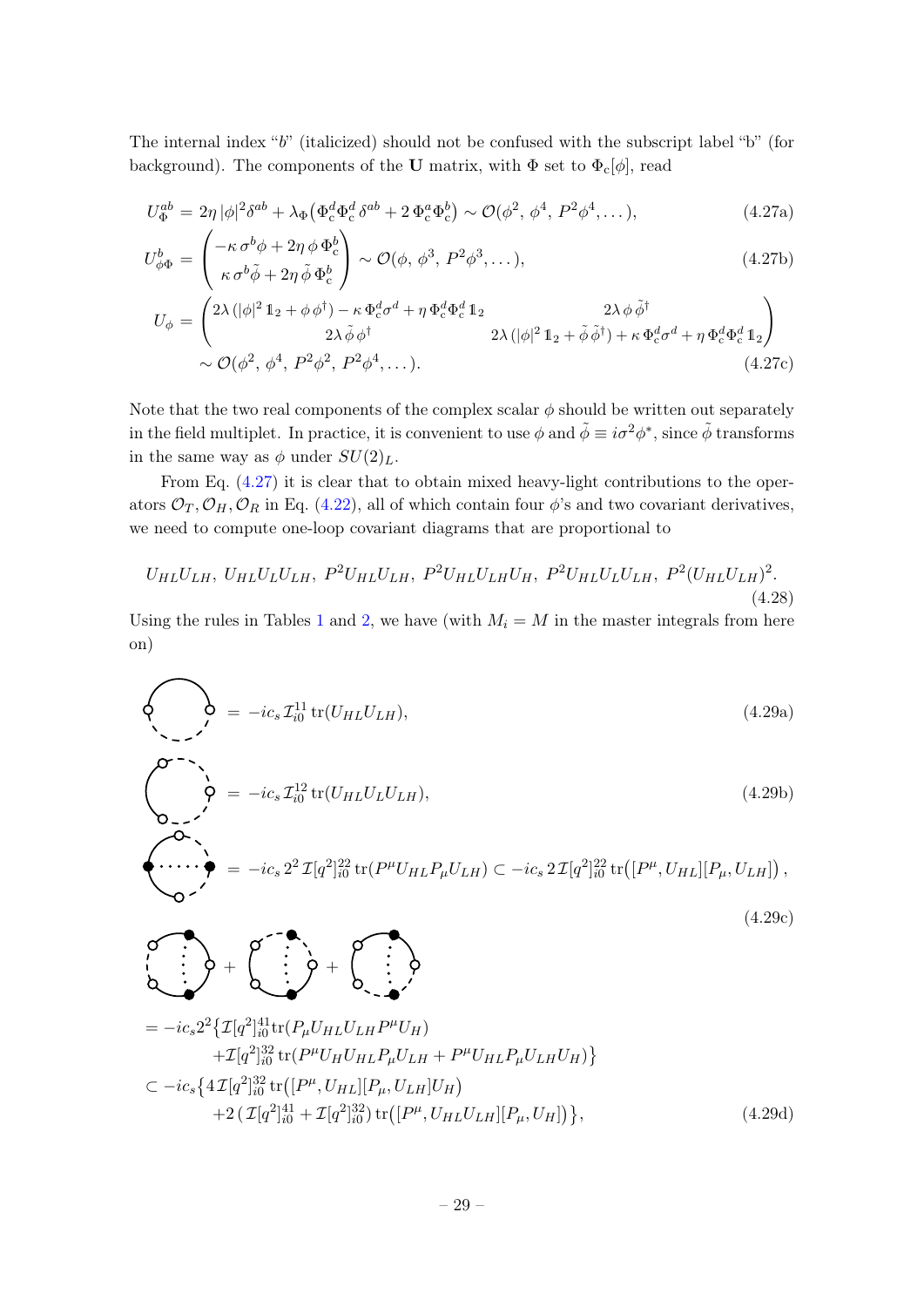The internal index "$b$" (italicized) should not be confused with the subscript label "b" (for background). The components of the $\mathbf{U}$ matrix, with $\Phi$ set to $\Phi_c[\phi]$, read

$$U_\Phi^{ab} = 2\eta\,|\phi|^2\delta^{ab} + \lambda_\Phi\big(\Phi_c^d\Phi_c^d\,\delta^{ab} + 2\,\Phi_c^a\Phi_c^b\big) \sim \mathcal{O}(\phi^2,\,\phi^4,\,P^2\phi^4,\dots), \tag{4.27a}$$

$$U_{\phi\Phi}^b = \begin{pmatrix} -\kappa\,\sigma^b\phi + 2\eta\,\phi\,\Phi_c^b \\ \kappa\,\sigma^b\tilde\phi + 2\eta\,\tilde\phi\,\Phi_c^b \end{pmatrix} \sim \mathcal{O}(\phi,\,\phi^3,\,P^2\phi^3,\dots), \tag{4.27b}$$

$$\begin{aligned} U_\phi &= \begin{pmatrix} 2\lambda\,(|\phi|^2\,\mathbb{1}_2 + \phi\,\phi^\dagger) - \kappa\,\Phi_c^d\sigma^d + \eta\,\Phi_c^d\Phi_c^d\,\mathbb{1}_2 & 2\lambda\,\phi\,\tilde\phi^\dagger \\ 2\lambda\,\tilde\phi\,\phi^\dagger & 2\lambda\,(|\phi|^2\,\mathbb{1}_2 + \tilde\phi\,\tilde\phi^\dagger) + \kappa\,\Phi_c^d\sigma^d + \eta\,\Phi_c^d\Phi_c^d\,\mathbb{1}_2 \end{pmatrix} \\ &\sim \mathcal{O}(\phi^2,\,\phi^4,\,P^2\phi^2,\,P^2\phi^4,\dots). \end{aligned} \tag{4.27c}$$

Note that the two real components of the complex scalar $\phi$ should be written out separately in the field multiplet. In practice, it is convenient to use $\phi$ and $\tilde\phi \equiv i\sigma^2\phi^*$, since $\tilde\phi$ transforms in the same way as $\phi$ under $SU(2)_L$.

From Eq. (4.27) it is clear that to obtain mixed heavy-light contributions to the operators $\mathcal{O}_T, \mathcal{O}_H, \mathcal{O}_R$ in Eq. (4.22), all of which contain four $\phi$'s and two covariant derivatives, we need to compute one-loop covariant diagrams that are proportional to

$$U_{HL}U_{LH},\; U_{HL}U_LU_{LH},\; P^2U_{HL}U_{LH},\; P^2U_{HL}U_{LH}U_H,\; P^2U_{HL}U_LU_{LH},\; P^2(U_{HL}U_{LH})^2. \tag{4.28}$$

Using the rules in Tables 1 and 2, we have (with $M_i = M$ in the master integrals from here on)

$$= -ic_s\,\mathcal{I}_{i0}^{11}\,\mathrm{tr}(U_{HL}U_{LH}), \tag{4.29a}$$

$$= -ic_s\,\mathcal{I}_{i0}^{12}\,\mathrm{tr}(U_{HL}U_LU_{LH}), \tag{4.29b}$$

$$= -ic_s\,2^2\,\mathcal{I}[q^2]_{i0}^{22}\,\mathrm{tr}(P^\mu U_{HL}P_\mu U_{LH}) \subset -ic_s\,2\,\mathcal{I}[q^2]_{i0}^{22}\,\mathrm{tr}\big([P^\mu, U_{HL}][P_\mu, U_{LH}]\big)\,, \tag{4.29c}$$

$$\begin{aligned} &+ \quad + \\ &= -ic_s2^2\big\{\mathcal{I}[q^2]_{i0}^{41}\mathrm{tr}(P_\mu U_{HL}U_{LH}P^\mu U_H) \\ &\qquad +\mathcal{I}[q^2]_{i0}^{32}\,\mathrm{tr}(P^\mu U_HU_{HL}P_\mu U_{LH} + P^\mu U_{HL}P_\mu U_{LH}U_H)\big\} \\ &\subset -ic_s\big\{4\,\mathcal{I}[q^2]_{i0}^{32}\,\mathrm{tr}\big([P^\mu, U_{HL}][P_\mu, U_{LH}]U_H\big) \\ &\qquad +2\,\big(\mathcal{I}[q^2]_{i0}^{41} + \mathcal{I}[q^2]_{i0}^{32}\big)\,\mathrm{tr}\big([P^\mu, U_{HL}U_{LH}][P_\mu, U_H]\big)\big\}, \end{aligned} \tag{4.29d}$$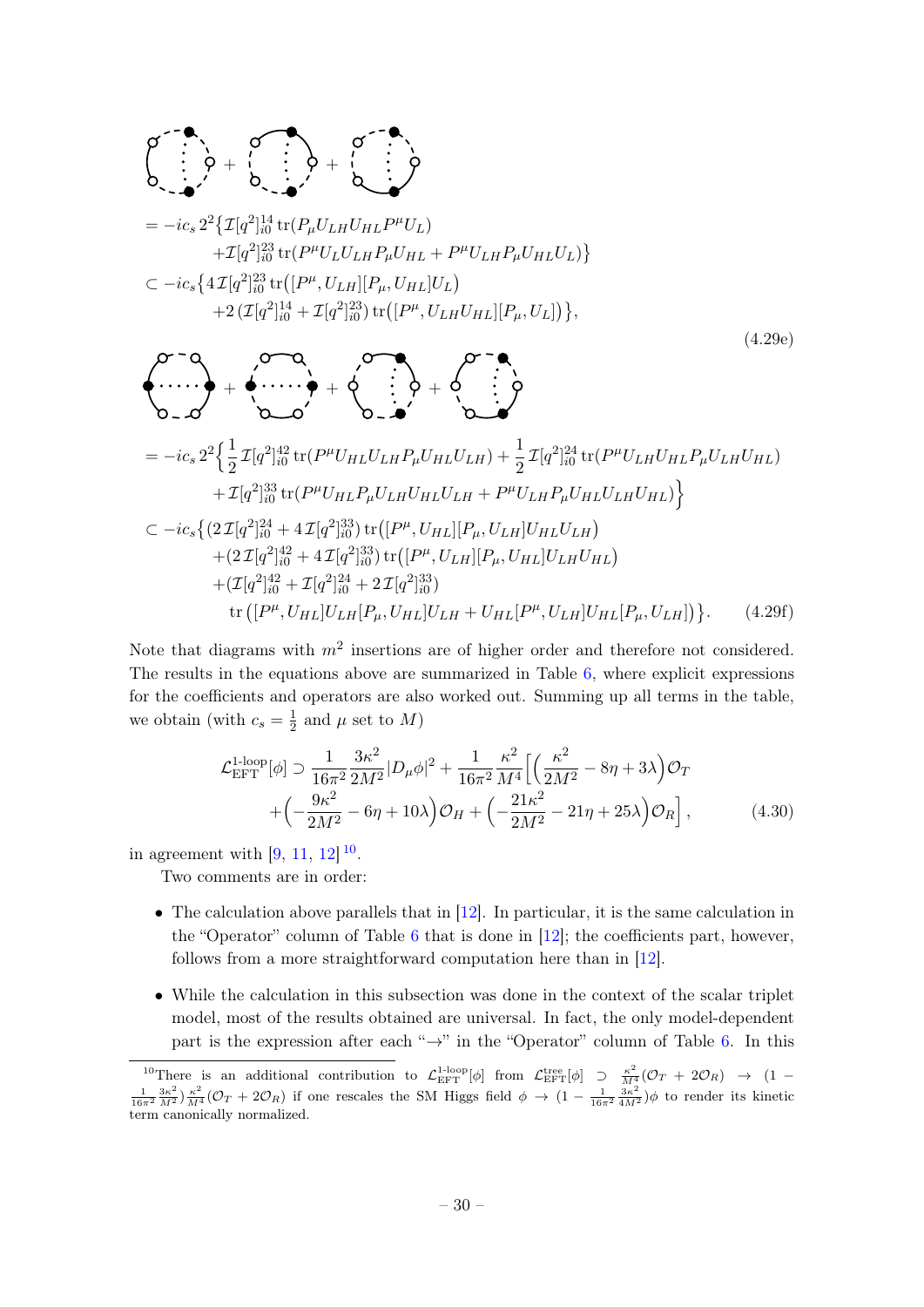$$
\begin{aligned}
&= -ic_s\, 2^2 \big\{ \mathcal{I}[q^2]^{14}_{i0} \operatorname{tr}(P_\mu U_{LH} U_{HL} P^\mu U_L) \\
&\qquad + \mathcal{I}[q^2]^{23}_{i0} \operatorname{tr}(P^\mu U_L U_{LH} P_\mu U_{HL} + P^\mu U_{LH} P_\mu U_{HL} U_L) \big\} \\
&\subset -ic_s \big\{ 4\,\mathcal{I}[q^2]^{23}_{i0} \operatorname{tr}\big([P^\mu, U_{LH}][P_\mu, U_{HL}] U_L\big) \\
&\qquad + 2\,(\mathcal{I}[q^2]^{14}_{i0} + \mathcal{I}[q^2]^{23}_{i0}) \operatorname{tr}\big([P^\mu, U_{LH} U_{HL}][P_\mu, U_L]\big) \big\},
\end{aligned} \tag{4.29e}
$$

$$
\begin{aligned}
&= -ic_s\, 2^2 \Big\{ \frac{1}{2}\,\mathcal{I}[q^2]^{42}_{i0} \operatorname{tr}(P^\mu U_{HL} U_{LH} P_\mu U_{HL} U_{LH}) + \frac{1}{2}\,\mathcal{I}[q^2]^{24}_{i0} \operatorname{tr}(P^\mu U_{LH} U_{HL} P_\mu U_{LH} U_{HL}) \\
&\qquad + \mathcal{I}[q^2]^{33}_{i0} \operatorname{tr}(P^\mu U_{HL} P_\mu U_{LH} U_{HL} U_{LH} + P^\mu U_{LH} P_\mu U_{HL} U_{LH} U_{HL}) \Big\} \\
&\subset -ic_s \big\{ (2\,\mathcal{I}[q^2]^{24}_{i0} + 4\,\mathcal{I}[q^2]^{33}_{i0}) \operatorname{tr}\big([P^\mu, U_{HL}][P_\mu, U_{LH}] U_{HL} U_{LH}\big) \\
&\qquad + (2\,\mathcal{I}[q^2]^{42}_{i0} + 4\,\mathcal{I}[q^2]^{33}_{i0}) \operatorname{tr}\big([P^\mu, U_{LH}][P_\mu, U_{HL}] U_{LH} U_{HL}\big) \\
&\qquad + (\mathcal{I}[q^2]^{42}_{i0} + \mathcal{I}[q^2]^{24}_{i0} + 2\,\mathcal{I}[q^2]^{33}_{i0}) \\
&\qquad\quad \operatorname{tr}\big([P^\mu, U_{HL}] U_{LH} [P_\mu, U_{HL}] U_{LH} + U_{HL} [P^\mu, U_{LH}] U_{HL} [P_\mu, U_{LH}]\big) \big\}.
\end{aligned} \tag{4.29f}
$$

Note that diagrams with $m^2$ insertions are of higher order and therefore not considered. The results in the equations above are summarized in Table 6, where explicit expressions for the coefficients and operators are also worked out. Summing up all terms in the table, we obtain (with $c_s = \frac{1}{2}$ and $\mu$ set to $M$)

$$
\begin{aligned}
\mathcal{L}^{\text{1-loop}}_{\text{EFT}}[\phi] \supset\; & \frac{1}{16\pi^2} \frac{3\kappa^2}{2M^2} |D_\mu \phi|^2 + \frac{1}{16\pi^2} \frac{\kappa^2}{M^4} \Big[ \Big( \frac{\kappa^2}{2M^2} - 8\eta + 3\lambda \Big) \mathcal{O}_T \\
& + \Big( -\frac{9\kappa^2}{2M^2} - 6\eta + 10\lambda \Big) \mathcal{O}_H + \Big( -\frac{21\kappa^2}{2M^2} - 21\eta + 25\lambda \Big) \mathcal{O}_R \Big] ,
\end{aligned} \tag{4.30}
$$

in agreement with [9, 11, 12] [10].

Two comments are in order:

- The calculation above parallels that in [12]. In particular, it is the same calculation in the "Operator" column of Table 6 that is done in [12]; the coefficients part, however, follows from a more straightforward computation here than in [12].
- While the calculation in this subsection was done in the context of the scalar triplet model, most of the results obtained are universal. In fact, the only model-dependent part is the expression after each "→" in the "Operator" column of Table 6. In this

[10] There is an additional contribution to $\mathcal{L}^{\text{1-loop}}_{\text{EFT}}[\phi]$ from $\mathcal{L}^{\text{tree}}_{\text{EFT}}[\phi] \supset \frac{\kappa^2}{M^4}(\mathcal{O}_T + 2\mathcal{O}_R) \to (1 - \frac{1}{16\pi^2}\frac{3\kappa^2}{M^2})\frac{\kappa^2}{M^4}(\mathcal{O}_T + 2\mathcal{O}_R)$ if one rescales the SM Higgs field $\phi \to (1 - \frac{1}{16\pi^2}\frac{3\kappa^2}{4M^2})\phi$ to render its kinetic term canonically normalized.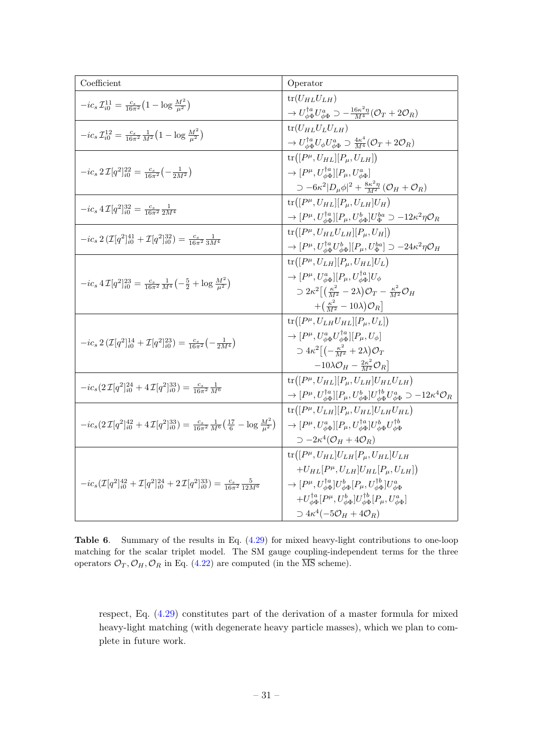| Coefficient | Operator |
| --- | --- |
| $-ic_s\,\mathcal{I}^{11}_{i0} = \frac{c_s}{16\pi^2}\big(1 - \log\frac{M^2}{\mu^2}\big)$ | $\text{tr}(U_{HL}U_{LH})$ <br> $\to U^{\dagger a}_{\phi\Phi}U^a_{\phi\Phi} \supset -\frac{16\kappa^2\eta}{M^4}(\mathcal{O}_T + 2\mathcal{O}_R)$ |
| $-ic_s\,\mathcal{I}^{12}_{i0} = \frac{c_s}{16\pi^2}\frac{1}{M^2}\big(1 - \log\frac{M^2}{\mu^2}\big)$ | $\text{tr}(U_{HL}U_LU_{LH})$ <br> $\to U^{\dagger a}_{\phi\Phi}U_\phi U^a_{\phi\Phi} \supset \frac{4\kappa^4}{M^4}(\mathcal{O}_T + 2\mathcal{O}_R)$ |
| $-ic_s\,2\,\mathcal{I}[q^2]^{22}_{i0} = \frac{c_s}{16\pi^2}\big(-\frac{1}{2M^2}\big)$ | $\text{tr}\big([P^\mu, U_{HL}][P_\mu, U_{LH}]\big)$ <br> $\to [P^\mu, U^{\dagger a}_{\phi\Phi}][P_\mu, U^a_{\phi\Phi}]$ <br> $\supset -6\kappa^2\lvert D_\mu\phi\rvert^2 + \frac{8\kappa^2\eta}{M^2}\,(\mathcal{O}_H + \mathcal{O}_R)$ |
| $-ic_s\,4\,\mathcal{I}[q^2]^{32}_{i0} = \frac{c_s}{16\pi^2}\frac{1}{2M^4}$ | $\text{tr}\big([P^\mu, U_{HL}][P_\mu, U_{LH}]U_H\big)$ <br> $\to [P^\mu, U^{\dagger a}_{\phi\Phi}][P_\mu, U^b_{\phi\Phi}]U^{ba}_\Phi \supset -12\kappa^2\eta\mathcal{O}_R$ |
| $-ic_s\,2\,(\mathcal{I}[q^2]^{41}_{i0} + \mathcal{I}[q^2]^{32}_{i0}) = \frac{c_s}{16\pi^2}\frac{1}{3M^4}$ | $\text{tr}\big([P^\mu, U_{HL}U_{LH}][P_\mu, U_H]\big)$ <br> $\to [P^\mu, U^{\dagger a}_{\phi\Phi}U^b_{\phi\Phi}][P_\mu, U^{ba}_\Phi] \supset -24\kappa^2\eta\mathcal{O}_H$ |
| $-ic_s\,4\,\mathcal{I}[q^2]^{23}_{i0} = \frac{c_s}{16\pi^2}\frac{1}{M^4}\big(-\frac{5}{2} + \log\frac{M^2}{\mu^2}\big)$ | $\text{tr}\big([P^\mu, U_{LH}][P_\mu, U_{HL}]U_L\big)$ <br> $\to [P^\mu, U^a_{\phi\Phi}][P_\mu, U^{\dagger a}_{\phi\Phi}]U_\phi$ <br> $\supset 2\kappa^2\big[\big(\frac{\kappa^2}{M^2} - 2\lambda\big)\mathcal{O}_T - \frac{\kappa^2}{M^2}\mathcal{O}_H$ <br> $+\big(\frac{\kappa^2}{M^2} - 10\lambda\big)\mathcal{O}_R\big]$ |
| $-ic_s\,2\,(\mathcal{I}[q^2]^{14}_{i0} + \mathcal{I}[q^2]^{23}_{i0}) = \frac{c_s}{16\pi^2}\big(-\frac{1}{2M^4}\big)$ | $\text{tr}\big([P^\mu, U_{LH}U_{HL}][P_\mu, U_L]\big)$ <br> $\to [P^\mu, U^a_{\phi\Phi}U^{\dagger a}_{\phi\Phi}][P_\mu, U_\phi]$ <br> $\supset 4\kappa^2\big[\big(-\frac{\kappa^2}{M^2} + 2\lambda\big)\mathcal{O}_T$ <br> $-10\lambda\mathcal{O}_H - \frac{2\kappa^2}{M^2}\mathcal{O}_R\big]$ |
| $-ic_s(2\,\mathcal{I}[q^2]^{24}_{i0} + 4\,\mathcal{I}[q^2]^{33}_{i0}) = \frac{c_s}{16\pi^2}\frac{1}{M^6}$ | $\text{tr}\big([P^\mu, U_{HL}][P_\mu, U_{LH}]U_{HL}U_{LH}\big)$ <br> $\to [P^\mu, U^{\dagger a}_{\phi\Phi}][P_\mu, U^b_{\phi\Phi}]U^{\dagger b}_{\phi\Phi}U^a_{\phi\Phi} \supset -12\kappa^4\mathcal{O}_R$ |
| $-ic_s(2\,\mathcal{I}[q^2]^{42}_{i0} + 4\,\mathcal{I}[q^2]^{33}_{i0}) = \frac{c_s}{16\pi^2}\frac{1}{M^6}\big(\frac{17}{6} - \log\frac{M^2}{\mu^2}\big)$ | $\text{tr}\big([P^\mu, U_{LH}][P_\mu, U_{HL}]U_{LH}U_{HL}\big)$ <br> $\to [P^\mu, U^a_{\phi\Phi}][P_\mu, U^{\dagger a}_{\phi\Phi}]U^b_{\phi\Phi}U^{\dagger b}_{\phi\Phi}$ <br> $\supset -2\kappa^4(\mathcal{O}_H + 4\mathcal{O}_R)$ |
| $-ic_s(\mathcal{I}[q^2]^{42}_{i0} + \mathcal{I}[q^2]^{24}_{i0} + 2\,\mathcal{I}[q^2]^{33}_{i0}) = \frac{c_s}{16\pi^2}\frac{5}{12M^6}$ | $\text{tr}\big([P^\mu, U_{HL}]U_{LH}[P_\mu, U_{HL}]U_{LH}$ <br> $+U_{HL}[P^\mu, U_{LH}]U_{HL}[P_\mu, U_{LH}]\big)$ <br> $\to [P^\mu, U^{\dagger a}_{\phi\Phi}]U^b_{\phi\Phi}[P_\mu, U^{\dagger b}_{\phi\Phi}]U^a_{\phi\Phi}$ <br> $+U^{\dagger a}_{\phi\Phi}[P^\mu, U^b_{\phi\Phi}]U^{\dagger b}_{\phi\Phi}[P_\mu, U^a_{\phi\Phi}]$ <br> $\supset 4\kappa^4(-5\mathcal{O}_H + 4\mathcal{O}_R)$ |

**Table 6**. Summary of the results in Eq. (4.29) for mixed heavy-light contributions to one-loop matching for the scalar triplet model. The SM gauge coupling-independent terms for the three operators $\mathcal{O}_T, \mathcal{O}_H, \mathcal{O}_R$ in Eq. (4.22) are computed (in the $\overline{\text{MS}}$ scheme).

respect, Eq. (4.29) constitutes part of the derivation of a master formula for mixed heavy-light matching (with degenerate heavy particle masses), which we plan to complete in future work.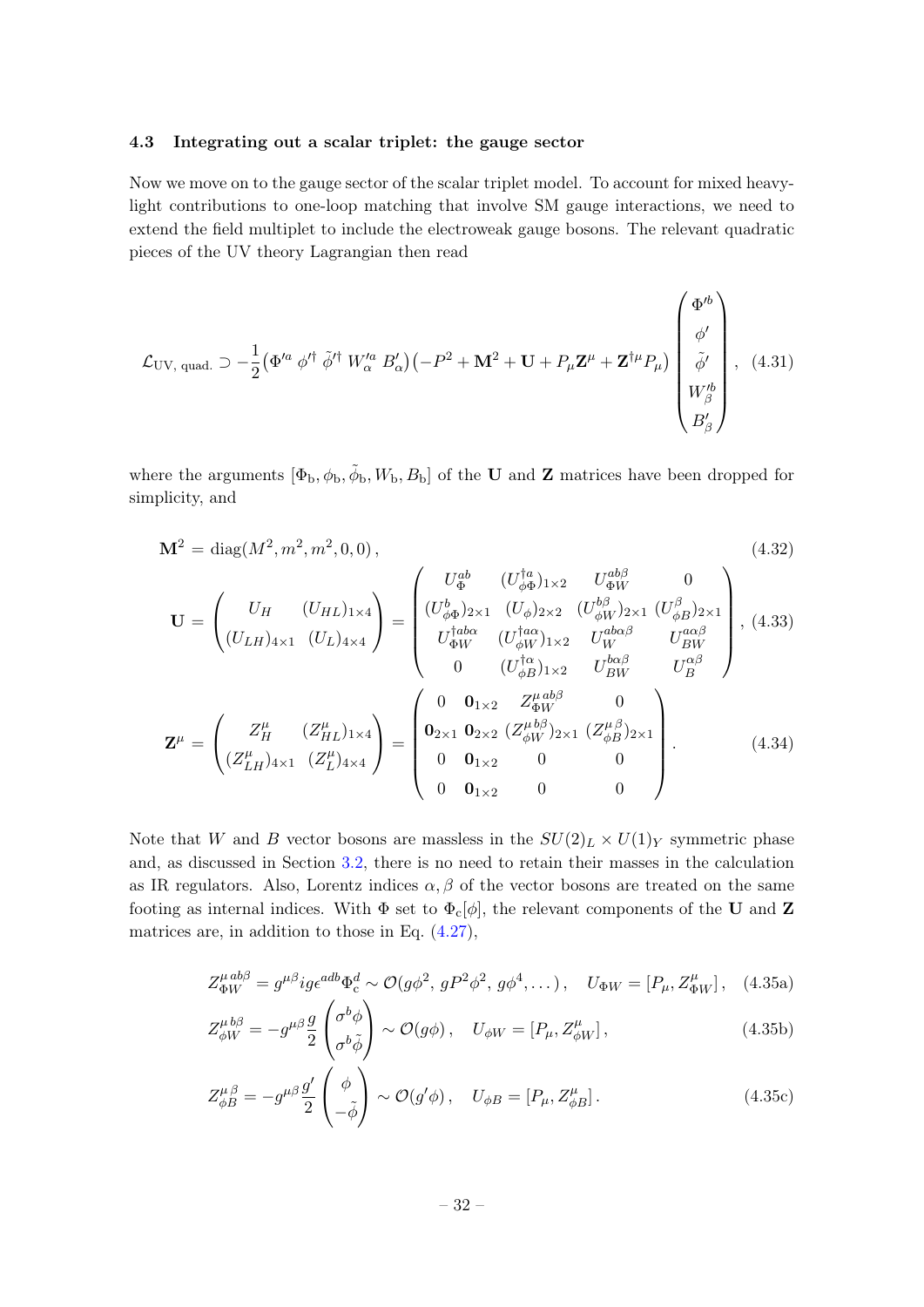### 4.3 Integrating out a scalar triplet: the gauge sector

Now we move on to the gauge sector of the scalar triplet model. To account for mixed heavy-light contributions to one-loop matching that involve SM gauge interactions, we need to extend the field multiplet to include the electroweak gauge bosons. The relevant quadratic pieces of the UV theory Lagrangian then read

$$
\mathcal{L}_{\text{UV, quad.}} \supset -\frac{1}{2}\left(\Phi'^{a}\ \phi'^{\dagger}\ \tilde{\phi}'^{\dagger}\ W'^{a}_{\alpha}\ B'_{\alpha}\right)\left(-P^2+\mathbf{M}^2+\mathbf{U}+P_\mu \mathbf{Z}^\mu+\mathbf{Z}^{\dagger\mu}P_\mu\right)\begin{pmatrix}\Phi'^{b}\\ \phi'\\ \tilde{\phi}'\\ W'^{b}_{\beta}\\ B'_{\beta}\end{pmatrix}, \quad (4.31)
$$

where the arguments $[\Phi_\text{b}, \phi_\text{b}, \tilde{\phi}_\text{b}, W_\text{b}, B_\text{b}]$ of the $\mathbf{U}$ and $\mathbf{Z}$ matrices have been dropped for simplicity, and

$$
\mathbf{M}^2 = \text{diag}(M^2, m^2, m^2, 0, 0)\,, \quad (4.32)
$$

$$
\mathbf{U} = \begin{pmatrix} U_H & (U_{HL})_{1\times 4} \\ (U_{LH})_{4\times 1} & (U_L)_{4\times 4}\end{pmatrix} = \begin{pmatrix} U_\Phi^{ab} & (U_{\phi\Phi}^{\dagger a})_{1\times 2} & U_{\Phi W}^{ab\beta} & 0 \\ (U_{\phi\Phi}^{b})_{2\times 1} & (U_\phi)_{2\times 2} & (U_{\phi W}^{b\beta})_{2\times 1} & (U_{\phi B}^{\beta})_{2\times 1} \\ U_{\Phi W}^{\dagger ab\alpha} & (U_{\phi W}^{\dagger a\alpha})_{1\times 2} & U_W^{ab\alpha\beta} & U_{BW}^{a\alpha\beta} \\ 0 & (U_{\phi B}^{\dagger\alpha})_{1\times 2} & U_{BW}^{b\alpha\beta} & U_B^{\alpha\beta}\end{pmatrix}, \quad (4.33)
$$

$$
\mathbf{Z}^\mu = \begin{pmatrix} Z_H^\mu & (Z_{HL}^\mu)_{1\times 4} \\ (Z_{LH}^\mu)_{4\times 1} & (Z_L^\mu)_{4\times 4}\end{pmatrix} = \begin{pmatrix} 0 & \mathbf{0}_{1\times 2} & Z_{\Phi W}^{\mu\, ab\beta} & 0 \\ \mathbf{0}_{2\times 1} & \mathbf{0}_{2\times 2} & (Z_{\phi W}^{\mu\, b\beta})_{2\times 1} & (Z_{\phi B}^{\mu\,\beta})_{2\times 1} \\ 0 & \mathbf{0}_{1\times 2} & 0 & 0 \\ 0 & \mathbf{0}_{1\times 2} & 0 & 0 \end{pmatrix}. \quad (4.34)
$$

Note that $W$ and $B$ vector bosons are massless in the $SU(2)_L \times U(1)_Y$ symmetric phase and, as discussed in Section 3.2, there is no need to retain their masses in the calculation as IR regulators. Also, Lorentz indices $\alpha, \beta$ of the vector bosons are treated on the same footing as internal indices. With $\Phi$ set to $\Phi_\text{c}[\phi]$, the relevant components of the $\mathbf{U}$ and $\mathbf{Z}$ matrices are, in addition to those in Eq. (4.27),

$$
Z_{\Phi W}^{\mu\, ab\beta} = g^{\mu\beta} i g \epsilon^{adb}\Phi_\text{c}^d \sim \mathcal{O}(g\phi^2,\, gP^2\phi^2,\, g\phi^4, \dots)\,, \quad U_{\Phi W} = [P_\mu, Z_{\Phi W}^\mu]\,, \quad (4.35\text{a})
$$

$$
Z_{\phi W}^{\mu\, b\beta} = -g^{\mu\beta}\frac{g}{2}\begin{pmatrix}\sigma^b\phi \\ \sigma^b\tilde{\phi}\end{pmatrix} \sim \mathcal{O}(g\phi)\,, \quad U_{\phi W} = [P_\mu, Z_{\phi W}^\mu]\,, \quad (4.35\text{b})
$$

$$
Z_{\phi B}^{\mu\,\beta} = -g^{\mu\beta}\frac{g'}{2}\begin{pmatrix}\phi \\ -\tilde{\phi}\end{pmatrix} \sim \mathcal{O}(g'\phi)\,, \quad U_{\phi B} = [P_\mu, Z_{\phi B}^\mu]\,. \quad (4.35\text{c})
$$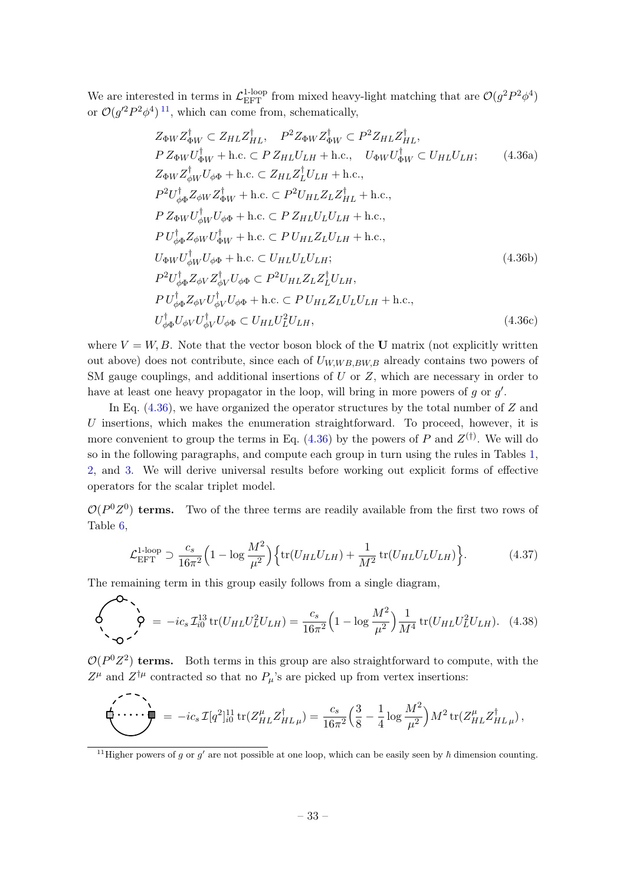We are interested in terms in $\mathcal{L}_{\text{EFT}}^{\text{1-loop}}$ from mixed heavy-light matching that are $\mathcal{O}(g^2P^2\phi^4)$ or $\mathcal{O}(g'^2P^2\phi^4)$ [11], which can come from, schematically,

$$
\begin{aligned}
&Z_{\Phi W}Z_{\Phi W}^\dagger \subset Z_{HL}Z_{HL}^\dagger, \quad P^2 Z_{\Phi W}Z_{\Phi W}^\dagger \subset P^2 Z_{HL}Z_{HL}^\dagger, \\
&P\, Z_{\Phi W}U_{\Phi W}^\dagger + \text{h.c.} \subset P\, Z_{HL}U_{LH} + \text{h.c.}, \quad U_{\Phi W}U_{\Phi W}^\dagger \subset U_{HL}U_{LH}; \qquad (4.36\text{a})\\
&Z_{\Phi W}Z_{\phi W}^\dagger U_{\phi\Phi} + \text{h.c.} \subset Z_{HL}Z_L^\dagger U_{LH} + \text{h.c.},\\
&P^2 U_{\phi\Phi}^\dagger Z_{\phi W}Z_{\Phi W}^\dagger + \text{h.c.} \subset P^2 U_{HL}Z_L Z_{HL}^\dagger + \text{h.c.},\\
&P\, Z_{\Phi W}U_{\phi W}^\dagger U_{\phi\Phi} + \text{h.c.} \subset P\, Z_{HL}U_L U_{LH} + \text{h.c.},\\
&P\, U_{\phi\Phi}^\dagger Z_{\phi W}U_{\Phi W}^\dagger + \text{h.c.} \subset P\, U_{HL}Z_L U_{LH} + \text{h.c.},\\
&U_{\Phi W}U_{\phi W}^\dagger U_{\phi\Phi} + \text{h.c.} \subset U_{HL}U_L U_{LH}; \qquad (4.36\text{b})\\
&P^2 U_{\phi\Phi}^\dagger Z_{\phi V}Z_{\phi V}^\dagger U_{\phi\Phi} \subset P^2 U_{HL}Z_L Z_L^\dagger U_{LH},\\
&P\, U_{\phi\Phi}^\dagger Z_{\phi V}U_{\phi V}^\dagger U_{\phi\Phi} + \text{h.c.} \subset P\, U_{HL}Z_L U_L U_{LH} + \text{h.c.},\\
&U_{\phi\Phi}^\dagger U_{\phi V}U_{\phi V}^\dagger U_{\phi\Phi} \subset U_{HL}U_L^2 U_{LH}, \qquad (4.36\text{c})
\end{aligned}
$$

where $V = W, B$. Note that the vector boson block of the $\mathbf{U}$ matrix (not explicitly written out above) does not contribute, since each of $U_{W,WB,BW,B}$ already contains two powers of SM gauge couplings, and additional insertions of $U$ or $Z$, which are necessary in order to have at least one heavy propagator in the loop, will bring in more powers of $g$ or $g'$.

In Eq. (4.36), we have organized the operator structures by the total number of $Z$ and $U$ insertions, which makes the enumeration straightforward. To proceed, however, it is more convenient to group the terms in Eq. (4.36) by the powers of $P$ and $Z^{(\dagger)}$. We will do so in the following paragraphs, and compute each group in turn using the rules in Tables 1, 2, and 3. We will derive universal results before working out explicit forms of effective operators for the scalar triplet model.

**$\mathcal{O}(P^0Z^0)$ terms.** Two of the three terms are readily available from the first two rows of Table 6,

$$
\mathcal{L}_{\text{EFT}}^{\text{1-loop}} \supset \frac{c_s}{16\pi^2}\Big(1-\log\frac{M^2}{\mu^2}\Big)\Big\{\text{tr}(U_{HL}U_{LH}) + \frac{1}{M^2}\,\text{tr}(U_{HL}U_LU_{LH})\Big\}. \qquad (4.37)
$$

The remaining term in this group easily follows from a single diagram,

$$
[\text{diagram}] = -ic_s\,\mathcal{I}_{i0}^{13}\,\text{tr}(U_{HL}U_L^2U_{LH}) = \frac{c_s}{16\pi^2}\Big(1-\log\frac{M^2}{\mu^2}\Big)\frac{1}{M^4}\,\text{tr}(U_{HL}U_L^2U_{LH}). \qquad (4.38)
$$

**$\mathcal{O}(P^0Z^2)$ terms.** Both terms in this group are also straightforward to compute, with the $Z^\mu$ and $Z^{\dagger\mu}$ contracted so that no $P_\mu$'s are picked up from vertex insertions:

$$
[\text{diagram}] = -ic_s\,\mathcal{I}[q^2]_{i0}^{11}\,\text{tr}(Z_{HL}^\mu Z_{HL\,\mu}^\dagger) = \frac{c_s}{16\pi^2}\Big(\frac{3}{8}-\frac{1}{4}\log\frac{M^2}{\mu^2}\Big)M^2\,\text{tr}(Z_{HL}^\mu Z_{HL\,\mu}^\dagger)\,,
$$

[11] Higher powers of $g$ or $g'$ are not possible at one loop, which can be easily seen by $\hbar$ dimension counting.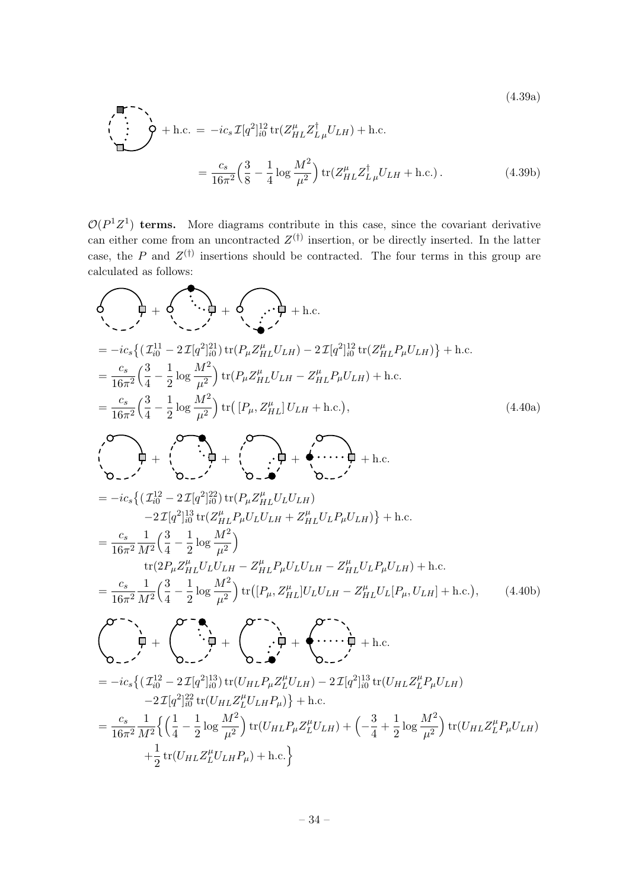(4.39a)

$$
+\,\text{h.c.} \;=\; -ic_s\,\mathcal{I}[q^2]^{12}_{i0}\,\text{tr}(Z^\mu_{HL}Z^\dagger_{L\,\mu}U_{LH}) + \text{h.c.}
$$

$$
= \frac{c_s}{16\pi^2}\Big(\frac{3}{8} - \frac{1}{4}\log\frac{M^2}{\mu^2}\Big)\,\text{tr}(Z^\mu_{HL}Z^\dagger_{L\,\mu}U_{LH} + \text{h.c.})\,. \tag{4.39b}
$$

$\mathcal{O}(P^1Z^1)$ **terms.** More diagrams contribute in this case, since the covariant derivative can either come from an uncontracted $Z^{(\dagger)}$ insertion, or be directly inserted. In the latter case, the $P$ and $Z^{(\dagger)}$ insertions should be contracted. The four terms in this group are calculated as follows:

$$
+ \quad + \quad + \text{h.c.}
$$

$$
\begin{aligned}
&= -ic_s\big\{(\mathcal{I}^{11}_{i0} - 2\,\mathcal{I}[q^2]^{21}_{i0})\,\text{tr}(P_\mu Z^\mu_{HL}U_{LH}) - 2\,\mathcal{I}[q^2]^{12}_{i0}\,\text{tr}(Z^\mu_{HL}P_\mu U_{LH})\big\} + \text{h.c.}\\
&= \frac{c_s}{16\pi^2}\Big(\frac{3}{4} - \frac{1}{2}\log\frac{M^2}{\mu^2}\Big)\,\text{tr}(P_\mu Z^\mu_{HL}U_{LH} - Z^\mu_{HL}P_\mu U_{LH}) + \text{h.c.}\\
&= \frac{c_s}{16\pi^2}\Big(\frac{3}{4} - \frac{1}{2}\log\frac{M^2}{\mu^2}\Big)\,\text{tr}\big(\,[P_\mu, Z^\mu_{HL}]\,U_{LH} + \text{h.c.}\big),
\end{aligned} \tag{4.40a}
$$

$$
+ \quad + \quad + \quad + \text{h.c.}
$$

$$
\begin{aligned}
&= -ic_s\big\{(\mathcal{I}^{12}_{i0} - 2\,\mathcal{I}[q^2]^{22}_{i0})\,\text{tr}(P_\mu Z^\mu_{HL}U_L U_{LH})\\
&\qquad -2\,\mathcal{I}[q^2]^{13}_{i0}\,\text{tr}(Z^\mu_{HL}P_\mu U_L U_{LH} + Z^\mu_{HL}U_L P_\mu U_{LH})\big\} + \text{h.c.}\\
&= \frac{c_s}{16\pi^2}\frac{1}{M^2}\Big(\frac{3}{4} - \frac{1}{2}\log\frac{M^2}{\mu^2}\Big)\\
&\qquad \text{tr}(2P_\mu Z^\mu_{HL}U_L U_{LH} - Z^\mu_{HL}P_\mu U_L U_{LH} - Z^\mu_{HL}U_L P_\mu U_{LH}) + \text{h.c.}\\
&= \frac{c_s}{16\pi^2}\frac{1}{M^2}\Big(\frac{3}{4} - \frac{1}{2}\log\frac{M^2}{\mu^2}\Big)\,\text{tr}\big([P_\mu, Z^\mu_{HL}]U_L U_{LH} - Z^\mu_{HL}U_L[P_\mu, U_{LH}] + \text{h.c.}\big),
\end{aligned} \tag{4.40b}
$$

$$
+ \quad + \quad + \quad + \text{h.c.}
$$

$$
\begin{aligned}
&= -ic_s\big\{(\mathcal{I}^{12}_{i0} - 2\,\mathcal{I}[q^2]^{13}_{i0})\,\text{tr}(U_{HL}P_\mu Z^\mu_L U_{LH}) - 2\,\mathcal{I}[q^2]^{13}_{i0}\,\text{tr}(U_{HL}Z^\mu_L P_\mu U_{LH})\\
&\qquad -2\,\mathcal{I}[q^2]^{22}_{i0}\,\text{tr}(U_{HL}Z^\mu_L U_{LH}P_\mu)\big\} + \text{h.c.}\\
&= \frac{c_s}{16\pi^2}\frac{1}{M^2}\Big\{\Big(\frac{1}{4} - \frac{1}{2}\log\frac{M^2}{\mu^2}\Big)\,\text{tr}(U_{HL}P_\mu Z^\mu_L U_{LH}) + \Big(-\frac{3}{4} + \frac{1}{2}\log\frac{M^2}{\mu^2}\Big)\,\text{tr}(U_{HL}Z^\mu_L P_\mu U_{LH})\\
&\qquad +\frac{1}{2}\,\text{tr}(U_{HL}Z^\mu_L U_{LH}P_\mu) + \text{h.c.}\Big\}
\end{aligned}
$$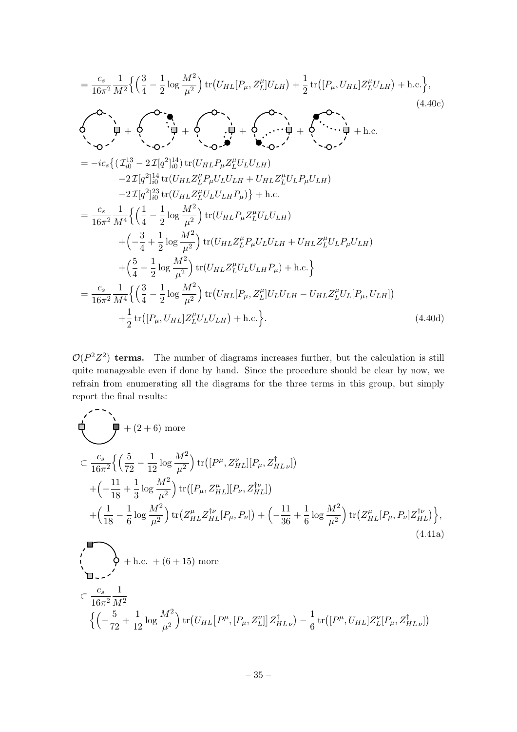$$= \frac{c_s}{16\pi^2}\frac{1}{M^2}\Big\{\Big(\frac{3}{4}-\frac{1}{2}\log\frac{M^2}{\mu^2}\Big)\,\mathrm{tr}\big(U_{HL}[P_\mu, Z_L^\mu]U_{LH}\big) + \frac{1}{2}\,\mathrm{tr}\big([P_\mu, U_{HL}]Z_L^\mu U_{LH}\big) + \text{h.c.}\Big\}, \tag{4.40c}$$

$$+ \;+\;+\;+\; + \text{h.c.}$$

$$\begin{aligned}
&= -ic_s\big\{(\mathcal{I}_{i0}^{13} - 2\,\mathcal{I}[q^2]_{i0}^{14})\,\mathrm{tr}(U_{HL}P_\mu Z_L^\mu U_L U_{LH}) \\
&\qquad -2\,\mathcal{I}[q^2]_{i0}^{14}\,\mathrm{tr}(U_{HL}Z_L^\mu P_\mu U_L U_{LH} + U_{HL}Z_L^\mu U_L P_\mu U_{LH}) \\
&\qquad -2\,\mathcal{I}[q^2]_{i0}^{23}\,\mathrm{tr}(U_{HL}Z_L^\mu U_L U_{LH}P_\mu)\big\} + \text{h.c.} \\
&= \frac{c_s}{16\pi^2}\frac{1}{M^4}\Big\{\Big(\frac{1}{4}-\frac{1}{2}\log\frac{M^2}{\mu^2}\Big)\,\mathrm{tr}(U_{HL}P_\mu Z_L^\mu U_L U_{LH}) \\
&\qquad +\Big(-\frac{3}{4}+\frac{1}{2}\log\frac{M^2}{\mu^2}\Big)\,\mathrm{tr}(U_{HL}Z_L^\mu P_\mu U_L U_{LH} + U_{HL}Z_L^\mu U_L P_\mu U_{LH}) \\
&\qquad +\Big(\frac{5}{4}-\frac{1}{2}\log\frac{M^2}{\mu^2}\Big)\,\mathrm{tr}(U_{HL}Z_L^\mu U_L U_{LH}P_\mu) + \text{h.c.}\Big\} \\
&= \frac{c_s}{16\pi^2}\frac{1}{M^4}\Big\{\Big(\frac{3}{4}-\frac{1}{2}\log\frac{M^2}{\mu^2}\Big)\,\mathrm{tr}\big(U_{HL}[P_\mu, Z_L^\mu]U_L U_{LH} - U_{HL}Z_L^\mu U_L[P_\mu, U_{LH}]\big) \\
&\qquad +\frac{1}{2}\,\mathrm{tr}\big([P_\mu, U_{HL}]Z_L^\mu U_L U_{LH}\big) + \text{h.c.}\Big\}.
\end{aligned} \tag{4.40d}$$

$\mathcal{O}(P^2Z^2)$ **terms.** The number of diagrams increases further, but the calculation is still quite manageable even if done by hand. Since the procedure should be clear by now, we refrain from enumerating all the diagrams for the three terms in this group, but simply report the final results:

$$+ (2+6) \text{ more}$$

$$\begin{aligned}
&\subset \frac{c_s}{16\pi^2}\Big\{\Big(\frac{5}{72}-\frac{1}{12}\log\frac{M^2}{\mu^2}\Big)\,\mathrm{tr}\big([P^\mu, Z_{HL}^\nu][P_\mu, Z_{HL\,\nu}^\dagger]\big) \\
&\quad +\Big(-\frac{11}{18}+\frac{1}{3}\log\frac{M^2}{\mu^2}\Big)\,\mathrm{tr}\big([P_\mu, Z_{HL}^\mu][P_\nu, Z_{HL}^{\dagger\nu}]\big) \\
&\quad +\Big(\frac{1}{18}-\frac{1}{6}\log\frac{M^2}{\mu^2}\Big)\,\mathrm{tr}\big(Z_{HL}^\mu Z_{HL}^{\dagger\nu}[P_\mu, P_\nu]\big) + \Big(-\frac{11}{36}+\frac{1}{6}\log\frac{M^2}{\mu^2}\Big)\,\mathrm{tr}\big(Z_{HL}^\mu[P_\mu, P_\nu]Z_{HL}^{\dagger\nu}\big)\Big\},
\end{aligned} \tag{4.41a}$$

$$+ \text{h.c.} + (6+15) \text{ more}$$

$$\subset \frac{c_s}{16\pi^2}\frac{1}{M^2}$$

$$\Big\{\Big(-\frac{5}{72}+\frac{1}{12}\log\frac{M^2}{\mu^2}\Big)\,\mathrm{tr}\big(U_{HL}\big[P^\mu, [P_\mu, Z_L^\nu]\big]Z_{HL\,\nu}^\dagger\big) - \frac{1}{6}\,\mathrm{tr}\big([P^\mu, U_{HL}]Z_L^\nu[P_\mu, Z_{HL\,\nu}^\dagger]\big)$$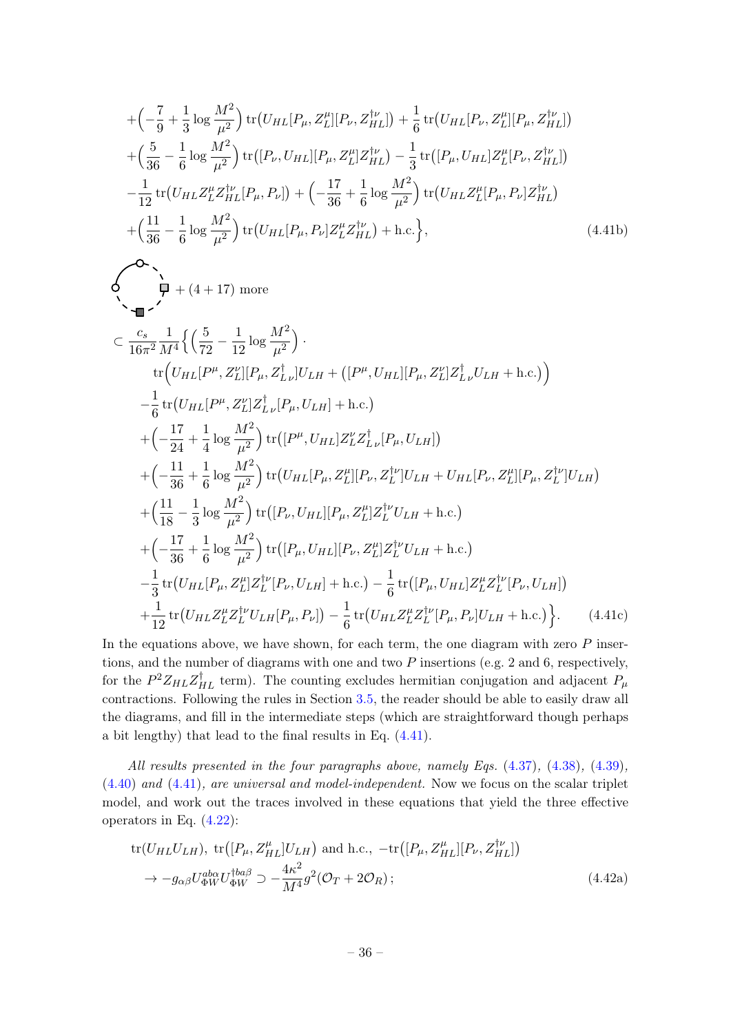$$
\begin{aligned}
&+\Big(-\frac{7}{9}+\frac{1}{3}\log\frac{M^2}{\mu^2}\Big)\,\mathrm{tr}\big(U_{HL}[P_\mu,Z_L^\mu][P_\nu,Z_{HL}^{\dagger\nu}]\big)+\frac{1}{6}\,\mathrm{tr}\big(U_{HL}[P_\nu,Z_L^\mu][P_\mu,Z_{HL}^{\dagger\nu}]\big)\\
&+\Big(\frac{5}{36}-\frac{1}{6}\log\frac{M^2}{\mu^2}\Big)\,\mathrm{tr}\big([P_\nu,U_{HL}][P_\mu,Z_L^\mu]Z_{HL}^{\dagger\nu}\big)-\frac{1}{3}\,\mathrm{tr}\big([P_\mu,U_{HL}]Z_L^\mu[P_\nu,Z_{HL}^{\dagger\nu}]\big)\\
&-\frac{1}{12}\,\mathrm{tr}\big(U_{HL}Z_L^\mu Z_{HL}^{\dagger\nu}[P_\mu,P_\nu]\big)+\Big(-\frac{17}{36}+\frac{1}{6}\log\frac{M^2}{\mu^2}\Big)\,\mathrm{tr}\big(U_{HL}Z_L^\mu[P_\mu,P_\nu]Z_{HL}^{\dagger\nu}\big)\\
&+\Big(\frac{11}{36}-\frac{1}{6}\log\frac{M^2}{\mu^2}\Big)\,\mathrm{tr}\big(U_{HL}[P_\mu,P_\nu]Z_L^\mu Z_{HL}^{\dagger\nu}\big)+\text{h.c.}\Big\},
\end{aligned}
\tag{4.41b}
$$

$+\,(4+17)$ more

$$
\begin{aligned}
&\supset\frac{c_s}{16\pi^2}\frac{1}{M^4}\Big\{\Big(\frac{5}{72}-\frac{1}{12}\log\frac{M^2}{\mu^2}\Big)\cdot\\
&\qquad\mathrm{tr}\Big(U_{HL}[P^\mu,Z_L^\nu][P_\mu,Z_{L\,\nu}^\dagger]U_{LH}+\big([P^\mu,U_{HL}][P_\mu,Z_L^\nu]Z_{L\,\nu}^\dagger U_{LH}+\text{h.c.}\big)\Big)\\
&\quad-\frac{1}{6}\,\mathrm{tr}\big(U_{HL}[P^\mu,Z_L^\nu]Z_{L\,\nu}^\dagger[P_\mu,U_{LH}]+\text{h.c.}\big)\\
&\quad+\Big(-\frac{17}{24}+\frac{1}{4}\log\frac{M^2}{\mu^2}\Big)\,\mathrm{tr}\big([P^\mu,U_{HL}]Z_L^\nu Z_{L\,\nu}^\dagger[P_\mu,U_{LH}]\big)\\
&\quad+\Big(-\frac{11}{36}+\frac{1}{6}\log\frac{M^2}{\mu^2}\Big)\,\mathrm{tr}\big(U_{HL}[P_\mu,Z_L^\mu][P_\nu,Z_L^{\dagger\nu}]U_{LH}+U_{HL}[P_\nu,Z_L^\mu][P_\mu,Z_L^{\dagger\nu}]U_{LH}\big)\\
&\quad+\Big(\frac{11}{18}-\frac{1}{3}\log\frac{M^2}{\mu^2}\Big)\,\mathrm{tr}\big([P_\nu,U_{HL}][P_\mu,Z_L^\mu]Z_L^{\dagger\nu}U_{LH}+\text{h.c.}\big)\\
&\quad+\Big(-\frac{17}{36}+\frac{1}{6}\log\frac{M^2}{\mu^2}\Big)\,\mathrm{tr}\big([P_\mu,U_{HL}][P_\nu,Z_L^\mu]Z_L^{\dagger\nu}U_{LH}+\text{h.c.}\big)\\
&\quad-\frac{1}{3}\,\mathrm{tr}\big(U_{HL}[P_\mu,Z_L^\mu]Z_L^{\dagger\nu}[P_\nu,U_{LH}]+\text{h.c.}\big)-\frac{1}{6}\,\mathrm{tr}\big([P_\mu,U_{HL}]Z_L^\mu Z_L^{\dagger\nu}[P_\nu,U_{LH}]\big)\\
&\quad+\frac{1}{12}\,\mathrm{tr}\big(U_{HL}Z_L^\mu Z_L^{\dagger\nu}U_{LH}[P_\mu,P_\nu]\big)-\frac{1}{6}\,\mathrm{tr}\big(U_{HL}Z_L^\mu Z_L^{\dagger\nu}[P_\mu,P_\nu]U_{LH}+\text{h.c.}\big)\Big\}.
\end{aligned}
\tag{4.41c}
$$

In the equations above, we have shown, for each term, the one diagram with zero $P$ insertions, and the number of diagrams with one and two $P$ insertions (e.g. 2 and 6, respectively, for the $P^2Z_{HL}Z_{HL}^\dagger$ term). The counting excludes hermitian conjugation and adjacent $P_\mu$ contractions. Following the rules in Section 3.5, the reader should be able to easily draw all the diagrams, and fill in the intermediate steps (which are straightforward though perhaps a bit lengthy) that lead to the final results in Eq. (4.41).

*All results presented in the four paragraphs above, namely Eqs. (4.37), (4.38), (4.39), (4.40) and (4.41), are universal and model-independent.* Now we focus on the scalar triplet model, and work out the traces involved in these equations that yield the three effective operators in Eq. (4.22):

$$
\begin{aligned}
&\mathrm{tr}(U_{HL}U_{LH}),\ \mathrm{tr}\big([P_\mu,Z_{HL}^\mu]U_{LH}\big)\ \text{and h.c.},\ -\mathrm{tr}\big([P_\mu,Z_{HL}^\mu][P_\nu,Z_{HL}^{\dagger\nu}]\big)\\
&\quad\to -g_{\alpha\beta}U_{\Phi W}^{ab\alpha}U_{\Phi W}^{\dagger ba\beta}\supset-\frac{4\kappa^2}{M^4}g^2(\mathcal{O}_T+2\mathcal{O}_R)\,;
\end{aligned}
\tag{4.42a}
$$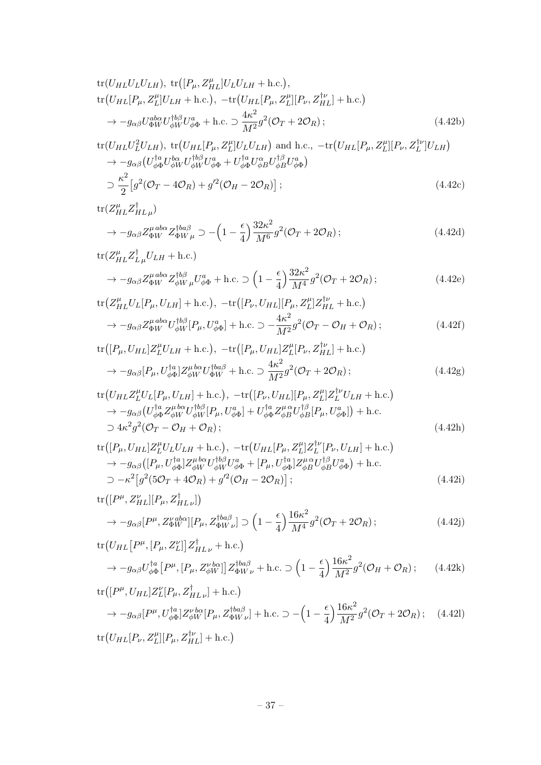$$
\begin{aligned}
&\mathrm{tr}(U_{HL}U_LU_{LH}),\ \mathrm{tr}\big([P_\mu, Z^\mu_{HL}]U_LU_{LH} + \text{h.c.}\big),\\
&\mathrm{tr}\big(U_{HL}[P_\mu, Z^\mu_L]U_{LH} + \text{h.c.}\big),\ -\mathrm{tr}\big(U_{HL}[P_\mu, Z^\mu_L][P_\nu, Z^{\dagger\nu}_{HL}] + \text{h.c.}\big)\\
&\quad \to -g_{\alpha\beta}U^{ab\alpha}_{\Phi W}U^{\dagger b\beta}_{\phi W}U^a_{\phi\Phi} + \text{h.c.} \supset \frac{4\kappa^2}{M^2}g^2(\mathcal{O}_T + 2\mathcal{O}_R)\,;
\end{aligned}
\tag{4.42b}
$$

$$
\begin{aligned}
&\mathrm{tr}(U_{HL}U_L^2U_{LH}),\ \mathrm{tr}\big(U_{HL}[P_\mu, Z^\mu_L]U_LU_{LH}\big) \text{ and h.c.},\ -\mathrm{tr}\big(U_{HL}[P_\mu, Z^\mu_L][P_\nu, Z^{\dagger\nu}_L]U_{LH}\big)\\
&\quad \to -g_{\alpha\beta}\big(U^{\dagger a}_{\phi\Phi}U^{b\alpha}_{\phi W}U^{\dagger b\beta}_{\phi W}U^a_{\phi\Phi} + U^{\dagger a}_{\phi\Phi}U^{\alpha}_{\phi B}U^{\dagger\beta}_{\phi B}U^a_{\phi\Phi}\big)\\
&\quad \supset \frac{\kappa^2}{2}\big[g^2(\mathcal{O}_T - 4\mathcal{O}_R) + g'^2(\mathcal{O}_H - 2\mathcal{O}_R)\big]\,;
\end{aligned}
\tag{4.42c}
$$

$$
\begin{aligned}
&\mathrm{tr}(Z^\mu_{HL}Z^\dagger_{HL\,\mu})\\
&\quad \to -g_{\alpha\beta}Z^{\mu\,ab\alpha}_{\Phi W}Z^{\dagger ba\beta}_{\Phi W\,\mu} \supset -\Big(1 - \frac{\epsilon}{4}\Big)\frac{32\kappa^2}{M^6}g^2(\mathcal{O}_T + 2\mathcal{O}_R)\,;
\end{aligned}
\tag{4.42d}
$$

$$
\begin{aligned}
&\mathrm{tr}(Z^\mu_{HL}Z^\dagger_{L\,\mu}U_{LH} + \text{h.c.})\\
&\quad \to -g_{\alpha\beta}Z^{\mu\,ab\alpha}_{\Phi W}Z^{\dagger b\beta}_{\phi W\,\mu}U^a_{\phi\Phi} + \text{h.c.} \supset \Big(1 - \frac{\epsilon}{4}\Big)\frac{32\kappa^2}{M^4}g^2(\mathcal{O}_T + 2\mathcal{O}_R)\,;
\end{aligned}
\tag{4.42e}
$$

$$
\begin{aligned}
&\mathrm{tr}\big(Z^\mu_{HL}U_L[P_\mu, U_{LH}] + \text{h.c.}\big),\ -\mathrm{tr}\big([P_\nu, U_{HL}][P_\mu, Z^\mu_L]Z^{\dagger\nu}_{HL} + \text{h.c.}\big)\\
&\quad \to -g_{\alpha\beta}Z^{\mu\,ab\alpha}_{\Phi W}U^{\dagger b\beta}_{\phi W}[P_\mu, U^a_{\phi\Phi}] + \text{h.c.} \supset -\frac{4\kappa^2}{M^2}g^2(\mathcal{O}_T - \mathcal{O}_H + \mathcal{O}_R)\,;
\end{aligned}
\tag{4.42f}
$$

$$
\begin{aligned}
&\mathrm{tr}\big([P_\mu, U_{HL}]Z^\mu_LU_{LH} + \text{h.c.}\big),\ -\mathrm{tr}\big([P_\mu, U_{HL}]Z^\mu_L[P_\nu, Z^{\dagger\nu}_{HL}] + \text{h.c.}\big)\\
&\quad \to -g_{\alpha\beta}[P_\mu, U^{\dagger a}_{\phi\Phi}]Z^{\mu\,b\alpha}_{\phi W}U^{\dagger ba\beta}_{\Phi W} + \text{h.c.} \supset \frac{4\kappa^2}{M^2}g^2(\mathcal{O}_T + 2\mathcal{O}_R)\,;
\end{aligned}
\tag{4.42g}
$$

$$
\begin{aligned}
&\mathrm{tr}\big(U_{HL}Z^\mu_LU_L[P_\mu, U_{LH}] + \text{h.c.}\big),\ -\mathrm{tr}\big([P_\nu, U_{HL}][P_\mu, Z^\mu_L]Z^{\dagger\nu}_LU_{LH} + \text{h.c.}\big)\\
&\quad \to -g_{\alpha\beta}\big(U^{\dagger a}_{\phi\Phi}Z^{\mu\,b\alpha}_{\phi W}U^{\dagger b\beta}_{\phi W}[P_\mu, U^a_{\phi\Phi}] + U^{\dagger a}_{\phi\Phi}Z^{\mu\,\alpha}_{\phi B}U^{\dagger\beta}_{\phi B}[P_\mu, U^a_{\phi\Phi}]\big) + \text{h.c.}\\
&\quad \supset 4\kappa^2g^2(\mathcal{O}_T - \mathcal{O}_H + \mathcal{O}_R)\,;
\end{aligned}
\tag{4.42h}
$$

$$
\begin{aligned}
&\mathrm{tr}\big([P_\mu, U_{HL}]Z^\mu_LU_LU_{LH} + \text{h.c.}\big),\ -\mathrm{tr}\big(U_{HL}[P_\mu, Z^\mu_L]Z^{\dagger\nu}_L[P_\nu, U_{LH}] + \text{h.c.}\big)\\
&\quad \to -g_{\alpha\beta}\big([P_\mu, U^{\dagger a}_{\phi\Phi}]Z^{\mu\,b\alpha}_{\phi W}U^{\dagger b\beta}_{\phi W}U^a_{\phi\Phi} + [P_\mu, U^{\dagger a}_{\phi\Phi}]Z^{\mu\,\alpha}_{\phi B}U^{\dagger\beta}_{\phi B}U^a_{\phi\Phi}\big) + \text{h.c.}\\
&\quad \supset -\kappa^2\big[g^2(5\mathcal{O}_T + 4\mathcal{O}_R) + g'^2(\mathcal{O}_H - 2\mathcal{O}_R)\big]\,;
\end{aligned}
\tag{4.42i}
$$

$$
\begin{aligned}
&\mathrm{tr}\big([P^\mu, Z^\nu_{HL}][P_\mu, Z^\dagger_{HL\,\nu}]\big)\\
&\quad \to -g_{\alpha\beta}[P^\mu, Z^{\nu\,ab\alpha}_{\Phi W}][P_\mu, Z^{\dagger ba\beta}_{\Phi W\,\nu}] \supset \Big(1 - \frac{\epsilon}{4}\Big)\frac{16\kappa^2}{M^4}g^2(\mathcal{O}_T + 2\mathcal{O}_R)\,;
\end{aligned}
\tag{4.42j}
$$

$$
\begin{aligned}
&\mathrm{tr}\big(U_{HL}\big[P^\mu, [P_\mu, Z^\nu_L]\big]Z^\dagger_{HL\,\nu} + \text{h.c.}\big)\\
&\quad \to -g_{\alpha\beta}U^{\dagger a}_{\phi\Phi}\big[P^\mu, [P_\mu, Z^{\nu\,b\alpha}_{\phi W}]\big]Z^{\dagger ba\beta}_{\Phi W\,\nu} + \text{h.c.} \supset \Big(1 - \frac{\epsilon}{4}\Big)\frac{16\kappa^2}{M^2}g^2(\mathcal{O}_H + \mathcal{O}_R)\,;
\end{aligned}
\tag{4.42k}
$$

$$
\begin{aligned}
&\mathrm{tr}\big([P^\mu, U_{HL}]Z^\nu_L[P_\mu, Z^\dagger_{HL\,\nu}] + \text{h.c.}\big)\\
&\quad \to -g_{\alpha\beta}[P^\mu, U^{\dagger a}_{\phi\Phi}]Z^{\nu\,b\alpha}_{\phi W}[P_\mu, Z^{\dagger ba\beta}_{\Phi W\,\nu}] + \text{h.c.} \supset -\Big(1 - \frac{\epsilon}{4}\Big)\frac{16\kappa^2}{M^2}g^2(\mathcal{O}_T + 2\mathcal{O}_R)\,;
\end{aligned}
\tag{4.42l}
$$

$$
\mathrm{tr}\big(U_{HL}[P_\nu, Z^\mu_L][P_\mu, Z^{\dagger\nu}_{HL}] + \text{h.c.}\big)
$$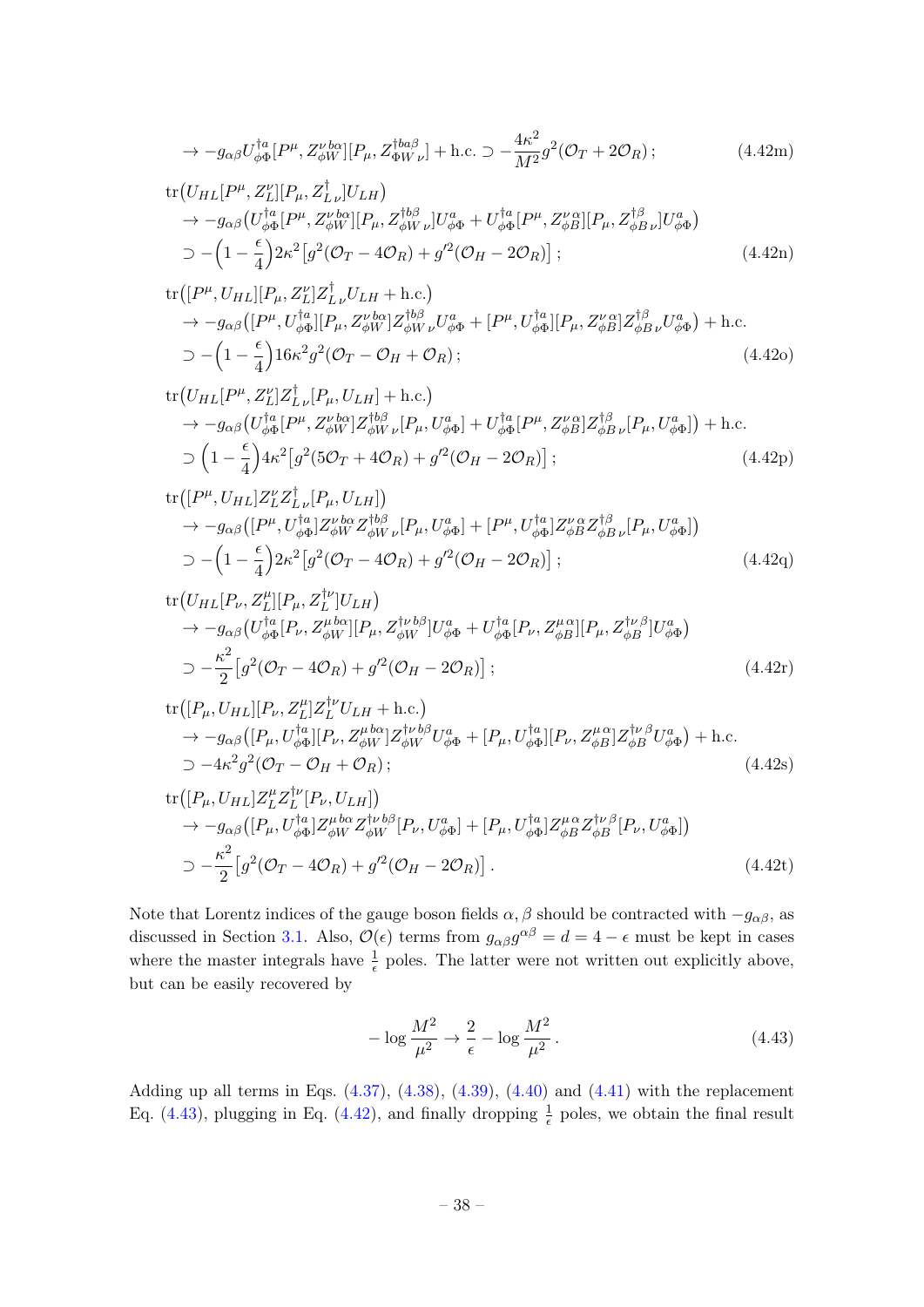$$\to -g_{\alpha\beta} U^{\dagger a}_{\phi\Phi}[P^\mu, Z^{\nu\, b\alpha}_{\phi W}][P_\mu, Z^{\dagger ba\beta}_{\Phi W\,\nu}] + \text{h.c.} \supset -\frac{4\kappa^2}{M^2} g^2(\mathcal{O}_T + 2\mathcal{O}_R)\,; \tag{4.42m}$$

$$\begin{aligned}
&\mathrm{tr}\big(U_{HL}[P^\mu, Z^\nu_L][P_\mu, Z^\dagger_{L\,\nu}]U_{LH}\big) \\
&\to -g_{\alpha\beta}\big(U^{\dagger a}_{\phi\Phi}[P^\mu, Z^{\nu\, b\alpha}_{\phi W}][P_\mu, Z^{\dagger b\beta}_{\phi W\,\nu}]U^a_{\phi\Phi} + U^{\dagger a}_{\phi\Phi}[P^\mu, Z^{\nu\,\alpha}_{\phi B}][P_\mu, Z^{\dagger\beta}_{\phi B\,\nu}]U^a_{\phi\Phi}\big) \\
&\supset -\Big(1-\frac{\epsilon}{4}\Big)2\kappa^2\big[g^2(\mathcal{O}_T - 4\mathcal{O}_R) + g'^2(\mathcal{O}_H - 2\mathcal{O}_R)\big]\,;
\end{aligned} \tag{4.42n}$$

$$\begin{aligned}
&\mathrm{tr}\big([P^\mu, U_{HL}][P_\mu, Z^\nu_L]Z^\dagger_{L\,\nu}U_{LH} + \text{h.c.}\big) \\
&\to -g_{\alpha\beta}\big([P^\mu, U^{\dagger a}_{\phi\Phi}][P_\mu, Z^{\nu\, b\alpha}_{\phi W}]Z^{\dagger b\beta}_{\phi W\,\nu}U^a_{\phi\Phi} + [P^\mu, U^{\dagger a}_{\phi\Phi}][P_\mu, Z^{\nu\,\alpha}_{\phi B}]Z^{\dagger\beta}_{\phi B\,\nu}U^a_{\phi\Phi}\big) + \text{h.c.} \\
&\supset -\Big(1-\frac{\epsilon}{4}\Big)16\kappa^2 g^2(\mathcal{O}_T - \mathcal{O}_H + \mathcal{O}_R)\,;
\end{aligned} \tag{4.42o}$$

$$\begin{aligned}
&\mathrm{tr}\big(U_{HL}[P^\mu, Z^\nu_L]Z^\dagger_{L\,\nu}[P_\mu, U_{LH}] + \text{h.c.}\big) \\
&\to -g_{\alpha\beta}\big(U^{\dagger a}_{\phi\Phi}[P^\mu, Z^{\nu\, b\alpha}_{\phi W}]Z^{\dagger b\beta}_{\phi W\,\nu}[P_\mu, U^a_{\phi\Phi}] + U^{\dagger a}_{\phi\Phi}[P^\mu, Z^{\nu\,\alpha}_{\phi B}]Z^{\dagger\beta}_{\phi B\,\nu}[P_\mu, U^a_{\phi\Phi}]\big) + \text{h.c.} \\
&\supset \Big(1-\frac{\epsilon}{4}\Big)4\kappa^2\big[g^2(5\mathcal{O}_T + 4\mathcal{O}_R) + g'^2(\mathcal{O}_H - 2\mathcal{O}_R)\big]\,;
\end{aligned} \tag{4.42p}$$

$$\begin{aligned}
&\mathrm{tr}\big([P^\mu, U_{HL}]Z^\nu_L Z^\dagger_{L\,\nu}[P_\mu, U_{LH}]\big) \\
&\to -g_{\alpha\beta}\big([P^\mu, U^{\dagger a}_{\phi\Phi}]Z^{\nu\, b\alpha}_{\phi W}Z^{\dagger b\beta}_{\phi W\,\nu}[P_\mu, U^a_{\phi\Phi}] + [P^\mu, U^{\dagger a}_{\phi\Phi}]Z^{\nu\,\alpha}_{\phi B}Z^{\dagger\beta}_{\phi B\,\nu}[P_\mu, U^a_{\phi\Phi}]\big) \\
&\supset -\Big(1-\frac{\epsilon}{4}\Big)2\kappa^2\big[g^2(\mathcal{O}_T - 4\mathcal{O}_R) + g'^2(\mathcal{O}_H - 2\mathcal{O}_R)\big]\,;
\end{aligned} \tag{4.42q}$$

$$\begin{aligned}
&\mathrm{tr}\big(U_{HL}[P_\nu, Z^\mu_L][P_\mu, Z^{\dagger\nu}_L]U_{LH}\big) \\
&\to -g_{\alpha\beta}\big(U^{\dagger a}_{\phi\Phi}[P_\nu, Z^{\mu\, b\alpha}_{\phi W}][P_\mu, Z^{\dagger\nu\, b\beta}_{\phi W}]U^a_{\phi\Phi} + U^{\dagger a}_{\phi\Phi}[P_\nu, Z^{\mu\,\alpha}_{\phi B}][P_\mu, Z^{\dagger\nu\,\beta}_{\phi B}]U^a_{\phi\Phi}\big) \\
&\supset -\frac{\kappa^2}{2}\big[g^2(\mathcal{O}_T - 4\mathcal{O}_R) + g'^2(\mathcal{O}_H - 2\mathcal{O}_R)\big]\,;
\end{aligned} \tag{4.42r}$$

$$\begin{aligned}
&\mathrm{tr}\big([P_\mu, U_{HL}][P_\nu, Z^\mu_L]Z^{\dagger\nu}_L U_{LH} + \text{h.c.}\big) \\
&\to -g_{\alpha\beta}\big([P_\mu, U^{\dagger a}_{\phi\Phi}][P_\nu, Z^{\mu\, b\alpha}_{\phi W}]Z^{\dagger\nu\, b\beta}_{\phi W}U^a_{\phi\Phi} + [P_\mu, U^{\dagger a}_{\phi\Phi}][P_\nu, Z^{\mu\,\alpha}_{\phi B}]Z^{\dagger\nu\,\beta}_{\phi B}U^a_{\phi\Phi}\big) + \text{h.c.} \\
&\supset -4\kappa^2 g^2(\mathcal{O}_T - \mathcal{O}_H + \mathcal{O}_R)\,;
\end{aligned} \tag{4.42s}$$

$$\begin{aligned}
&\mathrm{tr}\big([P_\mu, U_{HL}]Z^\mu_L Z^{\dagger\nu}_L[P_\nu, U_{LH}]\big) \\
&\to -g_{\alpha\beta}\big([P_\mu, U^{\dagger a}_{\phi\Phi}]Z^{\mu\, b\alpha}_{\phi W}Z^{\dagger\nu\, b\beta}_{\phi W}[P_\nu, U^a_{\phi\Phi}] + [P_\mu, U^{\dagger a}_{\phi\Phi}]Z^{\mu\,\alpha}_{\phi B}Z^{\dagger\nu\,\beta}_{\phi B}[P_\nu, U^a_{\phi\Phi}]\big) \\
&\supset -\frac{\kappa^2}{2}\big[g^2(\mathcal{O}_T - 4\mathcal{O}_R) + g'^2(\mathcal{O}_H - 2\mathcal{O}_R)\big]\,.
\end{aligned} \tag{4.42t}$$

Note that Lorentz indices of the gauge boson fields $\alpha, \beta$ should be contracted with $-g_{\alpha\beta}$, as discussed in Section 3.1. Also, $\mathcal{O}(\epsilon)$ terms from $g_{\alpha\beta}g^{\alpha\beta} = d = 4-\epsilon$ must be kept in cases where the master integrals have $\frac{1}{\epsilon}$ poles. The latter were not written out explicitly above, but can be easily recovered by

$$-\log\frac{M^2}{\mu^2} \to \frac{2}{\epsilon} - \log\frac{M^2}{\mu^2}\,. \tag{4.43}$$

Adding up all terms in Eqs. (4.37), (4.38), (4.39), (4.40) and (4.41) with the replacement Eq. (4.43), plugging in Eq. (4.42), and finally dropping $\frac{1}{\epsilon}$ poles, we obtain the final result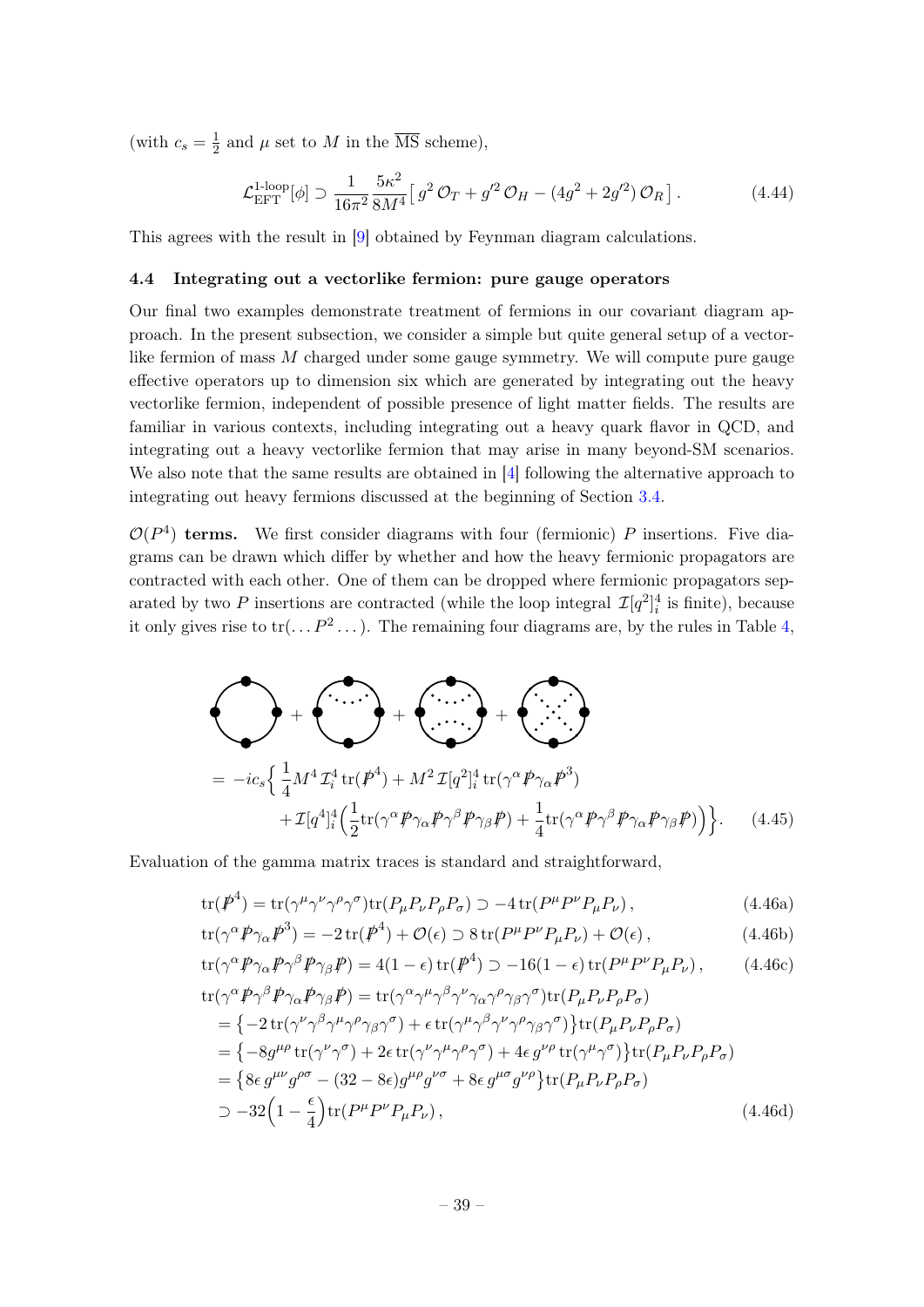(with $c_s = \frac{1}{2}$ and $\mu$ set to $M$ in the $\overline{\text{MS}}$ scheme),

$$\mathcal{L}_{\text{EFT}}^{\text{1-loop}}[\phi] \supset \frac{1}{16\pi^2}\frac{5\kappa^2}{8M^4}\big[\, g^2\,\mathcal{O}_T + g'^2\,\mathcal{O}_H - (4g^2+2g'^2)\,\mathcal{O}_R\,\big]\,. \tag{4.44}$$

This agrees with the result in [9] obtained by Feynman diagram calculations.

### 4.4 Integrating out a vectorlike fermion: pure gauge operators

Our final two examples demonstrate treatment of fermions in our covariant diagram approach. In the present subsection, we consider a simple but quite general setup of a vectorlike fermion of mass $M$ charged under some gauge symmetry. We will compute pure gauge effective operators up to dimension six which are generated by integrating out the heavy vectorlike fermion, independent of possible presence of light matter fields. The results are familiar in various contexts, including integrating out a heavy quark flavor in QCD, and integrating out a heavy vectorlike fermion that may arise in many beyond-SM scenarios. We also note that the same results are obtained in [4] following the alternative approach to integrating out heavy fermions discussed at the beginning of Section 3.4.

**$\mathcal{O}(P^4)$ terms.** We first consider diagrams with four (fermionic) $P$ insertions. Five diagrams can be drawn which differ by whether and how the heavy fermionic propagators are contracted with each other. One of them can be dropped where fermionic propagators separated by two $P$ insertions are contracted (while the loop integral $\mathcal{I}[q^2]_i^4$ is finite), because it only gives rise to $\text{tr}(\dots P^2 \dots)$. The remaining four diagrams are, by the rules in Table 4,

$$\begin{aligned}
&= -ic_s\Big\{\,\frac{1}{4}M^4\,\mathcal{I}_i^4\,\text{tr}(\not{P}^4) + M^2\,\mathcal{I}[q^2]_i^4\,\text{tr}(\gamma^\alpha\not{P}\gamma_\alpha\not{P}^3) \\
&\qquad + \mathcal{I}[q^4]_i^4\Big(\frac{1}{2}\text{tr}(\gamma^\alpha\not{P}\gamma_\alpha\not{P}\gamma^\beta\not{P}\gamma_\beta\not{P}) + \frac{1}{4}\text{tr}(\gamma^\alpha\not{P}\gamma^\beta\not{P}\gamma_\alpha\not{P}\gamma_\beta\not{P})\Big)\Big\}.
\end{aligned} \tag{4.45}$$

Evaluation of the gamma matrix traces is standard and straightforward,

$$\text{tr}(\not{P}^4) = \text{tr}(\gamma^\mu\gamma^\nu\gamma^\rho\gamma^\sigma)\text{tr}(P_\mu P_\nu P_\rho P_\sigma) \supset -4\,\text{tr}(P^\mu P^\nu P_\mu P_\nu)\,, \tag{4.46a}$$

$$\text{tr}(\gamma^\alpha\not{P}\gamma_\alpha\not{P}^3) = -2\,\text{tr}(\not{P}^4) + \mathcal{O}(\epsilon) \supset 8\,\text{tr}(P^\mu P^\nu P_\mu P_\nu) + \mathcal{O}(\epsilon)\,, \tag{4.46b}$$

$$\text{tr}(\gamma^\alpha\not{P}\gamma_\alpha\not{P}\gamma^\beta\not{P}\gamma_\beta\not{P}) = 4(1-\epsilon)\,\text{tr}(\not{P}^4) \supset -16(1-\epsilon)\,\text{tr}(P^\mu P^\nu P_\mu P_\nu)\,, \tag{4.46c}$$

$$\begin{aligned}
\text{tr}(\gamma^\alpha\not{P}\gamma^\beta\not{P}\gamma_\alpha\not{P}\gamma_\beta\not{P}) &= \text{tr}(\gamma^\alpha\gamma^\mu\gamma^\beta\gamma^\nu\gamma_\alpha\gamma^\rho\gamma_\beta\gamma^\sigma)\text{tr}(P_\mu P_\nu P_\rho P_\sigma) \\
&= \big\{-2\,\text{tr}(\gamma^\nu\gamma^\beta\gamma^\mu\gamma^\rho\gamma_\beta\gamma^\sigma) + \epsilon\,\text{tr}(\gamma^\mu\gamma^\beta\gamma^\nu\gamma^\rho\gamma_\beta\gamma^\sigma)\big\}\text{tr}(P_\mu P_\nu P_\rho P_\sigma) \\
&= \big\{-8g^{\mu\rho}\,\text{tr}(\gamma^\nu\gamma^\sigma) + 2\epsilon\,\text{tr}(\gamma^\nu\gamma^\mu\gamma^\rho\gamma^\sigma) + 4\epsilon\,g^{\nu\rho}\,\text{tr}(\gamma^\mu\gamma^\sigma)\big\}\text{tr}(P_\mu P_\nu P_\rho P_\sigma) \\
&= \big\{8\epsilon\,g^{\mu\nu}g^{\rho\sigma} - (32-8\epsilon)g^{\mu\rho}g^{\nu\sigma} + 8\epsilon\,g^{\mu\sigma}g^{\nu\rho}\big\}\text{tr}(P_\mu P_\nu P_\rho P_\sigma) \\
&\supset -32\Big(1-\frac{\epsilon}{4}\Big)\text{tr}(P^\mu P^\nu P_\mu P_\nu)\,,
\end{aligned} \tag{4.46d}$$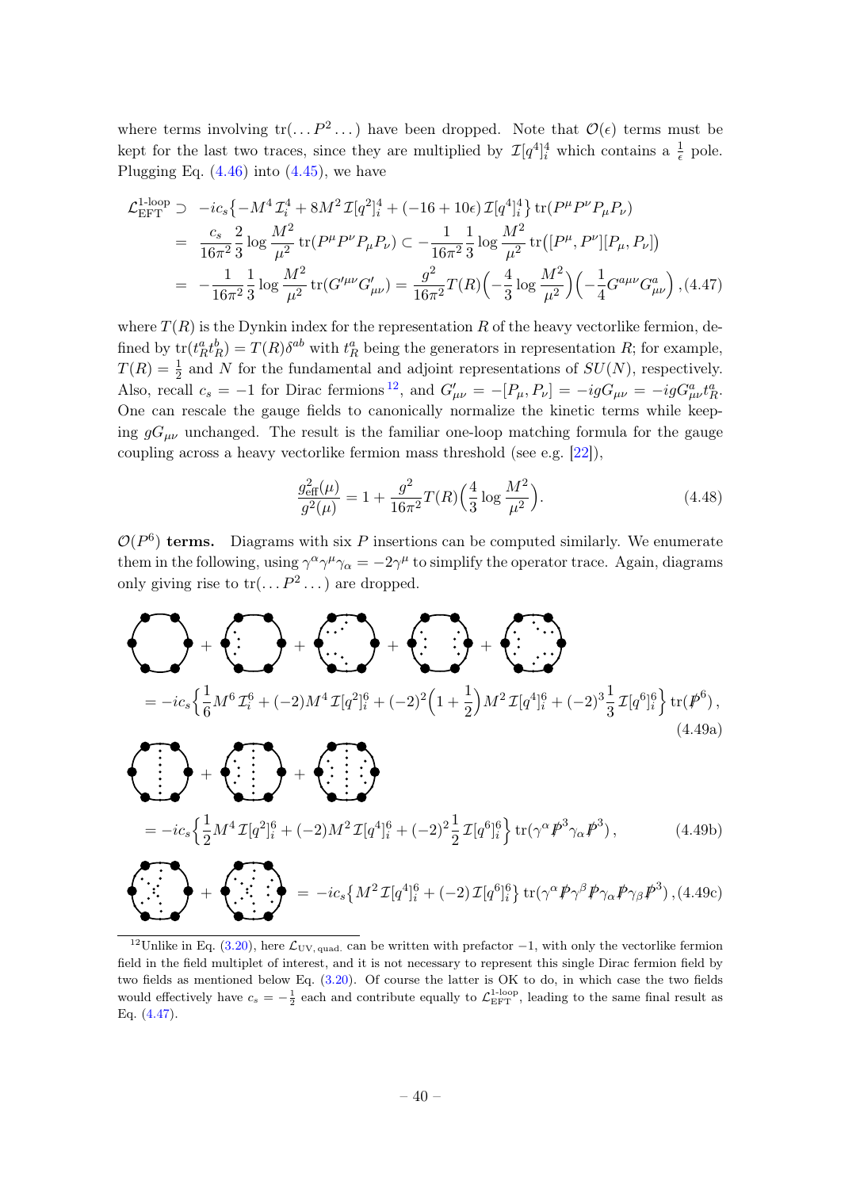where terms involving $\mathrm{tr}(\dots P^2 \dots)$ have been dropped. Note that $\mathcal{O}(\epsilon)$ terms must be kept for the last two traces, since they are multiplied by $\mathcal{I}[q^4]_i^4$ which contains a $\frac{1}{\epsilon}$ pole. Plugging Eq. (4.46) into (4.45), we have

$$
\begin{aligned}
\mathcal{L}_{\mathrm{EFT}}^{\text{1-loop}} \supset\; & -ic_s\big\{-M^4\,\mathcal{I}_i^4 + 8M^2\,\mathcal{I}[q^2]_i^4 + (-16+10\epsilon)\,\mathcal{I}[q^4]_i^4\big\}\,\mathrm{tr}(P^\mu P^\nu P_\mu P_\nu) \\
=\; & \frac{c_s}{16\pi^2}\frac{2}{3}\log\frac{M^2}{\mu^2}\,\mathrm{tr}(P^\mu P^\nu P_\mu P_\nu) \subset -\frac{1}{16\pi^2}\frac{1}{3}\log\frac{M^2}{\mu^2}\,\mathrm{tr}\big([P^\mu,P^\nu][P_\mu,P_\nu]\big) \\
=\; & -\frac{1}{16\pi^2}\frac{1}{3}\log\frac{M^2}{\mu^2}\,\mathrm{tr}(G'^{\mu\nu}G'_{\mu\nu}) = \frac{g^2}{16\pi^2}T(R)\Big(-\frac{4}{3}\log\frac{M^2}{\mu^2}\Big)\Big(-\frac{1}{4}G^{a\mu\nu}G^a_{\mu\nu}\Big)\,, \quad (4.47)
\end{aligned}
$$

where $T(R)$ is the Dynkin index for the representation $R$ of the heavy vectorlike fermion, defined by $\mathrm{tr}(t_R^a t_R^b) = T(R)\delta^{ab}$ with $t_R^a$ being the generators in representation $R$; for example, $T(R) = \frac{1}{2}$ and $N$ for the fundamental and adjoint representations of $SU(N)$, respectively. Also, recall $c_s = -1$ for Dirac fermions [12], and $G'_{\mu\nu} = -[P_\mu, P_\nu] = -igG_{\mu\nu} = -igG^a_{\mu\nu}t^a_R$. One can rescale the gauge fields to canonically normalize the kinetic terms while keeping $gG_{\mu\nu}$ unchanged. The result is the familiar one-loop matching formula for the gauge coupling across a heavy vectorlike fermion mass threshold (see e.g. [22]),

$$
\frac{g^2_{\mathrm{eff}}(\mu)}{g^2(\mu)} = 1 + \frac{g^2}{16\pi^2}T(R)\Big(\frac{4}{3}\log\frac{M^2}{\mu^2}\Big). \quad (4.48)
$$

**$\mathcal{O}(P^6)$ terms.** Diagrams with six $P$ insertions can be computed similarly. We enumerate them in the following, using $\gamma^\alpha\gamma^\mu\gamma_\alpha = -2\gamma^\mu$ to simplify the operator trace. Again, diagrams only giving rise to $\mathrm{tr}(\dots P^2 \dots)$ are dropped.

$$
= -ic_s\Big\{\frac{1}{6}M^6\,\mathcal{I}_i^6 + (-2)M^4\,\mathcal{I}[q^2]_i^6 + (-2)^2\Big(1+\frac{1}{2}\Big)M^2\,\mathcal{I}[q^4]_i^6 + (-2)^3\frac{1}{3}\,\mathcal{I}[q^6]_i^6\Big\}\,\mathrm{tr}(\slashed{P}^6)\,, \quad (4.49a)
$$

$$
= -ic_s\Big\{\frac{1}{2}M^4\,\mathcal{I}[q^2]_i^6 + (-2)M^2\,\mathcal{I}[q^4]_i^6 + (-2)^2\frac{1}{2}\,\mathcal{I}[q^6]_i^6\Big\}\,\mathrm{tr}(\gamma^\alpha\slashed{P}^3\gamma_\alpha\slashed{P}^3)\,, \quad (4.49b)
$$

$$
= -ic_s\big\{M^2\,\mathcal{I}[q^4]_i^6 + (-2)\,\mathcal{I}[q^6]_i^6\big\}\,\mathrm{tr}(\gamma^\alpha\slashed{P}\gamma^\beta\slashed{P}\gamma_\alpha\slashed{P}\gamma_\beta\slashed{P}^3)\,, \quad (4.49c)
$$

[12] Unlike in Eq. (3.20), here $\mathcal{L}_{\mathrm{UV,\,quad.}}$ can be written with prefactor $-1$, with only the vectorlike fermion field in the field multiplet of interest, and it is not necessary to represent this single Dirac fermion field by two fields as mentioned below Eq. (3.20). Of course the latter is OK to do, in which case the two fields would effectively have $c_s = -\frac{1}{2}$ each and contribute equally to $\mathcal{L}_{\mathrm{EFT}}^{\text{1-loop}}$, leading to the same final result as Eq. (4.47).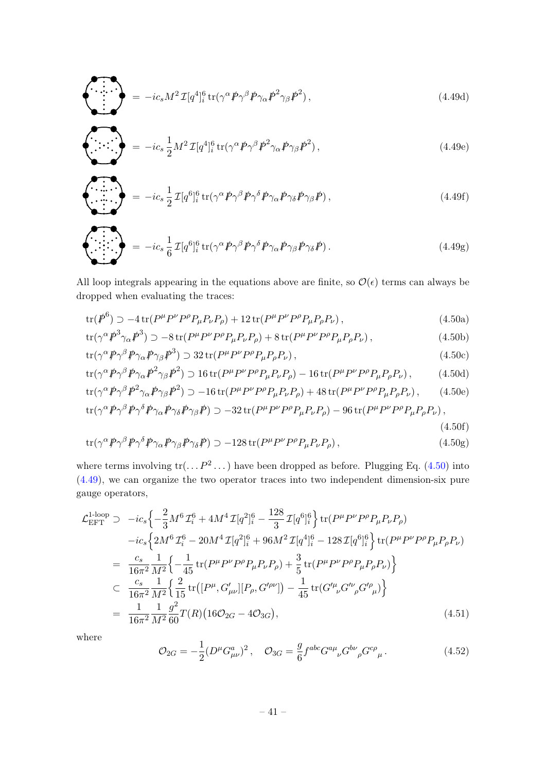$$
= -ic_s M^2 \mathcal{I}[q^4]_i^6 \, \mathrm{tr}(\gamma^\alpha \not{P} \gamma^\beta \not{P} \gamma_\alpha \not{P}^2 \gamma_\beta \not{P}^2) \,, \tag{4.49d}
$$

$$
= -ic_s \frac{1}{2} M^2 \mathcal{I}[q^4]_i^6 \, \mathrm{tr}(\gamma^\alpha \not{P} \gamma^\beta \not{P}^2 \gamma_\alpha \not{P} \gamma_\beta \not{P}^2) \,, \tag{4.49e}
$$

$$
= -ic_s \frac{1}{2} \mathcal{I}[q^6]_i^6 \, \mathrm{tr}(\gamma^\alpha \not{P} \gamma^\beta \not{P} \gamma^\delta \not{P} \gamma_\alpha \not{P} \gamma_\delta \not{P} \gamma_\beta \not{P}) \,, \tag{4.49f}
$$

$$
= -ic_s \frac{1}{6} \mathcal{I}[q^6]_i^6 \, \mathrm{tr}(\gamma^\alpha \not{P} \gamma^\beta \not{P} \gamma^\delta \not{P} \gamma_\alpha \not{P} \gamma_\beta \not{P} \gamma_\delta \not{P}) \,. \tag{4.49g}
$$

All loop integrals appearing in the equations above are finite, so $\mathcal{O}(\epsilon)$ terms can always be dropped when evaluating the traces:

$$
\mathrm{tr}(\not{P}^6) \supset -4\, \mathrm{tr}(P^\mu P^\nu P^\rho P_\mu P_\nu P_\rho) + 12\, \mathrm{tr}(P^\mu P^\nu P^\rho P_\mu P_\rho P_\nu) \,, \tag{4.50a}
$$

$$
\mathrm{tr}(\gamma^\alpha \not{P}^3 \gamma_\alpha \not{P}^3) \supset -8\, \mathrm{tr}(P^\mu P^\nu P^\rho P_\mu P_\nu P_\rho) + 8\, \mathrm{tr}(P^\mu P^\nu P^\rho P_\mu P_\rho P_\nu) \,, \tag{4.50b}
$$

$$
\mathrm{tr}(\gamma^\alpha \not{P} \gamma^\beta \not{P} \gamma_\alpha \not{P} \gamma_\beta \not{P}^3) \supset 32\, \mathrm{tr}(P^\mu P^\nu P^\rho P_\mu P_\rho P_\nu) \,, \tag{4.50c}
$$

$$
\mathrm{tr}(\gamma^\alpha \not{P} \gamma^\beta \not{P} \gamma_\alpha \not{P}^2 \gamma_\beta \not{P}^2) \supset 16\, \mathrm{tr}(P^\mu P^\nu P^\rho P_\mu P_\nu P_\rho) - 16\, \mathrm{tr}(P^\mu P^\nu P^\rho P_\mu P_\rho P_\nu) \,, \tag{4.50d}
$$

$$
\mathrm{tr}(\gamma^\alpha \not{P} \gamma^\beta \not{P}^2 \gamma_\alpha \not{P} \gamma_\beta \not{P}^2) \supset -16\, \mathrm{tr}(P^\mu P^\nu P^\rho P_\mu P_\nu P_\rho) + 48\, \mathrm{tr}(P^\mu P^\nu P^\rho P_\mu P_\rho P_\nu) \,, \tag{4.50e}
$$

$$
\mathrm{tr}(\gamma^\alpha \not{P} \gamma^\beta \not{P} \gamma^\delta \not{P} \gamma_\alpha \not{P} \gamma_\delta \not{P} \gamma_\beta \not{P}) \supset -32\, \mathrm{tr}(P^\mu P^\nu P^\rho P_\mu P_\nu P_\rho) - 96\, \mathrm{tr}(P^\mu P^\nu P^\rho P_\mu P_\rho P_\nu) \,, \tag{4.50f}
$$

$$
\mathrm{tr}(\gamma^\alpha \not{P} \gamma^\beta \not{P} \gamma^\delta \not{P} \gamma_\alpha \not{P} \gamma_\beta \not{P} \gamma_\delta \not{P}) \supset -128\, \mathrm{tr}(P^\mu P^\nu P^\rho P_\mu P_\nu P_\rho) \,, \tag{4.50g}
$$

where terms involving $\mathrm{tr}(\dots P^2 \dots)$ have been dropped as before. Plugging Eq. (4.50) into (4.49), we can organize the two operator traces into two independent dimension-six pure gauge operators,

$$
\begin{aligned}
\mathcal{L}_{\mathrm{EFT}}^{\text{1-loop}} \supset\ & -ic_s \Big\{ -\frac{2}{3} M^6 \mathcal{I}_i^6 + 4 M^4 \mathcal{I}[q^2]_i^6 - \frac{128}{3} \mathcal{I}[q^6]_i^6 \Big\}\, \mathrm{tr}(P^\mu P^\nu P^\rho P_\mu P_\nu P_\rho) \\
& -ic_s \Big\{ 2 M^6 \mathcal{I}_i^6 - 20 M^4 \mathcal{I}[q^2]_i^6 + 96 M^2 \mathcal{I}[q^4]_i^6 - 128\, \mathcal{I}[q^6]_i^6 \Big\}\, \mathrm{tr}(P^\mu P^\nu P^\rho P_\mu P_\rho P_\nu) \\
=\ & \frac{c_s}{16\pi^2} \frac{1}{M^2} \Big\{ -\frac{1}{45}\, \mathrm{tr}(P^\mu P^\nu P^\rho P_\mu P_\nu P_\rho) + \frac{3}{5}\, \mathrm{tr}(P^\mu P^\nu P^\rho P_\mu P_\rho P_\nu) \Big\} \\
\subset\ & \frac{c_s}{16\pi^2} \frac{1}{M^2} \Big\{ \frac{2}{15}\, \mathrm{tr}\big([P^\mu, G'_{\mu\nu}][P_\rho, G'^{\rho\nu}]\big) - \frac{1}{45}\, \mathrm{tr}(G'^\mu{}_\nu G'^\nu{}_\rho G'^\rho{}_\mu) \Big\} \\
=\ & \frac{1}{16\pi^2} \frac{1}{M^2} \frac{g^2}{60} T(R) \big( 16 \mathcal{O}_{2G} - 4 \mathcal{O}_{3G} \big) \,,
\end{aligned} \tag{4.51}
$$

where

$$
\mathcal{O}_{2G} = -\frac{1}{2} (D^\mu G^a_{\mu\nu})^2 \,, \quad \mathcal{O}_{3G} = \frac{g}{6} f^{abc} G^{a\mu}{}_\nu G^{b\nu}{}_\rho G^{c\rho}{}_\mu \,. \tag{4.52}
$$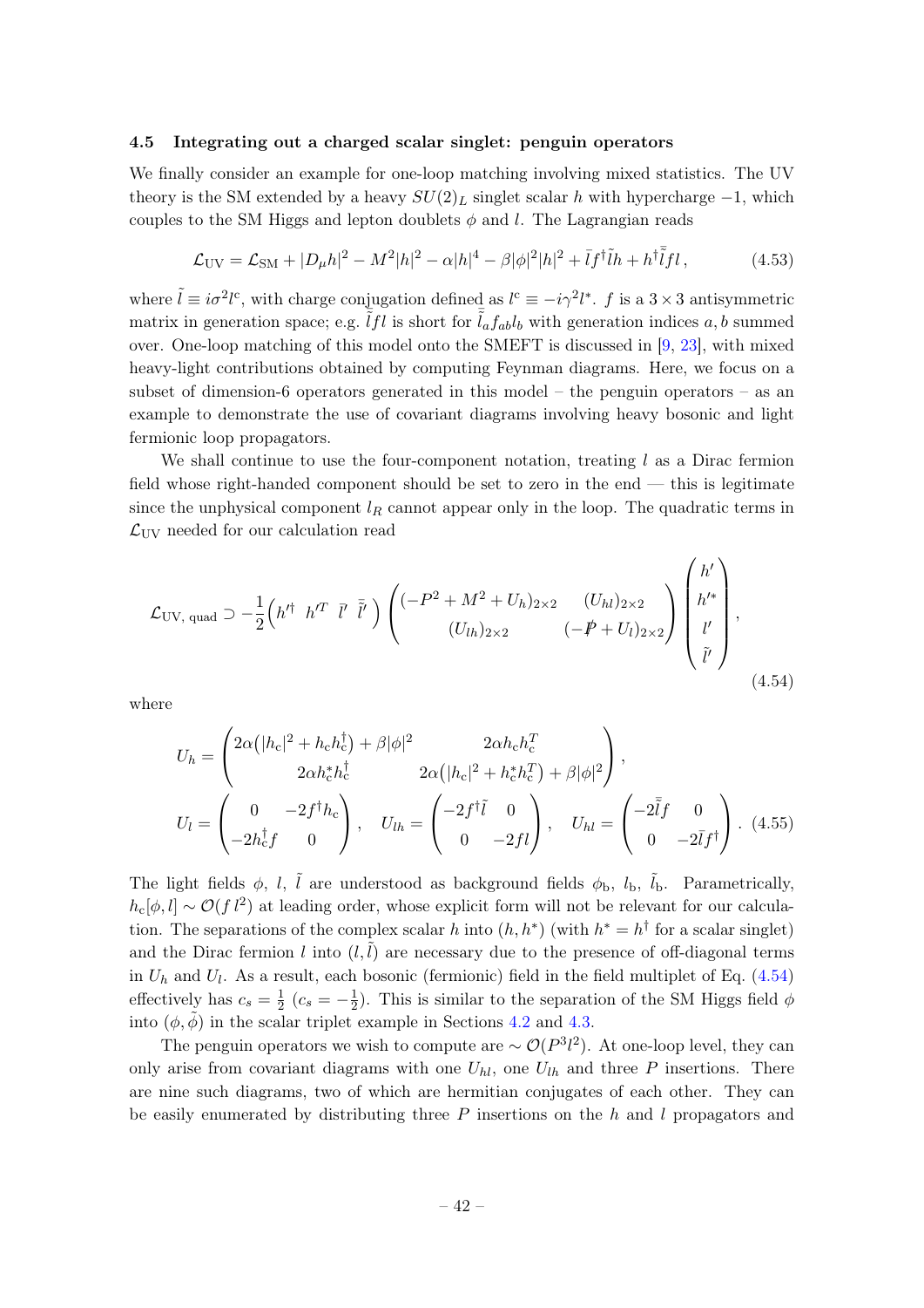### 4.5 Integrating out a charged scalar singlet: penguin operators

We finally consider an example for one-loop matching involving mixed statistics. The UV theory is the SM extended by a heavy $SU(2)_L$ singlet scalar $h$ with hypercharge $-1$, which couples to the SM Higgs and lepton doublets $\phi$ and $l$. The Lagrangian reads

$$\mathcal{L}_{\text{UV}} = \mathcal{L}_{\text{SM}} + |D_\mu h|^2 - M^2|h|^2 - \alpha|h|^4 - \beta|\phi|^2|h|^2 + \bar{l} f^\dagger \tilde{l} h + h^\dagger \bar{\tilde{l}} f l \,, \tag{4.53}$$

where $\tilde{l} \equiv i\sigma^2 l^c$, with charge conjugation defined as $l^c \equiv -i\gamma^2 l^*$. $f$ is a $3\times 3$ antisymmetric matrix in generation space; e.g. $\bar{\tilde{l}} f l$ is short for $\bar{\tilde{l}}_a f_{ab} l_b$ with generation indices $a, b$ summed over. One-loop matching of this model onto the SMEFT is discussed in [9, 23], with mixed heavy-light contributions obtained by computing Feynman diagrams. Here, we focus on a subset of dimension-6 operators generated in this model – the penguin operators – as an example to demonstrate the use of covariant diagrams involving heavy bosonic and light fermionic loop propagators.

We shall continue to use the four-component notation, treating $l$ as a Dirac fermion field whose right-handed component should be set to zero in the end — this is legitimate since the unphysical component $l_R$ cannot appear only in the loop. The quadratic terms in $\mathcal{L}_{\text{UV}}$ needed for our calculation read

$$\mathcal{L}_{\text{UV, quad}} \supset -\frac{1}{2}\begin{pmatrix} h'^\dagger & h'^T & \bar{l}' & \bar{\tilde{l}}' \end{pmatrix} \begin{pmatrix} (-P^2 + M^2 + U_h)_{2\times 2} & (U_{hl})_{2\times 2} \\ (U_{lh})_{2\times 2} & (-\not{P} + U_l)_{2\times 2} \end{pmatrix} \begin{pmatrix} h' \\ h'^* \\ l' \\ \tilde{l}' \end{pmatrix}, \tag{4.54}$$

where

$$U_h = \begin{pmatrix} 2\alpha\big(|h_c|^2 + h_c h_c^\dagger\big) + \beta|\phi|^2 & 2\alpha h_c h_c^T \\ 2\alpha h_c^* h_c^\dagger & 2\alpha\big(|h_c|^2 + h_c^* h_c^T\big) + \beta|\phi|^2 \end{pmatrix},$$

$$U_l = \begin{pmatrix} 0 & -2f^\dagger h_c \\ -2h_c^\dagger f & 0 \end{pmatrix}, \quad U_{lh} = \begin{pmatrix} -2f^\dagger \tilde{l} & 0 \\ 0 & -2fl \end{pmatrix}, \quad U_{hl} = \begin{pmatrix} -2\bar{\tilde{l}} f & 0 \\ 0 & -2\bar{l} f^\dagger \end{pmatrix}. \tag{4.55}$$

The light fields $\phi$, $l$, $\tilde{l}$ are understood as background fields $\phi_{\text{b}}$, $l_{\text{b}}$, $\tilde{l}_{\text{b}}$. Parametrically, $h_c[\phi, l] \sim \mathcal{O}(f\, l^2)$ at leading order, whose explicit form will not be relevant for our calculation. The separations of the complex scalar $h$ into $(h, h^*)$ (with $h^* = h^\dagger$ for a scalar singlet) and the Dirac fermion $l$ into $(l, \tilde{l})$ are necessary due to the presence of off-diagonal terms in $U_h$ and $U_l$. As a result, each bosonic (fermionic) field in the field multiplet of Eq. (4.54) effectively has $c_s = \frac{1}{2}$ ($c_s = -\frac{1}{2}$). This is similar to the separation of the SM Higgs field $\phi$ into $(\phi, \tilde{\phi})$ in the scalar triplet example in Sections 4.2 and 4.3.

The penguin operators we wish to compute are $\sim \mathcal{O}(P^3 l^2)$. At one-loop level, they can only arise from covariant diagrams with one $U_{hl}$, one $U_{lh}$ and three $P$ insertions. There are nine such diagrams, two of which are hermitian conjugates of each other. They can be easily enumerated by distributing three $P$ insertions on the $h$ and $l$ propagators and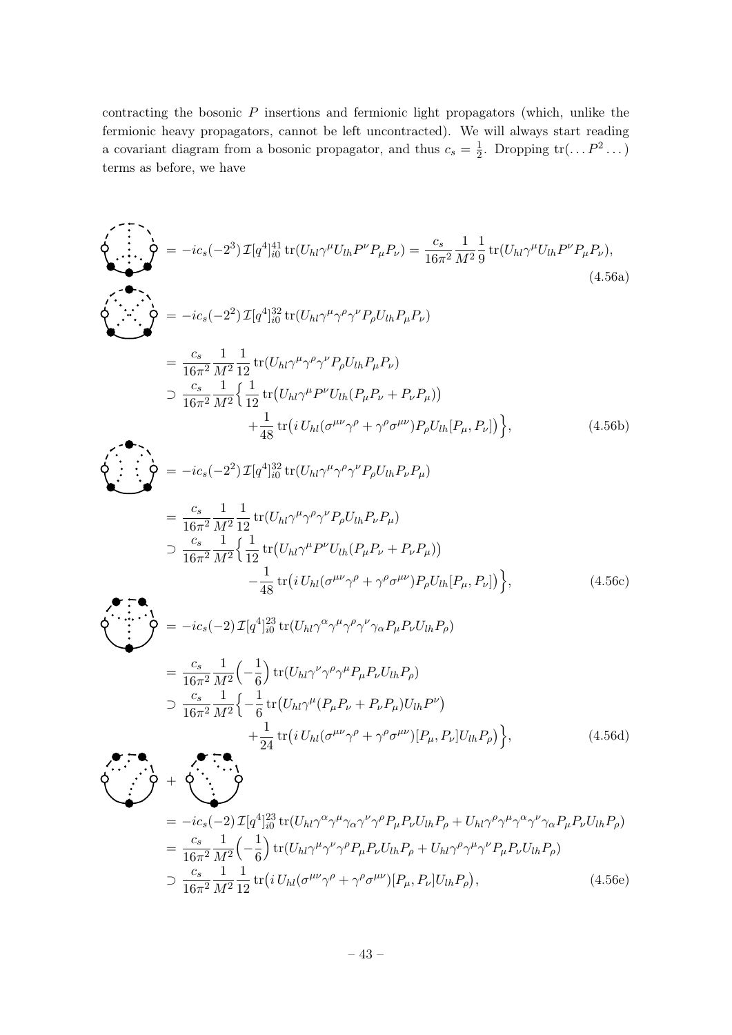contracting the bosonic $P$ insertions and fermionic light propagators (which, unlike the fermionic heavy propagators, cannot be left uncontracted). We will always start reading a covariant diagram from a bosonic propagator, and thus $c_s = \frac{1}{2}$. Dropping $\mathrm{tr}(\dots P^2 \dots)$ terms as before, we have

$$= -ic_s(-2^3)\,\mathcal{I}[q^4]^{41}_{i0}\,\mathrm{tr}(U_{hl}\gamma^\mu U_{lh}P^\nu P_\mu P_\nu) = \frac{c_s}{16\pi^2}\frac{1}{M^2}\frac{1}{9}\,\mathrm{tr}(U_{hl}\gamma^\mu U_{lh}P^\nu P_\mu P_\nu), \tag{4.56a}$$

$$\begin{aligned}
&= -ic_s(-2^2)\,\mathcal{I}[q^4]^{32}_{i0}\,\mathrm{tr}(U_{hl}\gamma^\mu\gamma^\rho\gamma^\nu P_\rho U_{lh}P_\mu P_\nu)\\
&= \frac{c_s}{16\pi^2}\frac{1}{M^2}\frac{1}{12}\,\mathrm{tr}(U_{hl}\gamma^\mu\gamma^\rho\gamma^\nu P_\rho U_{lh}P_\mu P_\nu)\\
&\supset \frac{c_s}{16\pi^2}\frac{1}{M^2}\Big\{\frac{1}{12}\,\mathrm{tr}\big(U_{hl}\gamma^\mu P^\nu U_{lh}(P_\mu P_\nu + P_\nu P_\mu)\big)\\
&\qquad +\frac{1}{48}\,\mathrm{tr}\big(i\,U_{hl}(\sigma^{\mu\nu}\gamma^\rho + \gamma^\rho\sigma^{\mu\nu})P_\rho U_{lh}[P_\mu, P_\nu]\big)\Big\},
\end{aligned} \tag{4.56b}$$

$$\begin{aligned}
&= -ic_s(-2^2)\,\mathcal{I}[q^4]^{32}_{i0}\,\mathrm{tr}(U_{hl}\gamma^\mu\gamma^\rho\gamma^\nu P_\rho U_{lh}P_\nu P_\mu)\\
&= \frac{c_s}{16\pi^2}\frac{1}{M^2}\frac{1}{12}\,\mathrm{tr}(U_{hl}\gamma^\mu\gamma^\rho\gamma^\nu P_\rho U_{lh}P_\nu P_\mu)\\
&\supset \frac{c_s}{16\pi^2}\frac{1}{M^2}\Big\{\frac{1}{12}\,\mathrm{tr}\big(U_{hl}\gamma^\mu P^\nu U_{lh}(P_\mu P_\nu + P_\nu P_\mu)\big)\\
&\qquad -\frac{1}{48}\,\mathrm{tr}\big(i\,U_{hl}(\sigma^{\mu\nu}\gamma^\rho + \gamma^\rho\sigma^{\mu\nu})P_\rho U_{lh}[P_\mu, P_\nu]\big)\Big\},
\end{aligned} \tag{4.56c}$$

$$\begin{aligned}
&= -ic_s(-2)\,\mathcal{I}[q^4]^{23}_{i0}\,\mathrm{tr}(U_{hl}\gamma^\alpha\gamma^\mu\gamma^\rho\gamma^\nu\gamma_\alpha P_\mu P_\nu U_{lh}P_\rho)\\
&= \frac{c_s}{16\pi^2}\frac{1}{M^2}\Big(-\frac{1}{6}\Big)\,\mathrm{tr}(U_{hl}\gamma^\nu\gamma^\rho\gamma^\mu P_\mu P_\nu U_{lh}P_\rho)\\
&\supset \frac{c_s}{16\pi^2}\frac{1}{M^2}\Big\{-\frac{1}{6}\,\mathrm{tr}\big(U_{hl}\gamma^\mu(P_\mu P_\nu + P_\nu P_\mu)U_{lh}P^\nu\big)\\
&\qquad +\frac{1}{24}\,\mathrm{tr}\big(i\,U_{hl}(\sigma^{\mu\nu}\gamma^\rho + \gamma^\rho\sigma^{\mu\nu})[P_\mu, P_\nu]U_{lh}P_\rho\big)\Big\},
\end{aligned} \tag{4.56d}$$

$$\begin{aligned}
&+ \\
&= -ic_s(-2)\,\mathcal{I}[q^4]^{23}_{i0}\,\mathrm{tr}(U_{hl}\gamma^\alpha\gamma^\mu\gamma_\alpha\gamma^\nu\gamma^\rho P_\mu P_\nu U_{lh}P_\rho + U_{hl}\gamma^\rho\gamma^\mu\gamma^\alpha\gamma^\nu\gamma_\alpha P_\mu P_\nu U_{lh}P_\rho)\\
&= \frac{c_s}{16\pi^2}\frac{1}{M^2}\Big(-\frac{1}{6}\Big)\,\mathrm{tr}(U_{hl}\gamma^\mu\gamma^\nu\gamma^\rho P_\mu P_\nu U_{lh}P_\rho + U_{hl}\gamma^\rho\gamma^\mu\gamma^\nu P_\mu P_\nu U_{lh}P_\rho)\\
&\supset \frac{c_s}{16\pi^2}\frac{1}{M^2}\frac{1}{12}\,\mathrm{tr}\big(i\,U_{hl}(\sigma^{\mu\nu}\gamma^\rho + \gamma^\rho\sigma^{\mu\nu})[P_\mu, P_\nu]U_{lh}P_\rho\big),
\end{aligned} \tag{4.56e}$$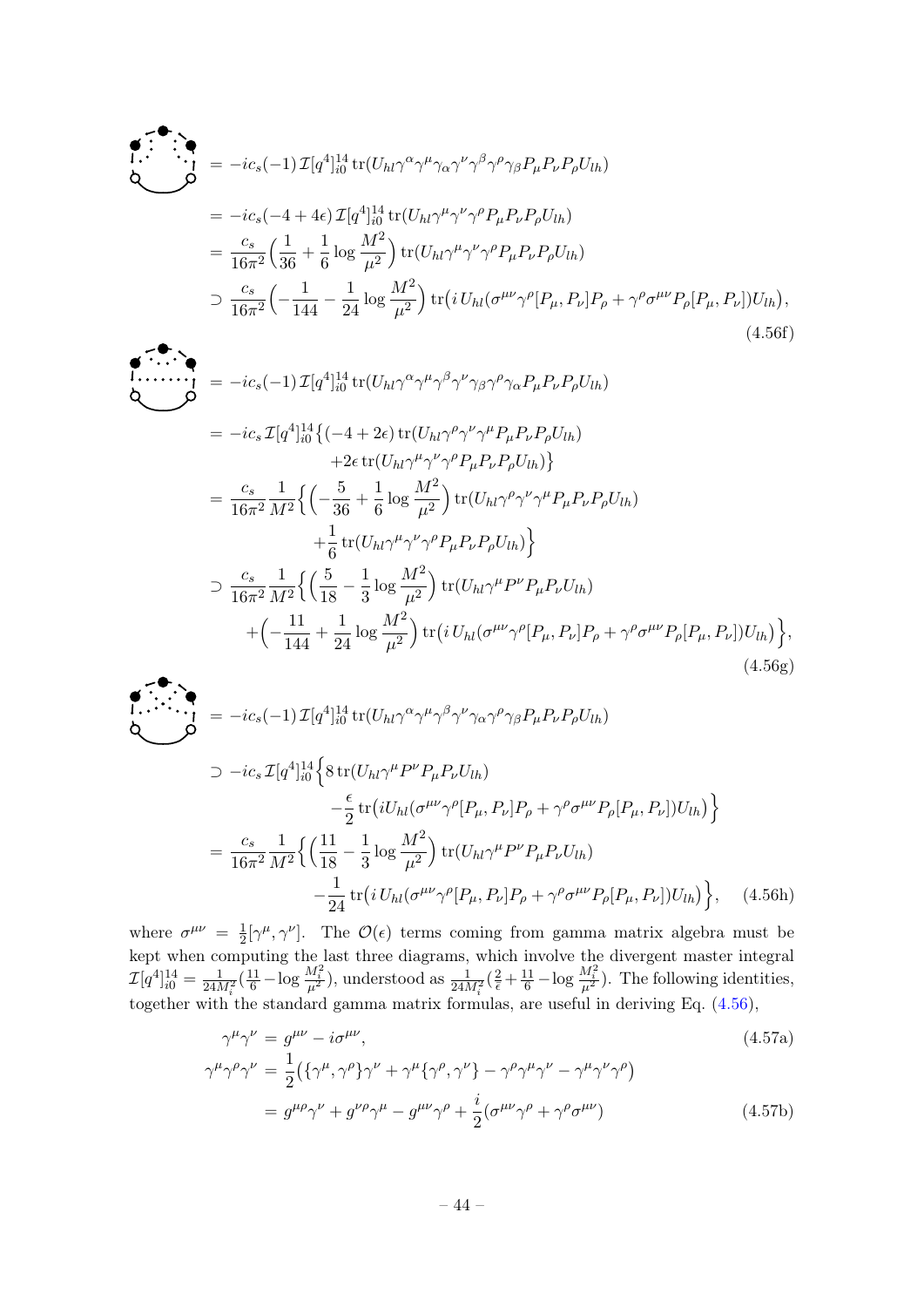$$
\begin{aligned}
[\text{diagram}] &= -ic_s(-1)\,\mathcal{I}[q^4]^{14}_{i0}\,\mathrm{tr}(U_{hl}\gamma^\alpha\gamma^\mu\gamma_\alpha\gamma^\nu\gamma^\beta\gamma^\rho\gamma_\beta P_\mu P_\nu P_\rho U_{lh}) \\
&= -ic_s(-4+4\epsilon)\,\mathcal{I}[q^4]^{14}_{i0}\,\mathrm{tr}(U_{hl}\gamma^\mu\gamma^\nu\gamma^\rho P_\mu P_\nu P_\rho U_{lh}) \\
&= \frac{c_s}{16\pi^2}\Big(\frac{1}{36}+\frac{1}{6}\log\frac{M^2}{\mu^2}\Big)\,\mathrm{tr}(U_{hl}\gamma^\mu\gamma^\nu\gamma^\rho P_\mu P_\nu P_\rho U_{lh}) \\
&\supset \frac{c_s}{16\pi^2}\Big(-\frac{1}{144}-\frac{1}{24}\log\frac{M^2}{\mu^2}\Big)\,\mathrm{tr}\big(i\,U_{hl}(\sigma^{\mu\nu}\gamma^\rho[P_\mu,P_\nu]P_\rho+\gamma^\rho\sigma^{\mu\nu}P_\rho[P_\mu,P_\nu])U_{lh}\big),
\end{aligned}
\tag{4.56f}
$$

$$
\begin{aligned}
[\text{diagram}] &= -ic_s(-1)\,\mathcal{I}[q^4]^{14}_{i0}\,\mathrm{tr}(U_{hl}\gamma^\alpha\gamma^\mu\gamma^\beta\gamma^\nu\gamma_\beta\gamma^\rho\gamma_\alpha P_\mu P_\nu P_\rho U_{lh}) \\
&= -ic_s\,\mathcal{I}[q^4]^{14}_{i0}\big\{(-4+2\epsilon)\,\mathrm{tr}(U_{hl}\gamma^\rho\gamma^\nu\gamma^\mu P_\mu P_\nu P_\rho U_{lh}) \\
&\qquad +2\epsilon\,\mathrm{tr}(U_{hl}\gamma^\mu\gamma^\nu\gamma^\rho P_\mu P_\nu P_\rho U_{lh})\big\} \\
&= \frac{c_s}{16\pi^2}\frac{1}{M^2}\Big\{\Big(-\frac{5}{36}+\frac{1}{6}\log\frac{M^2}{\mu^2}\Big)\,\mathrm{tr}(U_{hl}\gamma^\rho\gamma^\nu\gamma^\mu P_\mu P_\nu P_\rho U_{lh}) \\
&\qquad +\frac{1}{6}\,\mathrm{tr}(U_{hl}\gamma^\mu\gamma^\nu\gamma^\rho P_\mu P_\nu P_\rho U_{lh})\Big\} \\
&\supset \frac{c_s}{16\pi^2}\frac{1}{M^2}\Big\{\Big(\frac{5}{18}-\frac{1}{3}\log\frac{M^2}{\mu^2}\Big)\,\mathrm{tr}(U_{hl}\gamma^\mu P^\nu P_\mu P_\nu U_{lh}) \\
&\qquad +\Big(-\frac{11}{144}+\frac{1}{24}\log\frac{M^2}{\mu^2}\Big)\,\mathrm{tr}\big(i\,U_{hl}(\sigma^{\mu\nu}\gamma^\rho[P_\mu,P_\nu]P_\rho+\gamma^\rho\sigma^{\mu\nu}P_\rho[P_\mu,P_\nu])U_{lh}\big)\Big\},
\end{aligned}
\tag{4.56g}
$$

$$
\begin{aligned}
[\text{diagram}] &= -ic_s(-1)\,\mathcal{I}[q^4]^{14}_{i0}\,\mathrm{tr}(U_{hl}\gamma^\alpha\gamma^\mu\gamma^\beta\gamma^\nu\gamma_\alpha\gamma^\rho\gamma_\beta P_\mu P_\nu P_\rho U_{lh}) \\
&\supset -ic_s\,\mathcal{I}[q^4]^{14}_{i0}\Big\{8\,\mathrm{tr}(U_{hl}\gamma^\mu P^\nu P_\mu P_\nu U_{lh}) \\
&\qquad -\frac{\epsilon}{2}\,\mathrm{tr}\big(iU_{hl}(\sigma^{\mu\nu}\gamma^\rho[P_\mu,P_\nu]P_\rho+\gamma^\rho\sigma^{\mu\nu}P_\rho[P_\mu,P_\nu])U_{lh}\big)\Big\} \\
&= \frac{c_s}{16\pi^2}\frac{1}{M^2}\Big\{\Big(\frac{11}{18}-\frac{1}{3}\log\frac{M^2}{\mu^2}\Big)\,\mathrm{tr}(U_{hl}\gamma^\mu P^\nu P_\mu P_\nu U_{lh}) \\
&\qquad -\frac{1}{24}\,\mathrm{tr}\big(i\,U_{hl}(\sigma^{\mu\nu}\gamma^\rho[P_\mu,P_\nu]P_\rho+\gamma^\rho\sigma^{\mu\nu}P_\rho[P_\mu,P_\nu])U_{lh}\big)\Big\},
\end{aligned}
\tag{4.56h}
$$

where $\sigma^{\mu\nu}=\frac{1}{2}[\gamma^\mu,\gamma^\nu]$. The $\mathcal{O}(\epsilon)$ terms coming from gamma matrix algebra must be kept when computing the last three diagrams, which involve the divergent master integral $\mathcal{I}[q^4]^{14}_{i0}=\frac{1}{24M_i^2}(\frac{11}{6}-\log\frac{M_i^2}{\mu^2})$, understood as $\frac{1}{24M_i^2}(\frac{2}{\epsilon}+\frac{11}{6}-\log\frac{M_i^2}{\mu^2})$. The following identities, together with the standard gamma matrix formulas, are useful in deriving Eq. (4.56),

$$
\gamma^\mu\gamma^\nu = g^{\mu\nu}-i\sigma^{\mu\nu},
\tag{4.57a}
$$

$$
\begin{aligned}
\gamma^\mu\gamma^\rho\gamma^\nu &= \frac{1}{2}\big(\{\gamma^\mu,\gamma^\rho\}\gamma^\nu+\gamma^\mu\{\gamma^\rho,\gamma^\nu\}-\gamma^\rho\gamma^\mu\gamma^\nu-\gamma^\mu\gamma^\nu\gamma^\rho\big) \\
&= g^{\mu\rho}\gamma^\nu+g^{\nu\rho}\gamma^\mu-g^{\mu\nu}\gamma^\rho+\frac{i}{2}(\sigma^{\mu\nu}\gamma^\rho+\gamma^\rho\sigma^{\mu\nu})
\end{aligned}
\tag{4.57b}
$$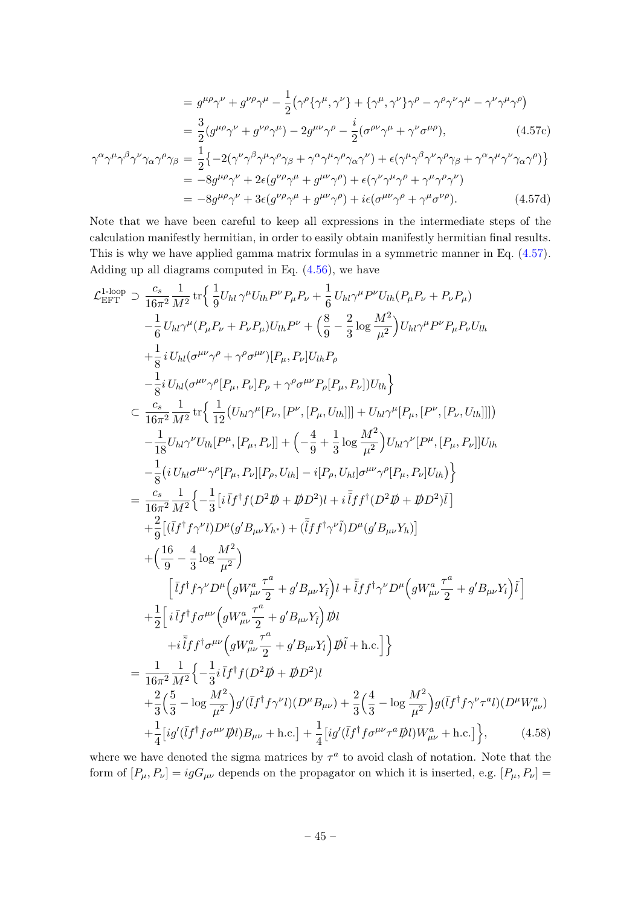$$
\begin{aligned}
&= g^{\mu\rho}\gamma^\nu + g^{\nu\rho}\gamma^\mu - \frac{1}{2}\big(\gamma^\rho\{\gamma^\mu,\gamma^\nu\} + \{\gamma^\mu,\gamma^\nu\}\gamma^\rho - \gamma^\rho\gamma^\nu\gamma^\mu - \gamma^\nu\gamma^\mu\gamma^\rho\big)\\
&= \frac{3}{2}(g^{\mu\rho}\gamma^\nu + g^{\nu\rho}\gamma^\mu) - 2g^{\mu\nu}\gamma^\rho - \frac{i}{2}(\sigma^{\rho\nu}\gamma^\mu + \gamma^\nu\sigma^{\mu\rho}), \qquad (4.57\text{c})
\end{aligned}
$$

$$
\begin{aligned}
\gamma^\alpha\gamma^\mu\gamma^\beta\gamma^\nu\gamma_\alpha\gamma^\rho\gamma_\beta &= \frac{1}{2}\big\{-2\big(\gamma^\nu\gamma^\beta\gamma^\mu\gamma^\rho\gamma_\beta + \gamma^\alpha\gamma^\mu\gamma^\rho\gamma_\alpha\gamma^\nu\big) + \epsilon\big(\gamma^\mu\gamma^\beta\gamma^\nu\gamma^\rho\gamma_\beta + \gamma^\alpha\gamma^\mu\gamma^\nu\gamma_\alpha\gamma^\rho\big)\big\}\\
&= -8g^{\mu\rho}\gamma^\nu + 2\epsilon(g^{\nu\rho}\gamma^\mu + g^{\mu\nu}\gamma^\rho) + \epsilon(\gamma^\nu\gamma^\mu\gamma^\rho + \gamma^\mu\gamma^\rho\gamma^\nu)\\
&= -8g^{\mu\rho}\gamma^\nu + 3\epsilon(g^{\nu\rho}\gamma^\mu + g^{\mu\nu}\gamma^\rho) + i\epsilon(\sigma^{\mu\nu}\gamma^\rho + \gamma^\mu\sigma^{\nu\rho}). \qquad (4.57\text{d})
\end{aligned}
$$

Note that we have been careful to keep all expressions in the intermediate steps of the calculation manifestly hermitian, in order to easily obtain manifestly hermitian final results. This is why we have applied gamma matrix formulas in a symmetric manner in Eq. (4.57). Adding up all diagrams computed in Eq. (4.56), we have

$$
\begin{aligned}
\mathcal{L}_{\text{EFT}}^{\text{1-loop}} \supset\; & \frac{c_s}{16\pi^2}\frac{1}{M^2}\,\text{tr}\Big\{\frac{1}{9}U_{hl}\,\gamma^\mu U_{lh}P^\nu P_\mu P_\nu + \frac{1}{6}\,U_{hl}\gamma^\mu P^\nu U_{lh}(P_\mu P_\nu + P_\nu P_\mu)\\
&-\frac{1}{6}\,U_{hl}\gamma^\mu(P_\mu P_\nu + P_\nu P_\mu)U_{lh}P^\nu + \Big(\frac{8}{9} - \frac{2}{3}\log\frac{M^2}{\mu^2}\Big)U_{hl}\gamma^\mu P^\nu P_\mu P_\nu U_{lh}\\
&+\frac{1}{8}\,i\,U_{hl}(\sigma^{\mu\nu}\gamma^\rho + \gamma^\rho\sigma^{\mu\nu})[P_\mu,P_\nu]U_{lh}P_\rho\\
&-\frac{1}{8}i\,U_{hl}(\sigma^{\mu\nu}\gamma^\rho[P_\mu,P_\nu]P_\rho + \gamma^\rho\sigma^{\mu\nu}P_\rho[P_\mu,P_\nu])U_{lh}\Big\}\\
\subset\; & \frac{c_s}{16\pi^2}\frac{1}{M^2}\,\text{tr}\Big\{\frac{1}{12}\big(U_{hl}\gamma^\mu[P_\nu,[P^\nu,[P_\mu,U_{lh}]]] + U_{hl}\gamma^\mu[P_\mu,[P^\nu,[P_\nu,U_{lh}]]]\big)\\
&-\frac{1}{18}U_{hl}\gamma^\nu U_{lh}[P^\mu,[P_\mu,P_\nu]] + \Big(-\frac{4}{9} + \frac{1}{3}\log\frac{M^2}{\mu^2}\Big)U_{hl}\gamma^\nu[P^\mu,[P_\mu,P_\nu]]U_{lh}\\
&-\frac{1}{8}\big(i\,U_{hl}\sigma^{\mu\nu}\gamma^\rho[P_\mu,P_\nu][P_\rho,U_{lh}] - i[P_\rho,U_{hl}]\sigma^{\mu\nu}\gamma^\rho[P_\mu,P_\nu]U_{lh}\big)\Big\}\\
=\; & \frac{c_s}{16\pi^2}\frac{1}{M^2}\Big\{-\frac{1}{3}\big[i\,\bar{l}f^\dagger f(D^2\not{D} + \not{D}D^2)l + i\,\bar{\tilde{l}}ff^\dagger(D^2\not{D} + \not{D}D^2)\tilde{l}\big]\\
&+\frac{2}{9}\big[(\bar{l}f^\dagger f\gamma^\nu l)D^\mu(g'B_{\mu\nu}Y_{h^*}) + (\bar{\tilde{l}}ff^\dagger\gamma^\nu\tilde{l})D^\mu(g'B_{\mu\nu}Y_h)\big]\\
&+\Big(\frac{16}{9} - \frac{4}{3}\log\frac{M^2}{\mu^2}\Big)\\
&\qquad\Big[\bar{l}f^\dagger f\gamma^\nu D^\mu\Big(gW^a_{\mu\nu}\frac{\tau^a}{2} + g'B_{\mu\nu}Y_{\tilde{l}}\Big)l + \bar{\tilde{l}}ff^\dagger\gamma^\nu D^\mu\Big(gW^a_{\mu\nu}\frac{\tau^a}{2} + g'B_{\mu\nu}Y_l\Big)\tilde{l}\Big]\\
&+\frac{1}{2}\Big[i\,\bar{l}f^\dagger f\sigma^{\mu\nu}\Big(gW^a_{\mu\nu}\frac{\tau^a}{2} + g'B_{\mu\nu}Y_{\tilde{l}}\Big)\not{D}l\\
&\qquad + i\,\bar{\tilde{l}}ff^\dagger\sigma^{\mu\nu}\Big(gW^a_{\mu\nu}\frac{\tau^a}{2} + g'B_{\mu\nu}Y_l\Big)\not{D}\tilde{l} + \text{h.c.}\Big]\Big\}\\
=\; & \frac{1}{16\pi^2}\frac{1}{M^2}\Big\{-\frac{1}{3}i\,\bar{l}f^\dagger f(D^2\not{D} + \not{D}D^2)l\\
&+\frac{2}{3}\Big(\frac{5}{3} - \log\frac{M^2}{\mu^2}\Big)g'(\bar{l}f^\dagger f\gamma^\nu l)(D^\mu B_{\mu\nu}) + \frac{2}{3}\Big(\frac{4}{3} - \log\frac{M^2}{\mu^2}\Big)g(\bar{l}f^\dagger f\gamma^\nu\tau^a l)(D^\mu W^a_{\mu\nu})\\
&+\frac{1}{4}\big[ig'(\bar{l}f^\dagger f\sigma^{\mu\nu}\not{D}l)B_{\mu\nu} + \text{h.c.}\big] + \frac{1}{4}\big[ig'(\bar{l}f^\dagger f\sigma^{\mu\nu}\tau^a\not{D}l)W^a_{\mu\nu} + \text{h.c.}\big]\Big\}, \qquad (4.58)
\end{aligned}
$$

where we have denoted the sigma matrices by $\tau^a$ to avoid clash of notation. Note that the form of $[P_\mu, P_\nu] = igG_{\mu\nu}$ depends on the propagator on which it is inserted, e.g. $[P_\mu, P_\nu] =$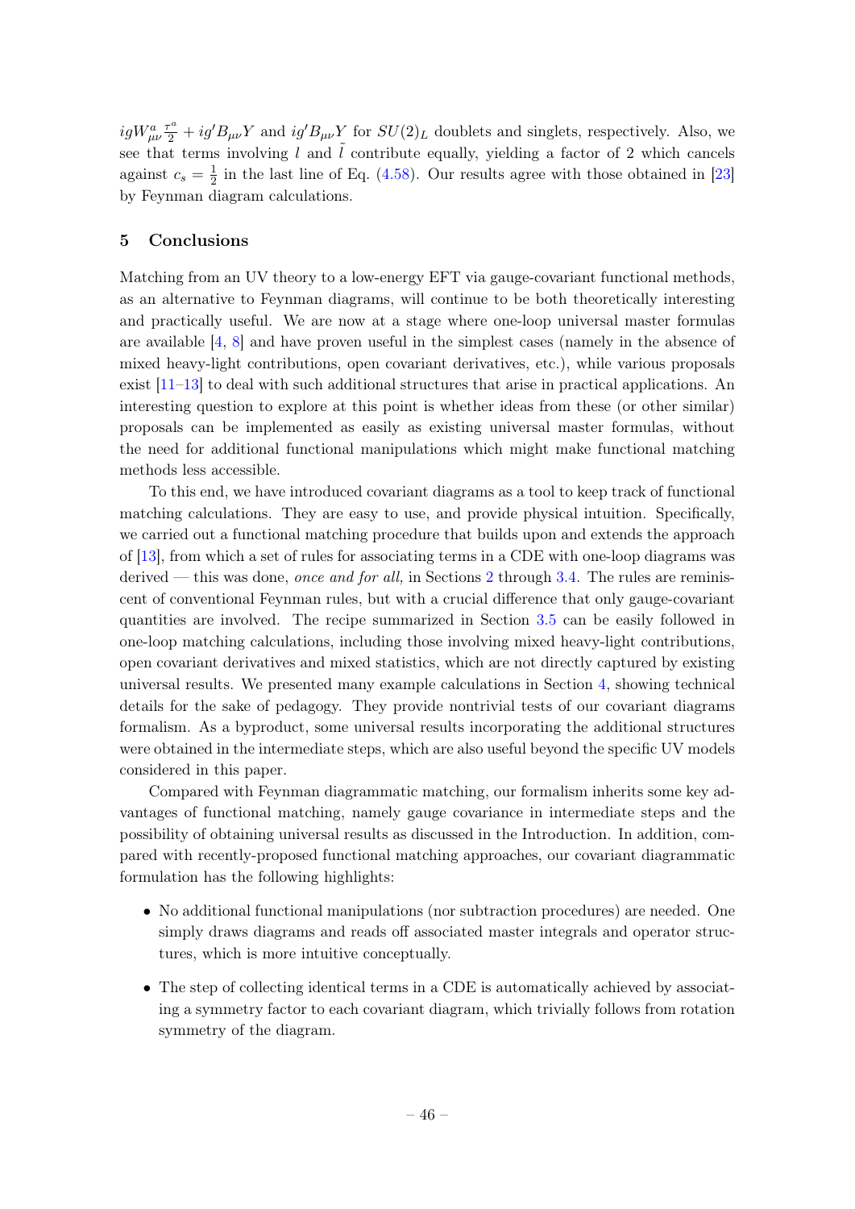$igW^a_{\mu\nu}\frac{\tau^a}{2} + ig'B_{\mu\nu}Y$ and $ig'B_{\mu\nu}Y$ for $SU(2)_L$ doublets and singlets, respectively. Also, we see that terms involving $l$ and $\tilde{l}$ contribute equally, yielding a factor of 2 which cancels against $c_s = \frac{1}{2}$ in the last line of Eq. (4.58). Our results agree with those obtained in [23] by Feynman diagram calculations.

## 5 Conclusions

Matching from an UV theory to a low-energy EFT via gauge-covariant functional methods, as an alternative to Feynman diagrams, will continue to be both theoretically interesting and practically useful. We are now at a stage where one-loop universal master formulas are available [4, 8] and have proven useful in the simplest cases (namely in the absence of mixed heavy-light contributions, open covariant derivatives, etc.), while various proposals exist [11–13] to deal with such additional structures that arise in practical applications. An interesting question to explore at this point is whether ideas from these (or other similar) proposals can be implemented as easily as existing universal master formulas, without the need for additional functional manipulations which might make functional matching methods less accessible.

To this end, we have introduced covariant diagrams as a tool to keep track of functional matching calculations. They are easy to use, and provide physical intuition. Specifically, we carried out a functional matching procedure that builds upon and extends the approach of [13], from which a set of rules for associating terms in a CDE with one-loop diagrams was derived — this was done, *once and for all,* in Sections 2 through 3.4. The rules are reminiscent of conventional Feynman rules, but with a crucial difference that only gauge-covariant quantities are involved. The recipe summarized in Section 3.5 can be easily followed in one-loop matching calculations, including those involving mixed heavy-light contributions, open covariant derivatives and mixed statistics, which are not directly captured by existing universal results. We presented many example calculations in Section 4, showing technical details for the sake of pedagogy. They provide nontrivial tests of our covariant diagrams formalism. As a byproduct, some universal results incorporating the additional structures were obtained in the intermediate steps, which are also useful beyond the specific UV models considered in this paper.

Compared with Feynman diagrammatic matching, our formalism inherits some key advantages of functional matching, namely gauge covariance in intermediate steps and the possibility of obtaining universal results as discussed in the Introduction. In addition, compared with recently-proposed functional matching approaches, our covariant diagrammatic formulation has the following highlights:

- No additional functional manipulations (nor subtraction procedures) are needed. One simply draws diagrams and reads off associated master integrals and operator structures, which is more intuitive conceptually.
- The step of collecting identical terms in a CDE is automatically achieved by associating a symmetry factor to each covariant diagram, which trivially follows from rotation symmetry of the diagram.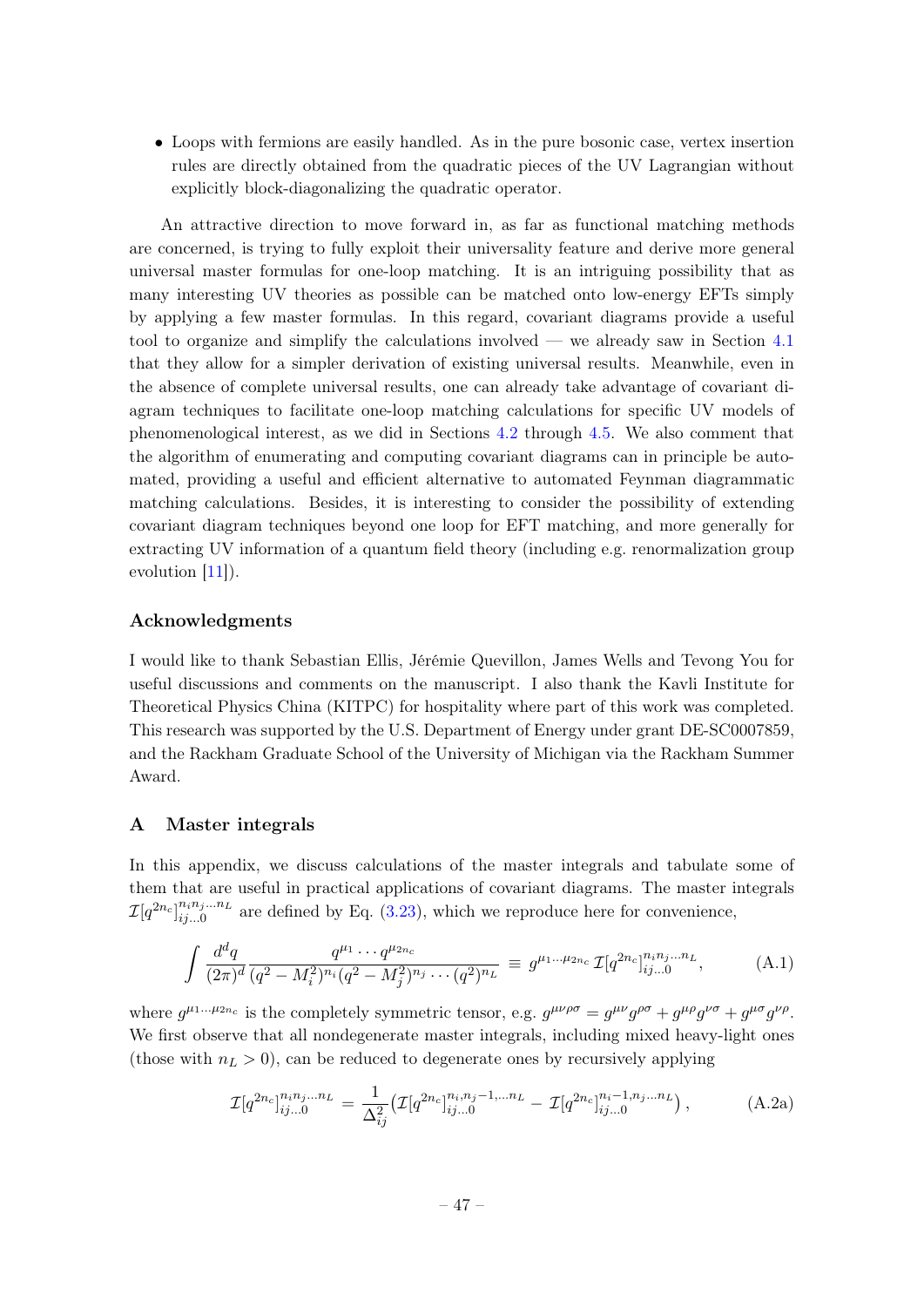- Loops with fermions are easily handled. As in the pure bosonic case, vertex insertion rules are directly obtained from the quadratic pieces of the UV Lagrangian without explicitly block-diagonalizing the quadratic operator.

An attractive direction to move forward in, as far as functional matching methods are concerned, is trying to fully exploit their universality feature and derive more general universal master formulas for one-loop matching. It is an intriguing possibility that as many interesting UV theories as possible can be matched onto low-energy EFTs simply by applying a few master formulas. In this regard, covariant diagrams provide a useful tool to organize and simplify the calculations involved — we already saw in Section 4.1 that they allow for a simpler derivation of existing universal results. Meanwhile, even in the absence of complete universal results, one can already take advantage of covariant diagram techniques to facilitate one-loop matching calculations for specific UV models of phenomenological interest, as we did in Sections 4.2 through 4.5. We also comment that the algorithm of enumerating and computing covariant diagrams can in principle be automated, providing a useful and efficient alternative to automated Feynman diagrammatic matching calculations. Besides, it is interesting to consider the possibility of extending covariant diagram techniques beyond one loop for EFT matching, and more generally for extracting UV information of a quantum field theory (including e.g. renormalization group evolution [11]).

### Acknowledgments

I would like to thank Sebastian Ellis, Jérémie Quevillon, James Wells and Tevong You for useful discussions and comments on the manuscript. I also thank the Kavli Institute for Theoretical Physics China (KITPC) for hospitality where part of this work was completed. This research was supported by the U.S. Department of Energy under grant DE-SC0007859, and the Rackham Graduate School of the University of Michigan via the Rackham Summer Award.

## A Master integrals

In this appendix, we discuss calculations of the master integrals and tabulate some of them that are useful in practical applications of covariant diagrams. The master integrals $\mathcal{I}[q^{2n_c}]^{n_i n_j \dots n_L}_{ij\dots 0}$ are defined by Eq. (3.23), which we reproduce here for convenience,

$$\int \frac{d^dq}{(2\pi)^d} \frac{q^{\mu_1}\cdots q^{\mu_{2n_c}}}{(q^2-M_i^2)^{n_i}(q^2-M_j^2)^{n_j}\cdots (q^2)^{n_L}} \equiv g^{\mu_1\dots\mu_{2n_c}}\, \mathcal{I}[q^{2n_c}]^{n_i n_j \dots n_L}_{ij\dots 0}, \tag{A.1}$$

where $g^{\mu_1\dots\mu_{2n_c}}$ is the completely symmetric tensor, e.g. $g^{\mu\nu\rho\sigma} = g^{\mu\nu}g^{\rho\sigma} + g^{\mu\rho}g^{\nu\sigma} + g^{\mu\sigma}g^{\nu\rho}$. We first observe that all nondegenerate master integrals, including mixed heavy-light ones (those with $n_L > 0$), can be reduced to degenerate ones by recursively applying

$$\mathcal{I}[q^{2n_c}]^{n_i n_j \dots n_L}_{ij\dots 0} = \frac{1}{\Delta^2_{ij}}\left(\mathcal{I}[q^{2n_c}]^{n_i, n_j-1,\dots n_L}_{ij\dots 0} - \mathcal{I}[q^{2n_c}]^{n_i-1, n_j \dots n_L}_{ij\dots 0}\right), \tag{A.2a}$$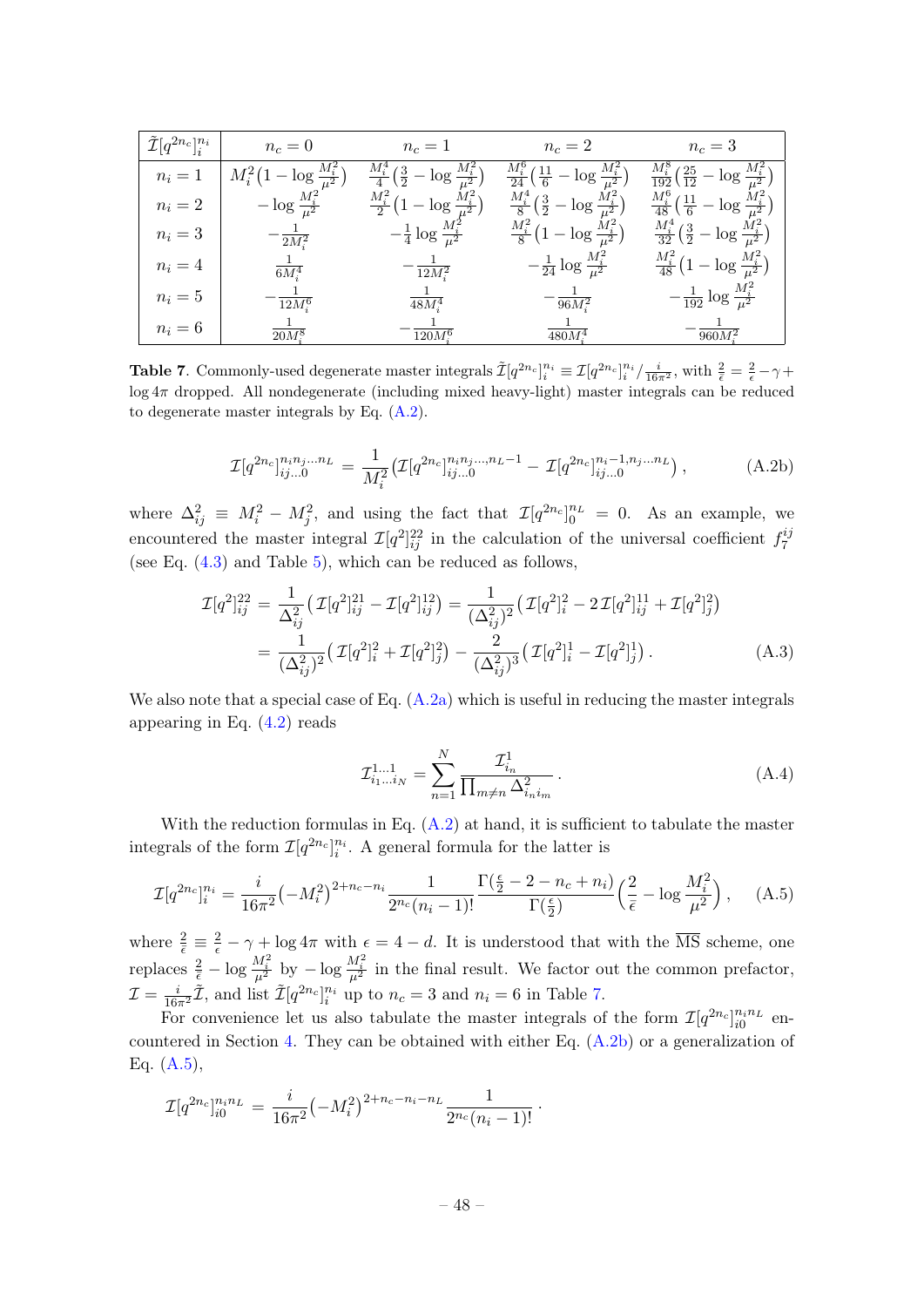| $\tilde{\mathcal{I}}[q^{2n_c}]_i^{n_i}$ | $n_c = 0$ | $n_c = 1$ | $n_c = 2$ | $n_c = 3$ |
|---|---|---|---|---|
| $n_i = 1$ | $M_i^2\big(1 - \log\frac{M_i^2}{\mu^2}\big)$ | $\frac{M_i^4}{4}\big(\frac{3}{2} - \log\frac{M_i^2}{\mu^2}\big)$ | $\frac{M_i^6}{24}\big(\frac{11}{6} - \log\frac{M_i^2}{\mu^2}\big)$ | $\frac{M_i^8}{192}\big(\frac{25}{12} - \log\frac{M_i^2}{\mu^2}\big)$ |
| $n_i = 2$ | $-\log\frac{M_i^2}{\mu^2}$ | $\frac{M_i^2}{2}\big(1 - \log\frac{M_i^2}{\mu^2}\big)$ | $\frac{M_i^4}{8}\big(\frac{3}{2} - \log\frac{M_i^2}{\mu^2}\big)$ | $\frac{M_i^6}{48}\big(\frac{11}{6} - \log\frac{M_i^2}{\mu^2}\big)$ |
| $n_i = 3$ | $-\frac{1}{2M_i^2}$ | $-\frac{1}{4}\log\frac{M_i^2}{\mu^2}$ | $\frac{M_i^2}{8}\big(1 - \log\frac{M_i^2}{\mu^2}\big)$ | $\frac{M_i^4}{32}\big(\frac{3}{2} - \log\frac{M_i^2}{\mu^2}\big)$ |
| $n_i = 4$ | $\frac{1}{6M_i^4}$ | $-\frac{1}{12M_i^2}$ | $-\frac{1}{24}\log\frac{M_i^2}{\mu^2}$ | $\frac{M_i^2}{48}\big(1 - \log\frac{M_i^2}{\mu^2}\big)$ |
| $n_i = 5$ | $-\frac{1}{12M_i^6}$ | $\frac{1}{48M_i^4}$ | $-\frac{1}{96M_i^2}$ | $-\frac{1}{192}\log\frac{M_i^2}{\mu^2}$ |
| $n_i = 6$ | $\frac{1}{20M_i^8}$ | $-\frac{1}{120M_i^6}$ | $\frac{1}{480M_i^4}$ | $-\frac{1}{960M_i^2}$ |

**Table 7**. Commonly-used degenerate master integrals $\tilde{\mathcal{I}}[q^{2n_c}]_i^{n_i} \equiv \mathcal{I}[q^{2n_c}]_i^{n_i}/\frac{i}{16\pi^2}$, with $\frac{2}{\bar{\epsilon}} = \frac{2}{\epsilon} - \gamma + \log 4\pi$ dropped. All nondegenerate (including mixed heavy-light) master integrals can be reduced to degenerate master integrals by Eq. (A.2).

$$\mathcal{I}[q^{2n_c}]_{ij\ldots 0}^{n_i n_j \ldots n_L} = \frac{1}{M_i^2}\big(\mathcal{I}[q^{2n_c}]_{ij\ldots 0}^{n_i n_j \ldots, n_L - 1} - \mathcal{I}[q^{2n_c}]_{ij\ldots 0}^{n_i - 1, n_j \ldots n_L}\big)\,, \tag{A.2b}$$

where $\Delta_{ij}^2 \equiv M_i^2 - M_j^2$, and using the fact that $\mathcal{I}[q^{2n_c}]_0^{n_L} = 0$. As an example, we encountered the master integral $\mathcal{I}[q^2]_{ij}^{22}$ in the calculation of the universal coefficient $f_7^{ij}$ (see Eq. (4.3) and Table 5), which can be reduced as follows,

$$\begin{aligned}
\mathcal{I}[q^2]_{ij}^{22} &= \frac{1}{\Delta_{ij}^2}\big(\mathcal{I}[q^2]_{ij}^{21} - \mathcal{I}[q^2]_{ij}^{12}\big) = \frac{1}{(\Delta_{ij}^2)^2}\big(\mathcal{I}[q^2]_i^2 - 2\,\mathcal{I}[q^2]_{ij}^{11} + \mathcal{I}[q^2]_j^2\big) \\
&= \frac{1}{(\Delta_{ij}^2)^2}\big(\mathcal{I}[q^2]_i^2 + \mathcal{I}[q^2]_j^2\big) - \frac{2}{(\Delta_{ij}^2)^3}\big(\mathcal{I}[q^2]_i^1 - \mathcal{I}[q^2]_j^1\big)\,.
\end{aligned} \tag{A.3}$$

We also note that a special case of Eq. (A.2a) which is useful in reducing the master integrals appearing in Eq. (4.2) reads

$$\mathcal{I}_{i_1\ldots i_N}^{1\ldots 1} = \sum_{n=1}^{N} \frac{\mathcal{I}_{i_n}^1}{\prod_{m\neq n}\Delta_{i_n i_m}^2}\,. \tag{A.4}$$

With the reduction formulas in Eq. (A.2) at hand, it is sufficient to tabulate the master integrals of the form $\mathcal{I}[q^{2n_c}]_i^{n_i}$. A general formula for the latter is

$$\mathcal{I}[q^{2n_c}]_i^{n_i} = \frac{i}{16\pi^2}\big(-M_i^2\big)^{2+n_c-n_i}\frac{1}{2^{n_c}(n_i-1)!}\frac{\Gamma(\frac{\epsilon}{2} - 2 - n_c + n_i)}{\Gamma(\frac{\epsilon}{2})}\Big(\frac{2}{\bar{\epsilon}} - \log\frac{M_i^2}{\mu^2}\Big)\,, \tag{A.5}$$

where $\frac{2}{\bar{\epsilon}} \equiv \frac{2}{\epsilon} - \gamma + \log 4\pi$ with $\epsilon = 4 - d$. It is understood that with the $\overline{\text{MS}}$ scheme, one replaces $\frac{2}{\bar{\epsilon}} - \log\frac{M_i^2}{\mu^2}$ by $-\log\frac{M_i^2}{\mu^2}$ in the final result. We factor out the common prefactor, $\mathcal{I} = \frac{i}{16\pi^2}\tilde{\mathcal{I}}$, and list $\tilde{\mathcal{I}}[q^{2n_c}]_i^{n_i}$ up to $n_c = 3$ and $n_i = 6$ in Table 7.

For convenience let us also tabulate the master integrals of the form $\mathcal{I}[q^{2n_c}]_{i0}^{n_i n_L}$ encountered in Section 4. They can be obtained with either Eq. (A.2b) or a generalization of Eq. (A.5),

$$\mathcal{I}[q^{2n_c}]_{i0}^{n_i n_L} = \frac{i}{16\pi^2}\big(-M_i^2\big)^{2+n_c-n_i-n_L}\frac{1}{2^{n_c}(n_i-1)!}\,.$$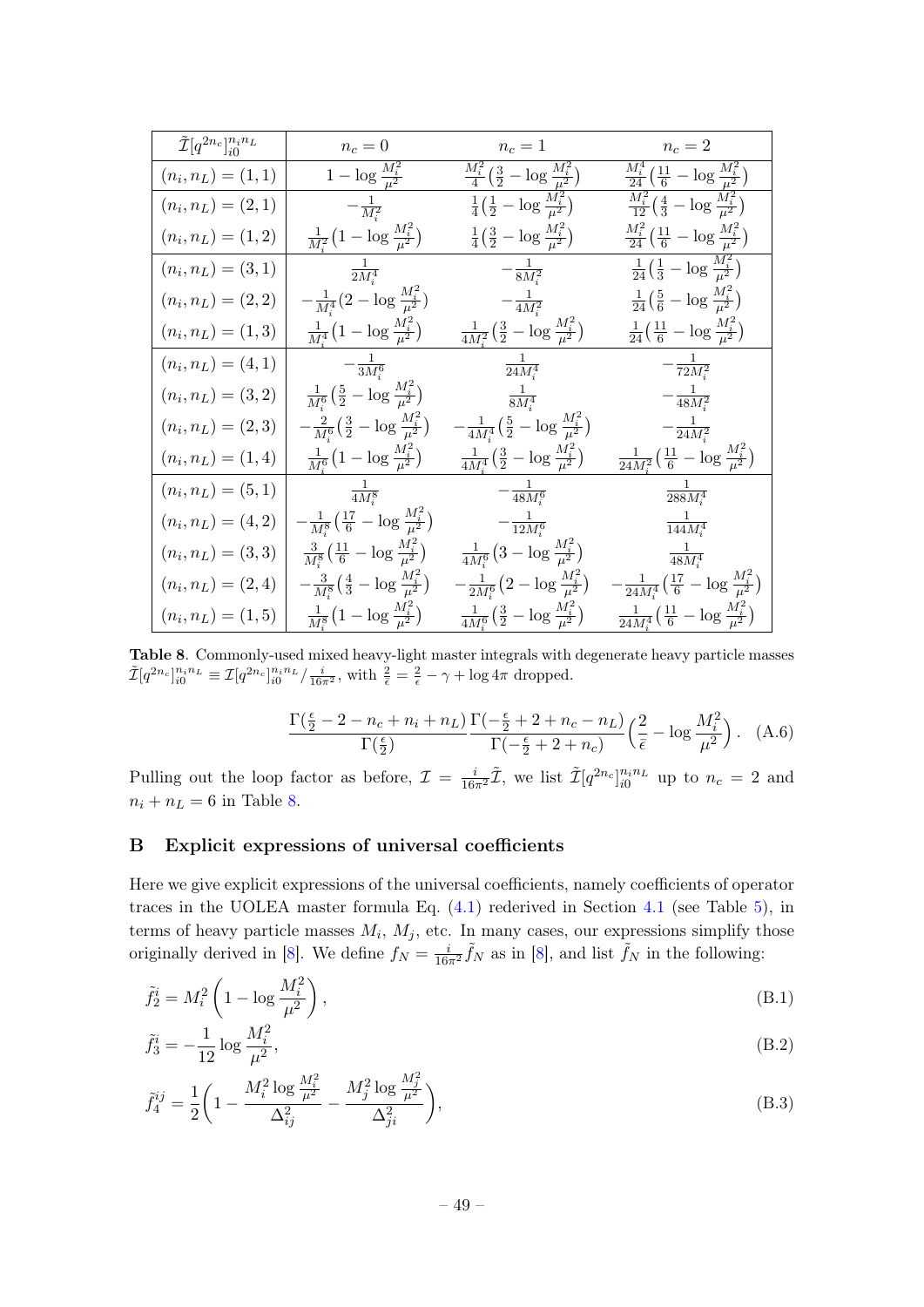| $\tilde{\mathcal{I}}[q^{2n_c}]_{i0}^{n_i n_L}$ | $n_c = 0$ | $n_c = 1$ | $n_c = 2$ |
| --- | --- | --- | --- |
| $(n_i, n_L) = (1,1)$ | $1 - \log\frac{M_i^2}{\mu^2}$ | $\frac{M_i^2}{4}\big(\frac{3}{2} - \log\frac{M_i^2}{\mu^2}\big)$ | $\frac{M_i^4}{24}\big(\frac{11}{6} - \log\frac{M_i^2}{\mu^2}\big)$ |
| $(n_i, n_L) = (2,1)$ | $-\frac{1}{M_i^2}$ | $\frac{1}{4}\big(\frac{1}{2} - \log\frac{M_i^2}{\mu^2}\big)$ | $\frac{M_i^2}{12}\big(\frac{4}{3} - \log\frac{M_i^2}{\mu^2}\big)$ |
| $(n_i, n_L) = (1,2)$ | $\frac{1}{M_i^2}\big(1 - \log\frac{M_i^2}{\mu^2}\big)$ | $\frac{1}{4}\big(\frac{3}{2} - \log\frac{M_i^2}{\mu^2}\big)$ | $\frac{M_i^2}{24}\big(\frac{11}{6} - \log\frac{M_i^2}{\mu^2}\big)$ |
| $(n_i, n_L) = (3,1)$ | $\frac{1}{2M_i^4}$ | $-\frac{1}{8M_i^2}$ | $\frac{1}{24}\big(\frac{1}{3} - \log\frac{M_i^2}{\mu^2}\big)$ |
| $(n_i, n_L) = (2,2)$ | $-\frac{1}{M_i^4}\big(2 - \log\frac{M_i^2}{\mu^2}\big)$ | $-\frac{1}{4M_i^2}$ | $\frac{1}{24}\big(\frac{5}{6} - \log\frac{M_i^2}{\mu^2}\big)$ |
| $(n_i, n_L) = (1,3)$ | $\frac{1}{M_i^4}\big(1 - \log\frac{M_i^2}{\mu^2}\big)$ | $\frac{1}{4M_i^2}\big(\frac{3}{2} - \log\frac{M_i^2}{\mu^2}\big)$ | $\frac{1}{24}\big(\frac{11}{6} - \log\frac{M_i^2}{\mu^2}\big)$ |
| $(n_i, n_L) = (4,1)$ | $-\frac{1}{3M_i^6}$ | $\frac{1}{24M_i^4}$ | $-\frac{1}{72M_i^2}$ |
| $(n_i, n_L) = (3,2)$ | $\frac{1}{M_i^6}\big(\frac{5}{2} - \log\frac{M_i^2}{\mu^2}\big)$ | $\frac{1}{8M_i^4}$ | $-\frac{1}{48M_i^2}$ |
| $(n_i, n_L) = (2,3)$ | $-\frac{2}{M_i^6}\big(\frac{3}{2} - \log\frac{M_i^2}{\mu^2}\big)$ | $-\frac{1}{4M_i^4}\big(\frac{5}{2} - \log\frac{M_i^2}{\mu^2}\big)$ | $-\frac{1}{24M_i^2}$ |
| $(n_i, n_L) = (1,4)$ | $\frac{1}{M_i^6}\big(1 - \log\frac{M_i^2}{\mu^2}\big)$ | $\frac{1}{4M_i^4}\big(\frac{3}{2} - \log\frac{M_i^2}{\mu^2}\big)$ | $\frac{1}{24M_i^2}\big(\frac{11}{6} - \log\frac{M_i^2}{\mu^2}\big)$ |
| $(n_i, n_L) = (5,1)$ | $\frac{1}{4M_i^8}$ | $-\frac{1}{48M_i^6}$ | $\frac{1}{288M_i^4}$ |
| $(n_i, n_L) = (4,2)$ | $-\frac{1}{M_i^8}\big(\frac{17}{6} - \log\frac{M_i^2}{\mu^2}\big)$ | $-\frac{1}{12M_i^6}$ | $\frac{1}{144M_i^4}$ |
| $(n_i, n_L) = (3,3)$ | $\frac{3}{M_i^8}\big(\frac{11}{6} - \log\frac{M_i^2}{\mu^2}\big)$ | $\frac{1}{4M_i^6}\big(3 - \log\frac{M_i^2}{\mu^2}\big)$ | $\frac{1}{48M_i^4}$ |
| $(n_i, n_L) = (2,4)$ | $-\frac{3}{M_i^8}\big(\frac{4}{3} - \log\frac{M_i^2}{\mu^2}\big)$ | $-\frac{1}{2M_i^6}\big(2 - \log\frac{M_i^2}{\mu^2}\big)$ | $-\frac{1}{24M_i^4}\big(\frac{17}{6} - \log\frac{M_i^2}{\mu^2}\big)$ |
| $(n_i, n_L) = (1,5)$ | $\frac{1}{M_i^8}\big(1 - \log\frac{M_i^2}{\mu^2}\big)$ | $\frac{1}{4M_i^6}\big(\frac{3}{2} - \log\frac{M_i^2}{\mu^2}\big)$ | $\frac{1}{24M_i^4}\big(\frac{11}{6} - \log\frac{M_i^2}{\mu^2}\big)$ |

**Table 8**. Commonly-used mixed heavy-light master integrals with degenerate heavy particle masses $\tilde{\mathcal{I}}[q^{2n_c}]_{i0}^{n_i n_L} \equiv \mathcal{I}[q^{2n_c}]_{i0}^{n_i n_L} / \frac{i}{16\pi^2}$, with $\frac{2}{\bar{\epsilon}} = \frac{2}{\epsilon} - \gamma + \log 4\pi$ dropped.

$$\frac{\Gamma(\frac{\epsilon}{2} - 2 - n_c + n_i + n_L)}{\Gamma(\frac{\epsilon}{2})} \frac{\Gamma(-\frac{\epsilon}{2} + 2 + n_c - n_L)}{\Gamma(-\frac{\epsilon}{2} + 2 + n_c)} \Big(\frac{2}{\bar{\epsilon}} - \log\frac{M_i^2}{\mu^2}\Big). \quad \text{(A.6)}$$

Pulling out the loop factor as before, $\mathcal{I} = \frac{i}{16\pi^2}\tilde{\mathcal{I}}$, we list $\tilde{\mathcal{I}}[q^{2n_c}]_{i0}^{n_i n_L}$ up to $n_c = 2$ and $n_i + n_L = 6$ in Table 8.

# B Explicit expressions of universal coefficients

Here we give explicit expressions of the universal coefficients, namely coefficients of operator traces in the UOLEA master formula Eq. (4.1) rederived in Section 4.1 (see Table 5), in terms of heavy particle masses $M_i$, $M_j$, etc. In many cases, our expressions simplify those originally derived in [8]. We define $f_N = \frac{i}{16\pi^2}\tilde{f}_N$ as in [8], and list $\tilde{f}_N$ in the following:

$$\tilde{f}_2^i = M_i^2 \left(1 - \log\frac{M_i^2}{\mu^2}\right), \quad \text{(B.1)}$$

$$\tilde{f}_3^i = -\frac{1}{12}\log\frac{M_i^2}{\mu^2}, \quad \text{(B.2)}$$

$$\tilde{f}_4^{ij} = \frac{1}{2}\bigg(1 - \frac{M_i^2 \log\frac{M_i^2}{\mu^2}}{\Delta_{ij}^2} - \frac{M_j^2 \log\frac{M_j^2}{\mu^2}}{\Delta_{ji}^2}\bigg), \quad \text{(B.3)}$$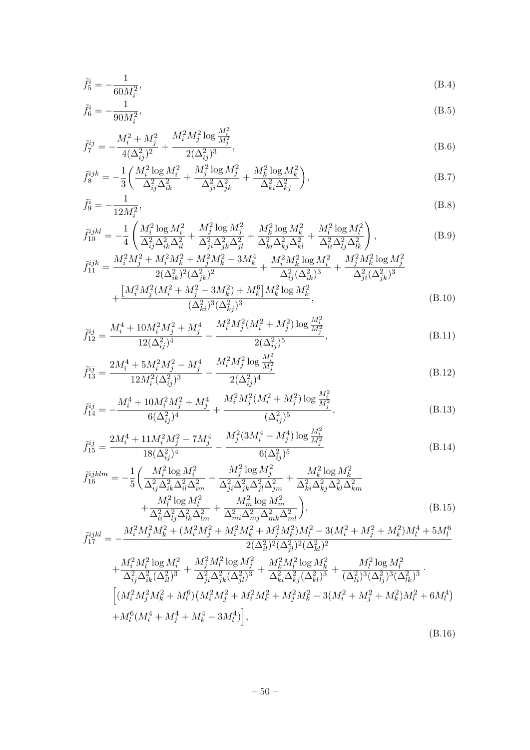$$\tilde{f}_5^i = -\frac{1}{60M_i^2}, \tag{B.4}$$

$$\tilde{f}_6^i = -\frac{1}{90M_i^2}, \tag{B.5}$$

$$\tilde{f}_7^{ij} = -\frac{M_i^2 + M_j^2}{4(\Delta_{ij}^2)^2} + \frac{M_i^2 M_j^2 \log \frac{M_i^2}{M_j^2}}{2(\Delta_{ij}^2)^3}, \tag{B.6}$$

$$\tilde{f}_8^{ijk} = -\frac{1}{3}\left(\frac{M_i^2 \log M_i^2}{\Delta_{ij}^2 \Delta_{ik}^2} + \frac{M_j^2 \log M_j^2}{\Delta_{ji}^2 \Delta_{jk}^2} + \frac{M_k^2 \log M_k^2}{\Delta_{ki}^2 \Delta_{kj}^2}\right), \tag{B.7}$$

$$\tilde{f}_9^i = -\frac{1}{12M_i^2}, \tag{B.8}$$

$$\tilde{f}_{10}^{ijkl} = -\frac{1}{4}\left(\frac{M_i^2 \log M_i^2}{\Delta_{ij}^2 \Delta_{ik}^2 \Delta_{il}^2} + \frac{M_j^2 \log M_j^2}{\Delta_{ji}^2 \Delta_{jk}^2 \Delta_{jl}^2} + \frac{M_k^2 \log M_k^2}{\Delta_{ki}^2 \Delta_{kj}^2 \Delta_{kl}^2} + \frac{M_l^2 \log M_l^2}{\Delta_{li}^2 \Delta_{lj}^2 \Delta_{lk}^2}\right), \tag{B.9}$$

$$\begin{aligned}
\tilde{f}_{11}^{ijk} = {} & \frac{M_i^2 M_j^2 + M_i^2 M_k^2 + M_j^2 M_k^2 - 3M_k^4}{2(\Delta_{ik}^2)^2 (\Delta_{jk}^2)^2} + \frac{M_i^2 M_k^2 \log M_i^2}{\Delta_{ij}^2 (\Delta_{ik}^2)^3} + \frac{M_j^2 M_k^2 \log M_j^2}{\Delta_{ji}^2 (\Delta_{jk}^2)^3} \\
& + \frac{\left[M_i^2 M_j^2 (M_i^2 + M_j^2 - 3M_k^2) + M_k^6\right] M_k^2 \log M_k^2}{(\Delta_{ki}^2)^3 (\Delta_{kj}^2)^3},
\end{aligned} \tag{B.10}$$

$$\tilde{f}_{12}^{ij} = \frac{M_i^4 + 10M_i^2 M_j^2 + M_j^4}{12(\Delta_{ij}^2)^4} - \frac{M_i^2 M_j^2 (M_i^2 + M_j^2) \log \frac{M_i^2}{M_j^2}}{2(\Delta_{ij}^2)^5}, \tag{B.11}$$

$$\tilde{f}_{13}^{ij} = \frac{2M_i^4 + 5M_i^2 M_j^2 - M_j^4}{12M_i^2 (\Delta_{ij}^2)^3} - \frac{M_i^2 M_j^2 \log \frac{M_i^2}{M_j^2}}{2(\Delta_{ij}^2)^4} \tag{B.12}$$

$$\tilde{f}_{14}^{ij} = -\frac{M_i^4 + 10M_i^2 M_j^2 + M_j^4}{6(\Delta_{ij}^2)^4} + \frac{M_i^2 M_j^2 (M_i^2 + M_j^2) \log \frac{M_i^2}{M_j^2}}{(\Delta_{ij}^2)^5}, \tag{B.13}$$

$$\tilde{f}_{15}^{ij} = \frac{2M_i^4 + 11M_i^2 M_j^2 - 7M_j^4}{18(\Delta_{ij}^2)^4} - \frac{M_j^2 (3M_i^4 - M_j^4) \log \frac{M_i^2}{M_j^2}}{6(\Delta_{ij}^2)^5} \tag{B.14}$$

$$\begin{aligned}
\tilde{f}_{16}^{ijklm} = -\frac{1}{5}\bigg( & \frac{M_i^2 \log M_i^2}{\Delta_{ij}^2 \Delta_{ik}^2 \Delta_{il}^2 \Delta_{im}^2} + \frac{M_j^2 \log M_j^2}{\Delta_{ji}^2 \Delta_{jk}^2 \Delta_{jl}^2 \Delta_{jm}^2} + \frac{M_k^2 \log M_k^2}{\Delta_{ki}^2 \Delta_{kj}^2 \Delta_{kl}^2 \Delta_{km}^2} \\
& + \frac{M_l^2 \log M_l^2}{\Delta_{li}^2 \Delta_{lj}^2 \Delta_{lk}^2 \Delta_{lm}^2} + \frac{M_m^2 \log M_m^2}{\Delta_{mi}^2 \Delta_{mj}^2 \Delta_{mk}^2 \Delta_{ml}^2}\bigg),
\end{aligned} \tag{B.15}$$

$$\begin{aligned}
\tilde{f}_{17}^{ijkl} = {} & -\frac{M_i^2 M_j^2 M_k^2 + (M_i^2 M_j^2 + M_i^2 M_k^2 + M_j^2 M_k^2) M_l^2 - 3(M_i^2 + M_j^2 + M_k^2) M_l^4 + 5M_l^6}{2(\Delta_{il}^2)^2 (\Delta_{jl}^2)^2 (\Delta_{kl}^2)^2} \\
& + \frac{M_i^2 M_l^2 \log M_i^2}{\Delta_{ij}^2 \Delta_{ik}^2 (\Delta_{il}^2)^3} + \frac{M_j^2 M_l^2 \log M_j^2}{\Delta_{ji}^2 \Delta_{jk}^2 (\Delta_{jl}^2)^3} + \frac{M_k^2 M_l^2 \log M_k^2}{\Delta_{ki}^2 \Delta_{kj}^2 (\Delta_{kl}^2)^3} + \frac{M_l^2 \log M_l^2}{(\Delta_{li}^2)^3 (\Delta_{lj}^2)^3 (\Delta_{lk}^2)^3} \cdot \\
& \Big[(M_i^2 M_j^2 M_k^2 + M_l^6)\big(M_i^2 M_j^2 + M_i^2 M_k^2 + M_j^2 M_k^2 - 3(M_i^2 + M_j^2 + M_k^2) M_l^2 + 6M_l^4\big) \\
& + M_l^6 (M_i^4 + M_j^4 + M_k^4 - 3M_l^4)\Big],
\end{aligned} \tag{B.16}$$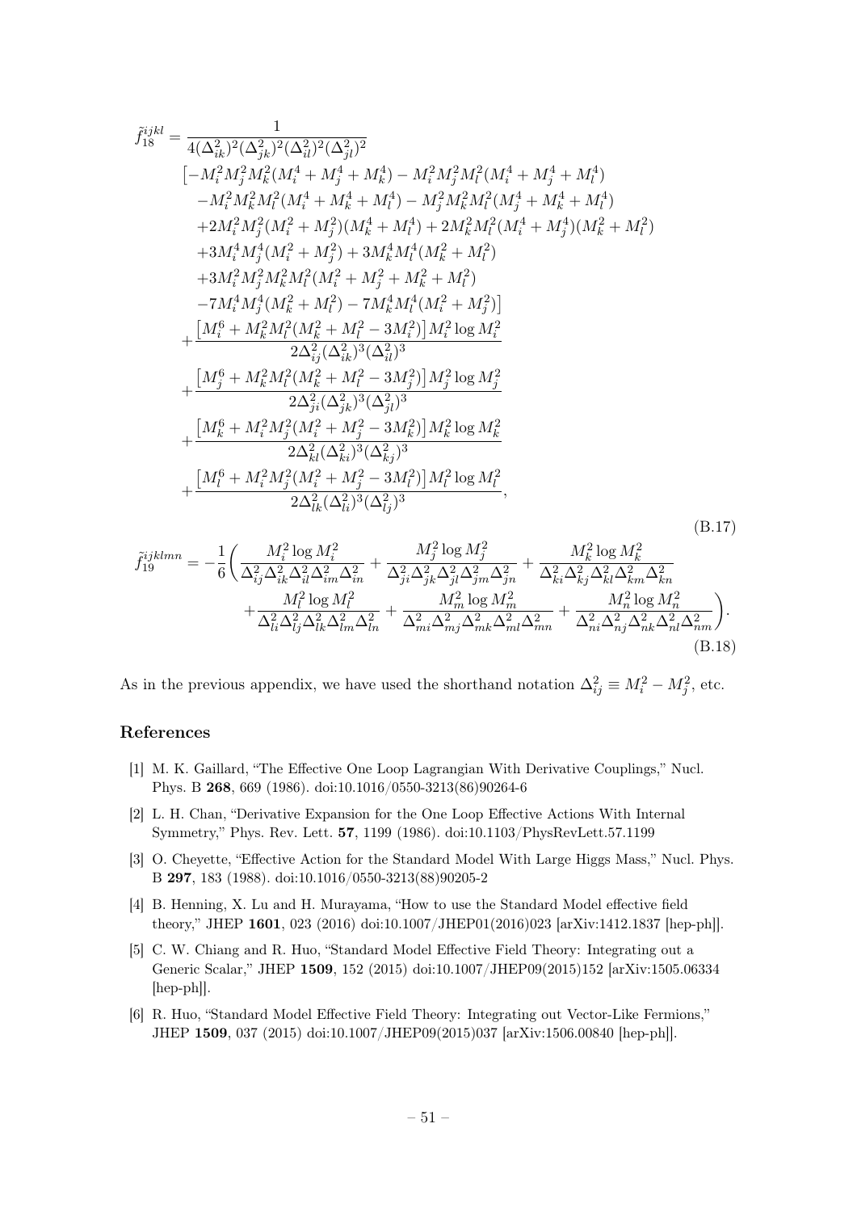$$
\begin{aligned}
\tilde{f}_{18}^{ijkl} = & \frac{1}{4(\Delta_{ik}^2)^2(\Delta_{jk}^2)^2(\Delta_{il}^2)^2(\Delta_{jl}^2)^2} \\
& \big[-M_i^2 M_j^2 M_k^2 (M_i^4 + M_j^4 + M_k^4) - M_i^2 M_j^2 M_l^2 (M_i^4 + M_j^4 + M_l^4) \\
& -M_i^2 M_k^2 M_l^2 (M_i^4 + M_k^4 + M_l^4) - M_j^2 M_k^2 M_l^2 (M_j^4 + M_k^4 + M_l^4) \\
& +2M_i^2 M_j^2 (M_i^2 + M_j^2)(M_k^4 + M_l^4) + 2M_k^2 M_l^2 (M_i^4 + M_j^4)(M_k^2 + M_l^2) \\
& +3M_i^4 M_j^4 (M_i^2 + M_j^2) + 3M_k^4 M_l^4 (M_k^2 + M_l^2) \\
& +3M_i^2 M_j^2 M_k^2 M_l^2 (M_i^2 + M_j^2 + M_k^2 + M_l^2) \\
& -7M_i^4 M_j^4 (M_k^2 + M_l^2) - 7M_k^4 M_l^4 (M_i^2 + M_j^2)\big] \\
& + \frac{\left[M_i^6 + M_k^2 M_l^2 (M_k^2 + M_l^2 - 3M_i^2)\right] M_i^2 \log M_i^2}{2\Delta_{ij}^2 (\Delta_{ik}^2)^3 (\Delta_{il}^2)^3} \\
& + \frac{\left[M_j^6 + M_k^2 M_l^2 (M_k^2 + M_l^2 - 3M_j^2)\right] M_j^2 \log M_j^2}{2\Delta_{ji}^2 (\Delta_{jk}^2)^3 (\Delta_{jl}^2)^3} \\
& + \frac{\left[M_k^6 + M_i^2 M_j^2 (M_i^2 + M_j^2 - 3M_k^2)\right] M_k^2 \log M_k^2}{2\Delta_{kl}^2 (\Delta_{ki}^2)^3 (\Delta_{kj}^2)^3} \\
& + \frac{\left[M_l^6 + M_i^2 M_j^2 (M_i^2 + M_j^2 - 3M_l^2)\right] M_l^2 \log M_l^2}{2\Delta_{lk}^2 (\Delta_{li}^2)^3 (\Delta_{lj}^2)^3},
\end{aligned}
\tag{B.17}
$$

$$
\begin{aligned}
\tilde{f}_{19}^{ijklmn} = -\frac{1}{6}\bigg( & \frac{M_i^2 \log M_i^2}{\Delta_{ij}^2 \Delta_{ik}^2 \Delta_{il}^2 \Delta_{im}^2 \Delta_{in}^2} + \frac{M_j^2 \log M_j^2}{\Delta_{ji}^2 \Delta_{jk}^2 \Delta_{jl}^2 \Delta_{jm}^2 \Delta_{jn}^2} + \frac{M_k^2 \log M_k^2}{\Delta_{ki}^2 \Delta_{kj}^2 \Delta_{kl}^2 \Delta_{km}^2 \Delta_{kn}^2} \\
& + \frac{M_l^2 \log M_l^2}{\Delta_{li}^2 \Delta_{lj}^2 \Delta_{lk}^2 \Delta_{lm}^2 \Delta_{ln}^2} + \frac{M_m^2 \log M_m^2}{\Delta_{mi}^2 \Delta_{mj}^2 \Delta_{mk}^2 \Delta_{ml}^2 \Delta_{mn}^2} + \frac{M_n^2 \log M_n^2}{\Delta_{ni}^2 \Delta_{nj}^2 \Delta_{nk}^2 \Delta_{nl}^2 \Delta_{nm}^2}\bigg).
\end{aligned}
\tag{B.18}
$$

As in the previous appendix, we have used the shorthand notation $\Delta_{ij}^2 \equiv M_i^2 - M_j^2$, etc.

## References

[1] M. K. Gaillard, "The Effective One Loop Lagrangian With Derivative Couplings," Nucl. Phys. B **268**, 669 (1986). doi:10.1016/0550-3213(86)90264-6

[2] L. H. Chan, "Derivative Expansion for the One Loop Effective Actions With Internal Symmetry," Phys. Rev. Lett. **57**, 1199 (1986). doi:10.1103/PhysRevLett.57.1199

[3] O. Cheyette, "Effective Action for the Standard Model With Large Higgs Mass," Nucl. Phys. B **297**, 183 (1988). doi:10.1016/0550-3213(88)90205-2

[4] B. Henning, X. Lu and H. Murayama, "How to use the Standard Model effective field theory," JHEP **1601**, 023 (2016) doi:10.1007/JHEP01(2016)023 [arXiv:1412.1837 [hep-ph]].

[5] C. W. Chiang and R. Huo, "Standard Model Effective Field Theory: Integrating out a Generic Scalar," JHEP **1509**, 152 (2015) doi:10.1007/JHEP09(2015)152 [arXiv:1505.06334 [hep-ph]].

[6] R. Huo, "Standard Model Effective Field Theory: Integrating out Vector-Like Fermions," JHEP **1509**, 037 (2015) doi:10.1007/JHEP09(2015)037 [arXiv:1506.00840 [hep-ph]].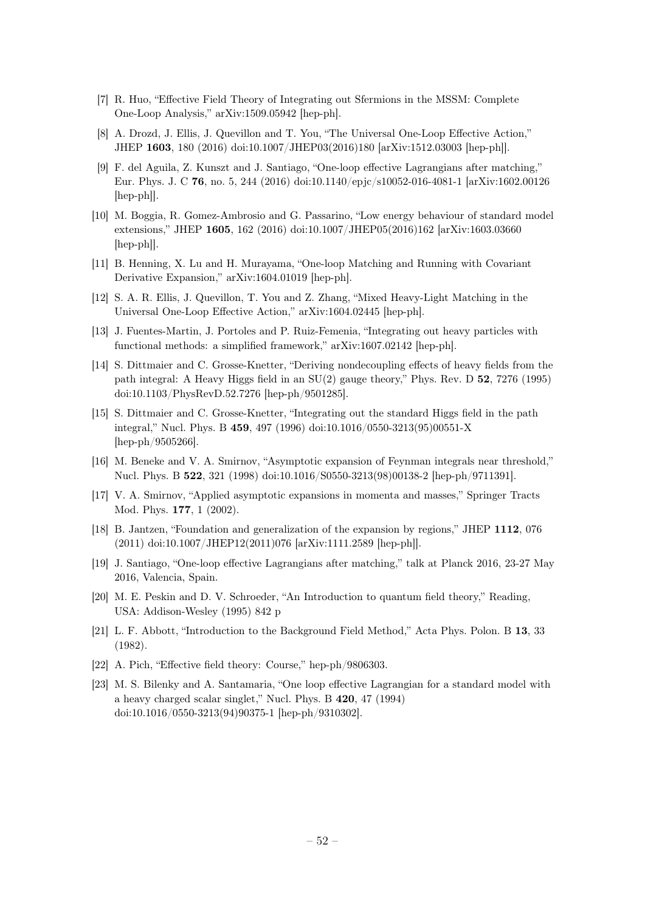[7] R. Huo, "Effective Field Theory of Integrating out Sfermions in the MSSM: Complete One-Loop Analysis," arXiv:1509.05942 [hep-ph].

[8] A. Drozd, J. Ellis, J. Quevillon and T. You, "The Universal One-Loop Effective Action," JHEP **1603**, 180 (2016) doi:10.1007/JHEP03(2016)180 [arXiv:1512.03003 [hep-ph]].

[9] F. del Aguila, Z. Kunszt and J. Santiago, "One-loop effective Lagrangians after matching," Eur. Phys. J. C **76**, no. 5, 244 (2016) doi:10.1140/epjc/s10052-016-4081-1 [arXiv:1602.00126 [hep-ph]].

[10] M. Boggia, R. Gomez-Ambrosio and G. Passarino, "Low energy behaviour of standard model extensions," JHEP **1605**, 162 (2016) doi:10.1007/JHEP05(2016)162 [arXiv:1603.03660 [hep-ph]].

[11] B. Henning, X. Lu and H. Murayama, "One-loop Matching and Running with Covariant Derivative Expansion," arXiv:1604.01019 [hep-ph].

[12] S. A. R. Ellis, J. Quevillon, T. You and Z. Zhang, "Mixed Heavy-Light Matching in the Universal One-Loop Effective Action," arXiv:1604.02445 [hep-ph].

[13] J. Fuentes-Martin, J. Portoles and P. Ruiz-Femenia, "Integrating out heavy particles with functional methods: a simplified framework," arXiv:1607.02142 [hep-ph].

[14] S. Dittmaier and C. Grosse-Knetter, "Deriving nondecoupling effects of heavy fields from the path integral: A Heavy Higgs field in an SU(2) gauge theory," Phys. Rev. D **52**, 7276 (1995) doi:10.1103/PhysRevD.52.7276 [hep-ph/9501285].

[15] S. Dittmaier and C. Grosse-Knetter, "Integrating out the standard Higgs field in the path integral," Nucl. Phys. B **459**, 497 (1996) doi:10.1016/0550-3213(95)00551-X [hep-ph/9505266].

[16] M. Beneke and V. A. Smirnov, "Asymptotic expansion of Feynman integrals near threshold," Nucl. Phys. B **522**, 321 (1998) doi:10.1016/S0550-3213(98)00138-2 [hep-ph/9711391].

[17] V. A. Smirnov, "Applied asymptotic expansions in momenta and masses," Springer Tracts Mod. Phys. **177**, 1 (2002).

[18] B. Jantzen, "Foundation and generalization of the expansion by regions," JHEP **1112**, 076 (2011) doi:10.1007/JHEP12(2011)076 [arXiv:1111.2589 [hep-ph]].

[19] J. Santiago, "One-loop effective Lagrangians after matching," talk at Planck 2016, 23-27 May 2016, Valencia, Spain.

[20] M. E. Peskin and D. V. Schroeder, "An Introduction to quantum field theory," Reading, USA: Addison-Wesley (1995) 842 p

[21] L. F. Abbott, "Introduction to the Background Field Method," Acta Phys. Polon. B **13**, 33 (1982).

[22] A. Pich, "Effective field theory: Course," hep-ph/9806303.

[23] M. S. Bilenky and A. Santamaria, "One loop effective Lagrangian for a standard model with a heavy charged scalar singlet," Nucl. Phys. B **420**, 47 (1994) doi:10.1016/0550-3213(94)90375-1 [hep-ph/9310302].